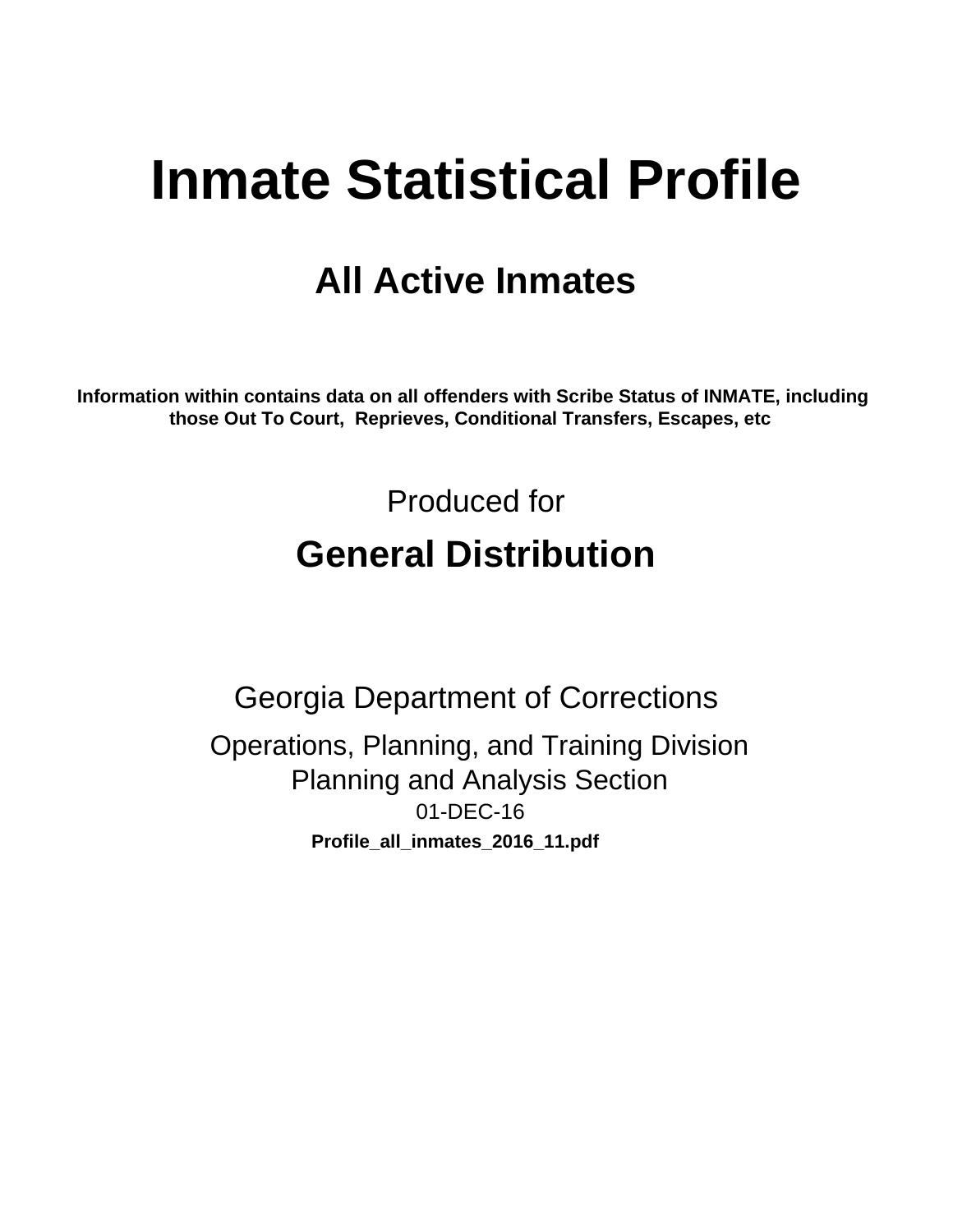# Inmate Statistical Profile

## All Active Inmates

**Information within contains data on all offenders with Scribe Status of INMATE, including those Out To Court, Reprieves, Conditional Transfers, Escapes, etc**

Produced for

## General Distribution

Georgia Department of Corrections

Operations, Planning, and Training Division
Planning and Analysis Section
01-DEC-16

**Profile_all_inmates_2016_11.pdf**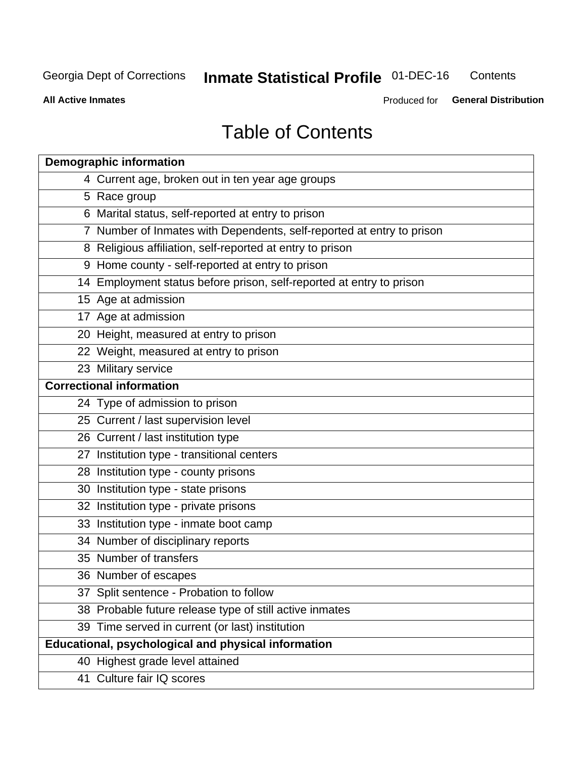# Table of Contents

| Demographic information | |
|---|---|
| 4 | Current age, broken out in ten year age groups |
| 5 | Race group |
| 6 | Marital status, self-reported at entry to prison |
| 7 | Number of Inmates with Dependents, self-reported at entry to prison |
| 8 | Religious affiliation, self-reported at entry to prison |
| 9 | Home county - self-reported at entry to prison |
| 14 | Employment status before prison, self-reported at entry to prison |
| 15 | Age at admission |
| 17 | Age at admission |
| 20 | Height, measured at entry to prison |
| 22 | Weight, measured at entry to prison |
| 23 | Military service |
| **Correctional information** | |
| 24 | Type of admission to prison |
| 25 | Current / last supervision level |
| 26 | Current / last institution type |
| 27 | Institution type - transitional centers |
| 28 | Institution type - county prisons |
| 30 | Institution type - state prisons |
| 32 | Institution type - private prisons |
| 33 | Institution type - inmate boot camp |
| 34 | Number of disciplinary reports |
| 35 | Number of transfers |
| 36 | Number of escapes |
| 37 | Split sentence - Probation to follow |
| 38 | Probable future release type of still active inmates |
| 39 | Time served in current (or last) institution |
| **Educational, psychological and physical information** | |
| 40 | Highest grade level attained |
| 41 | Culture fair IQ scores |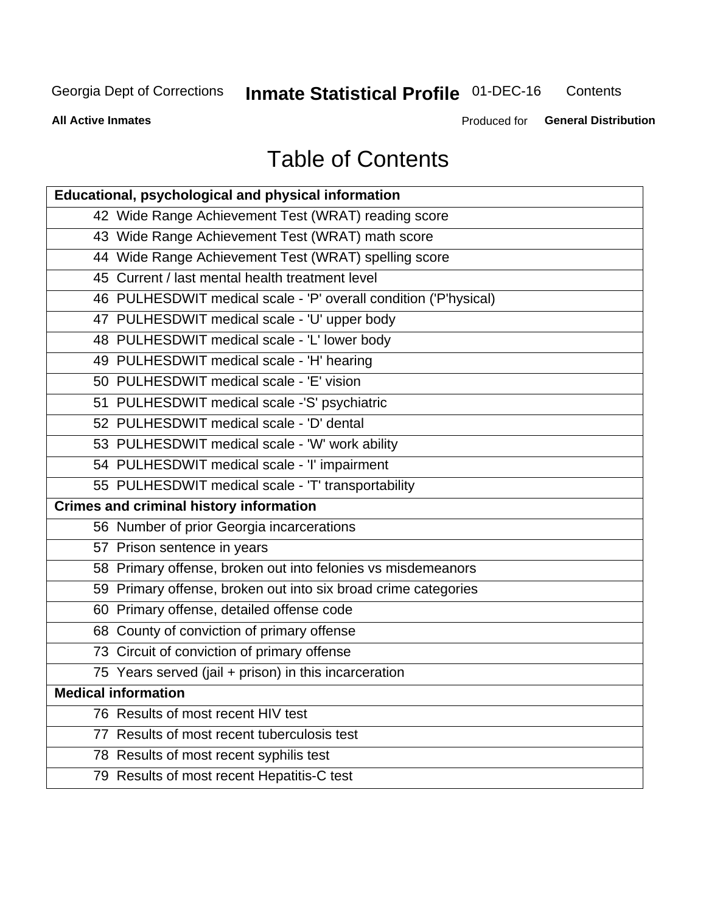# Table of Contents

| Educational, psychological and physical information |
|---|
| 42 Wide Range Achievement Test (WRAT) reading score |
| 43 Wide Range Achievement Test (WRAT) math score |
| 44 Wide Range Achievement Test (WRAT) spelling score |
| 45 Current / last mental health treatment level |
| 46 PULHESDWIT medical scale - 'P' overall condition ('P'hysical) |
| 47 PULHESDWIT medical scale - 'U' upper body |
| 48 PULHESDWIT medical scale - 'L' lower body |
| 49 PULHESDWIT medical scale - 'H' hearing |
| 50 PULHESDWIT medical scale - 'E' vision |
| 51 PULHESDWIT medical scale -'S' psychiatric |
| 52 PULHESDWIT medical scale - 'D' dental |
| 53 PULHESDWIT medical scale - 'W' work ability |
| 54 PULHESDWIT medical scale - 'I' impairment |
| 55 PULHESDWIT medical scale - 'T' transportability |
| **Crimes and criminal history information** |
| 56 Number of prior Georgia incarcerations |
| 57 Prison sentence in years |
| 58 Primary offense, broken out into felonies vs misdemeanors |
| 59 Primary offense, broken out into six broad crime categories |
| 60 Primary offense, detailed offense code |
| 68 County of conviction of primary offense |
| 73 Circuit of conviction of primary offense |
| 75 Years served (jail + prison) in this incarceration |
| **Medical information** |
| 76 Results of most recent HIV test |
| 77 Results of most recent tuberculosis test |
| 78 Results of most recent syphilis test |
| 79 Results of most recent Hepatitis-C test |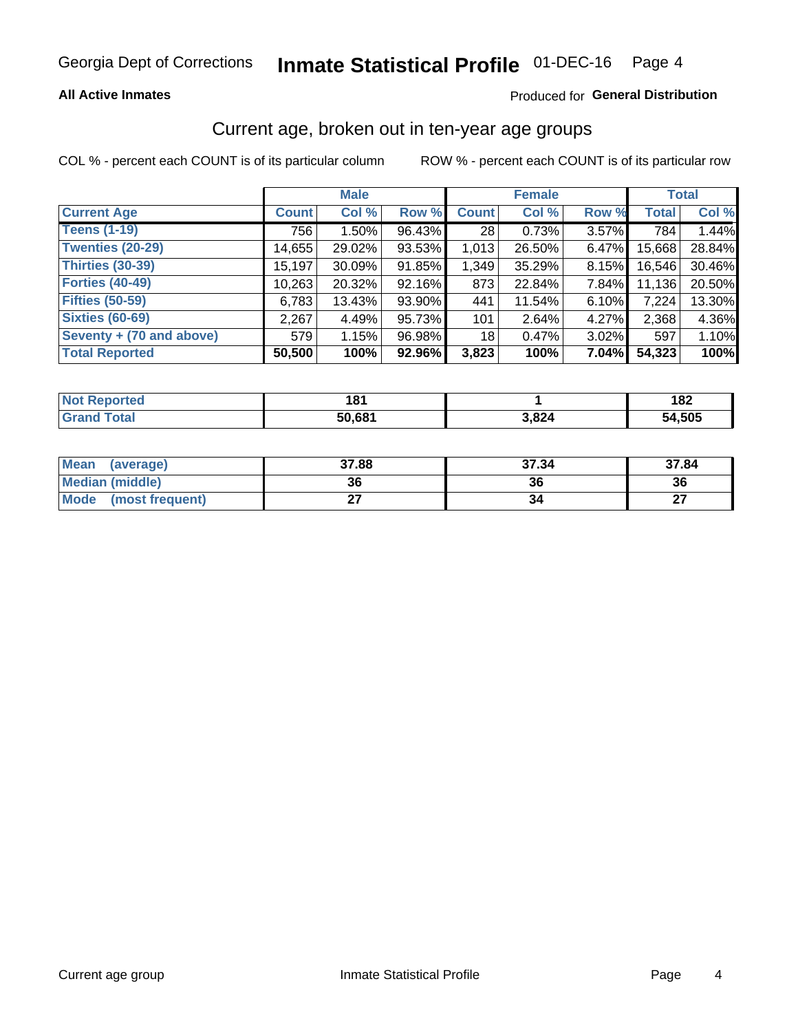Georgia Dept of Corrections **Inmate Statistical Profile** 01-DEC-16

**All Active Inmates**

Produced for **General Distribution**

## Current age, broken out in ten-year age groups

COL % - percent each COUNT is of its particular column ROW % - percent each COUNT is of its particular row

| | Male | | | Female | | | Total | |
|---|---|---|---|---|---|---|---|---|
| **Current Age** | **Count** | **Col %** | **Row %** | **Count** | **Col %** | **Row %** | **Total** | **Col %** |
| **Teens (1-19)** | 756 | 1.50% | 96.43% | 28 | 0.73% | 3.57% | 784 | 1.44% |
| **Twenties (20-29)** | 14,655 | 29.02% | 93.53% | 1,013 | 26.50% | 6.47% | 15,668 | 28.84% |
| **Thirties (30-39)** | 15,197 | 30.09% | 91.85% | 1,349 | 35.29% | 8.15% | 16,546 | 30.46% |
| **Forties (40-49)** | 10,263 | 20.32% | 92.16% | 873 | 22.84% | 7.84% | 11,136 | 20.50% |
| **Fifties (50-59)** | 6,783 | 13.43% | 93.90% | 441 | 11.54% | 6.10% | 7,224 | 13.30% |
| **Sixties (60-69)** | 2,267 | 4.49% | 95.73% | 101 | 2.64% | 4.27% | 2,368 | 4.36% |
| **Seventy + (70 and above)** | 579 | 1.15% | 96.98% | 18 | 0.47% | 3.02% | 597 | 1.10% |
| **Total Reported** | **50,500** | **100%** | **92.96%** | **3,823** | **100%** | **7.04%** | **54,323** | **100%** |

| | Male | Female | Total |
|---|---|---|---|
| **Not Reported** | **181** | **1** | **182** |
| **Grand Total** | **50,681** | **3,824** | **54,505** |

| | Male | Female | Total |
|---|---|---|---|
| **Mean (average)** | **37.88** | **37.34** | **37.84** |
| **Median (middle)** | **36** | **36** | **36** |
| **Mode (most frequent)** | **27** | **34** | **27** |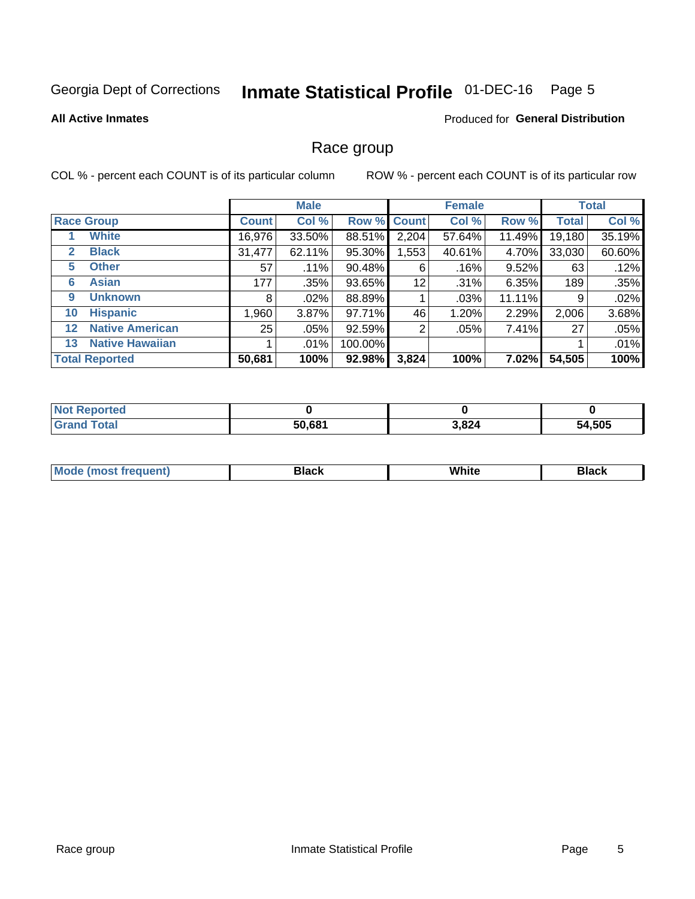Georgia Dept of Corrections **Inmate Statistical Profile** 01-DEC-16

**All Active Inmates**

Produced for **General Distribution**

## Race group

COL % - percent each COUNT is of its particular column ROW % - percent each COUNT is of its particular row

| | | Male | | | Female | | | Total | |
|---|---|---|---|---|---|---|---|---|---|
| **Race Group** | | **Count** | **Col %** | **Row %** | **Count** | **Col %** | **Row %** | **Total** | **Col %** |
| 1 | **White** | 16,976 | 33.50% | 88.51% | 2,204 | 57.64% | 11.49% | 19,180 | 35.19% |
| 2 | **Black** | 31,477 | 62.11% | 95.30% | 1,553 | 40.61% | 4.70% | 33,030 | 60.60% |
| 5 | **Other** | 57 | .11% | 90.48% | 6 | .16% | 9.52% | 63 | .12% |
| 6 | **Asian** | 177 | .35% | 93.65% | 12 | .31% | 6.35% | 189 | .35% |
| 9 | **Unknown** | 8 | .02% | 88.89% | 1 | .03% | 11.11% | 9 | .02% |
| 10 | **Hispanic** | 1,960 | 3.87% | 97.71% | 46 | 1.20% | 2.29% | 2,006 | 3.68% |
| 12 | **Native American** | 25 | .05% | 92.59% | 2 | .05% | 7.41% | 27 | .05% |
| 13 | **Native Hawaiian** | 1 | .01% | 100.00% | | | | 1 | .01% |
| **Total Reported** | | **50,681** | **100%** | **92.98%** | **3,824** | **100%** | **7.02%** | **54,505** | **100%** |

| | Male | Female | Total |
|---|---|---|---|
| **Not Reported** | **0** | **0** | **0** |
| **Grand Total** | **50,681** | **3,824** | **54,505** |

| | Male | Female | Total |
|---|---|---|---|
| **Mode (most frequent)** | **Black** | **White** | **Black** |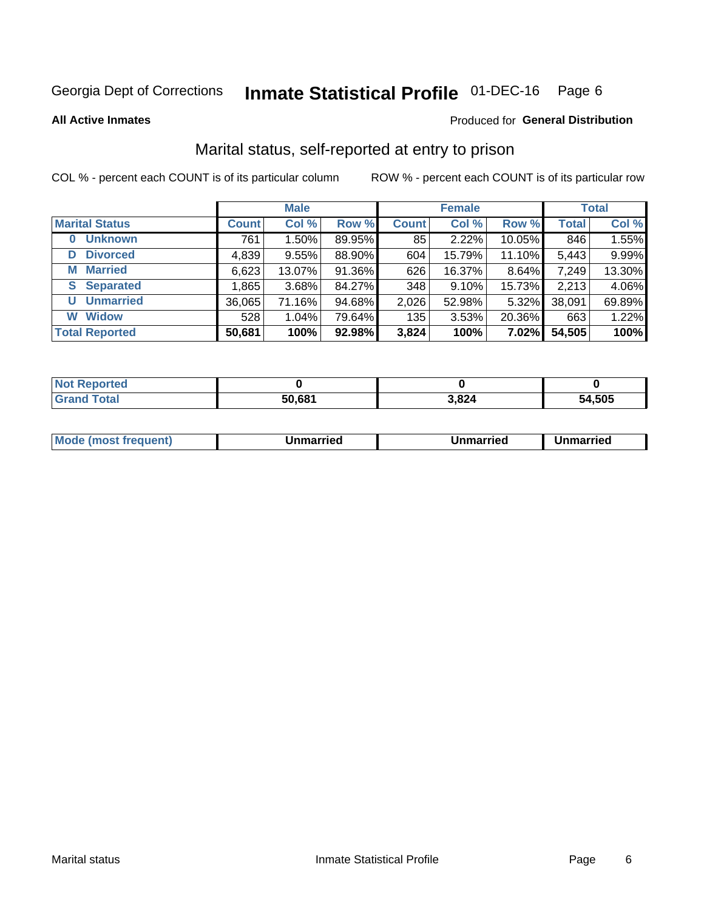Georgia Dept of Corrections **Inmate Statistical Profile** 01-DEC-16

**All Active Inmates**

Produced for **General Distribution**

## Marital status, self-reported at entry to prison

COL % - percent each COUNT is of its particular column

ROW % - percent each COUNT is of its particular row

| | Male | | | Female | | | Total | |
|---|---|---|---|---|---|---|---|---|
| **Marital Status** | **Count** | **Col %** | **Row %** | **Count** | **Col %** | **Row %** | **Total** | **Col %** |
| **0 Unknown** | 761 | 1.50% | 89.95% | 85 | 2.22% | 10.05% | 846 | 1.55% |
| **D Divorced** | 4,839 | 9.55% | 88.90% | 604 | 15.79% | 11.10% | 5,443 | 9.99% |
| **M Married** | 6,623 | 13.07% | 91.36% | 626 | 16.37% | 8.64% | 7,249 | 13.30% |
| **S Separated** | 1,865 | 3.68% | 84.27% | 348 | 9.10% | 15.73% | 2,213 | 4.06% |
| **U Unmarried** | 36,065 | 71.16% | 94.68% | 2,026 | 52.98% | 5.32% | 38,091 | 69.89% |
| **W Widow** | 528 | 1.04% | 79.64% | 135 | 3.53% | 20.36% | 663 | 1.22% |
| **Total Reported** | **50,681** | **100%** | **92.98%** | **3,824** | **100%** | **7.02%** | **54,505** | **100%** |

| | Male | Female | Total |
|---|---|---|---|
| **Not Reported** | **0** | **0** | **0** |
| **Grand Total** | **50,681** | **3,824** | **54,505** |

| | Male | Female | Total |
|---|---|---|---|
| **Mode (most frequent)** | **Unmarried** | **Unmarried** | **Unmarried** |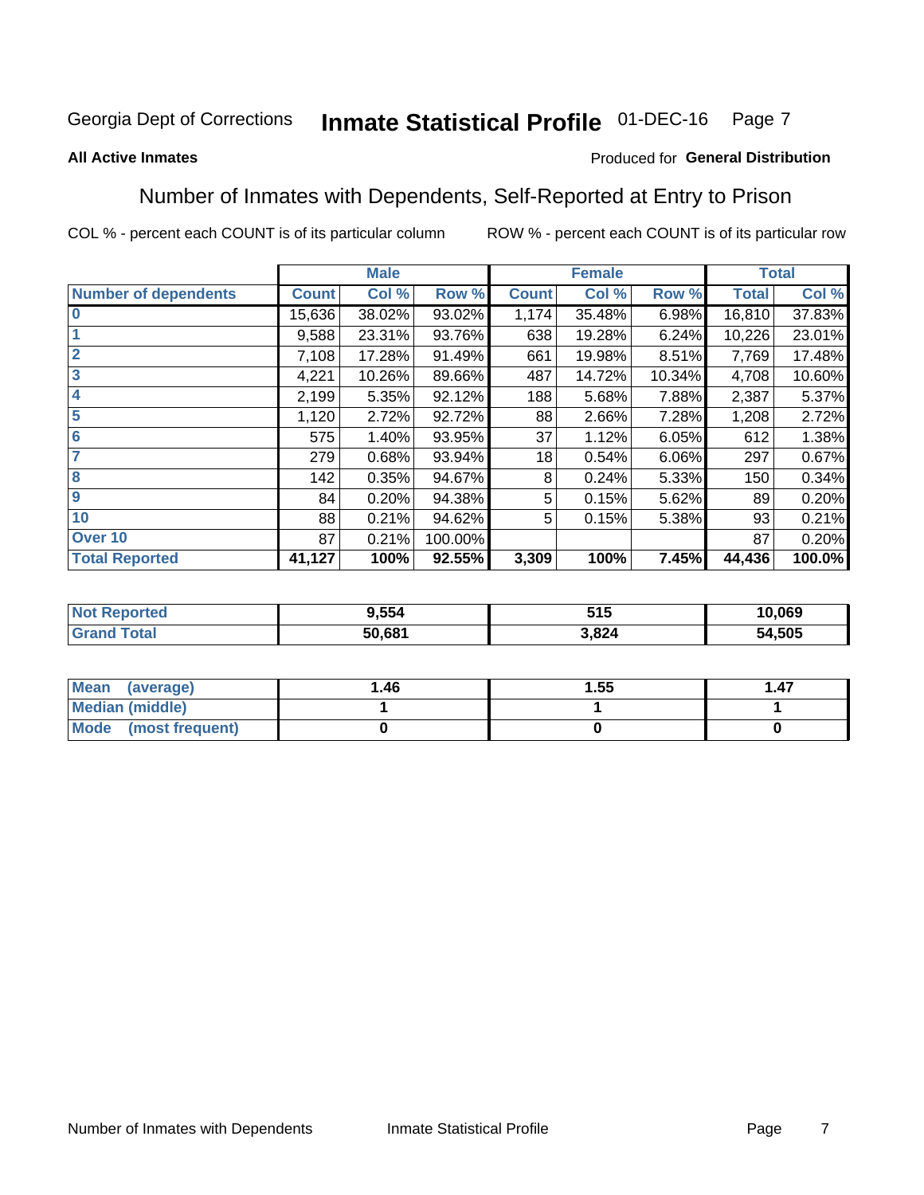Georgia Dept of Corrections **Inmate Statistical Profile** 01-DEC-16

**All Active Inmates** Produced for **General Distribution**

## Number of Inmates with Dependents, Self-Reported at Entry to Prison

COL % - percent each COUNT is of its particular column ROW % - percent each COUNT is of its particular row

| | Male | | | Female | | | Total | |
|---|---|---|---|---|---|---|---|---|
| **Number of dependents** | **Count** | **Col %** | **Row %** | **Count** | **Col %** | **Row %** | **Total** | **Col %** |
| **0** | 15,636 | 38.02% | 93.02% | 1,174 | 35.48% | 6.98% | 16,810 | 37.83% |
| **1** | 9,588 | 23.31% | 93.76% | 638 | 19.28% | 6.24% | 10,226 | 23.01% |
| **2** | 7,108 | 17.28% | 91.49% | 661 | 19.98% | 8.51% | 7,769 | 17.48% |
| **3** | 4,221 | 10.26% | 89.66% | 487 | 14.72% | 10.34% | 4,708 | 10.60% |
| **4** | 2,199 | 5.35% | 92.12% | 188 | 5.68% | 7.88% | 2,387 | 5.37% |
| **5** | 1,120 | 2.72% | 92.72% | 88 | 2.66% | 7.28% | 1,208 | 2.72% |
| **6** | 575 | 1.40% | 93.95% | 37 | 1.12% | 6.05% | 612 | 1.38% |
| **7** | 279 | 0.68% | 93.94% | 18 | 0.54% | 6.06% | 297 | 0.67% |
| **8** | 142 | 0.35% | 94.67% | 8 | 0.24% | 5.33% | 150 | 0.34% |
| **9** | 84 | 0.20% | 94.38% | 5 | 0.15% | 5.62% | 89 | 0.20% |
| **10** | 88 | 0.21% | 94.62% | 5 | 0.15% | 5.38% | 93 | 0.21% |
| **Over 10** | 87 | 0.21% | 100.00% | | | | 87 | 0.20% |
| **Total Reported** | **41,127** | **100%** | **92.55%** | **3,309** | **100%** | **7.45%** | **44,436** | **100.0%** |

| | Male | Female | Total |
|---|---|---|---|
| **Not Reported** | **9,554** | **515** | **10,069** |
| **Grand Total** | **50,681** | **3,824** | **54,505** |

| | Male | Female | Total |
|---|---|---|---|
| **Mean (average)** | **1.46** | **1.55** | **1.47** |
| **Median (middle)** | **1** | **1** | **1** |
| **Mode (most frequent)** | **0** | **0** | **0** |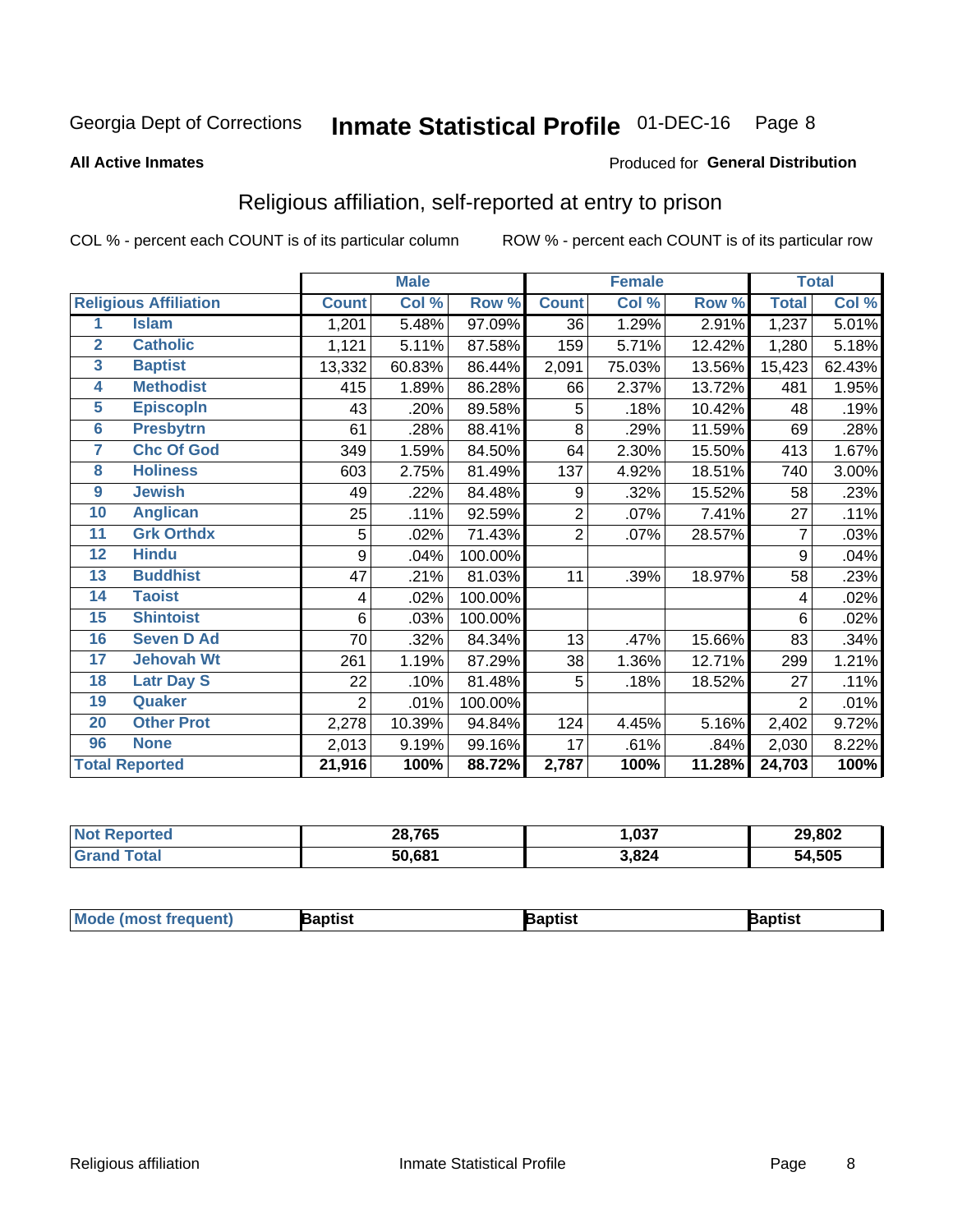Georgia Dept of Corrections

# Inmate Statistical Profile 01-DEC-16 Page 8

**All Active Inmates**

Produced for **General Distribution**

## Religious affiliation, self-reported at entry to prison

COL % - percent each COUNT is of its particular column ROW % - percent each COUNT is of its particular row

| | | Male | | | Female | | | Total | |
|---|---|---|---|---|---|---|---|---|---|
| **Religious Affiliation** | | **Count** | **Col %** | **Row %** | **Count** | **Col %** | **Row %** | **Total** | **Col %** |
| 1 | Islam | 1,201 | 5.48% | 97.09% | 36 | 1.29% | 2.91% | 1,237 | 5.01% |
| 2 | Catholic | 1,121 | 5.11% | 87.58% | 159 | 5.71% | 12.42% | 1,280 | 5.18% |
| 3 | Baptist | 13,332 | 60.83% | 86.44% | 2,091 | 75.03% | 13.56% | 15,423 | 62.43% |
| 4 | Methodist | 415 | 1.89% | 86.28% | 66 | 2.37% | 13.72% | 481 | 1.95% |
| 5 | Episcopln | 43 | .20% | 89.58% | 5 | .18% | 10.42% | 48 | .19% |
| 6 | Presbytrn | 61 | .28% | 88.41% | 8 | .29% | 11.59% | 69 | .28% |
| 7 | Chc Of God | 349 | 1.59% | 84.50% | 64 | 2.30% | 15.50% | 413 | 1.67% |
| 8 | Holiness | 603 | 2.75% | 81.49% | 137 | 4.92% | 18.51% | 740 | 3.00% |
| 9 | Jewish | 49 | .22% | 84.48% | 9 | .32% | 15.52% | 58 | .23% |
| 10 | Anglican | 25 | .11% | 92.59% | 2 | .07% | 7.41% | 27 | .11% |
| 11 | Grk Orthdx | 5 | .02% | 71.43% | 2 | .07% | 28.57% | 7 | .03% |
| 12 | Hindu | 9 | .04% | 100.00% | | | | 9 | .04% |
| 13 | Buddhist | 47 | .21% | 81.03% | 11 | .39% | 18.97% | 58 | .23% |
| 14 | Taoist | 4 | .02% | 100.00% | | | | 4 | .02% |
| 15 | Shintoist | 6 | .03% | 100.00% | | | | 6 | .02% |
| 16 | Seven D Ad | 70 | .32% | 84.34% | 13 | .47% | 15.66% | 83 | .34% |
| 17 | Jehovah Wt | 261 | 1.19% | 87.29% | 38 | 1.36% | 12.71% | 299 | 1.21% |
| 18 | Latr Day S | 22 | .10% | 81.48% | 5 | .18% | 18.52% | 27 | .11% |
| 19 | Quaker | 2 | .01% | 100.00% | | | | 2 | .01% |
| 20 | Other Prot | 2,278 | 10.39% | 94.84% | 124 | 4.45% | 5.16% | 2,402 | 9.72% |
| 96 | None | 2,013 | 9.19% | 99.16% | 17 | .61% | .84% | 2,030 | 8.22% |
| **Total Reported** | | **21,916** | **100%** | **88.72%** | **2,787** | **100%** | **11.28%** | **24,703** | **100%** |

| | Male | Female | Total |
|---|---|---|---|
| **Not Reported** | **28,765** | **1,037** | **29,802** |
| **Grand Total** | **50,681** | **3,824** | **54,505** |

| | Male | Female | Total |
|---|---|---|---|
| **Mode (most frequent)** | **Baptist** | **Baptist** | **Baptist** |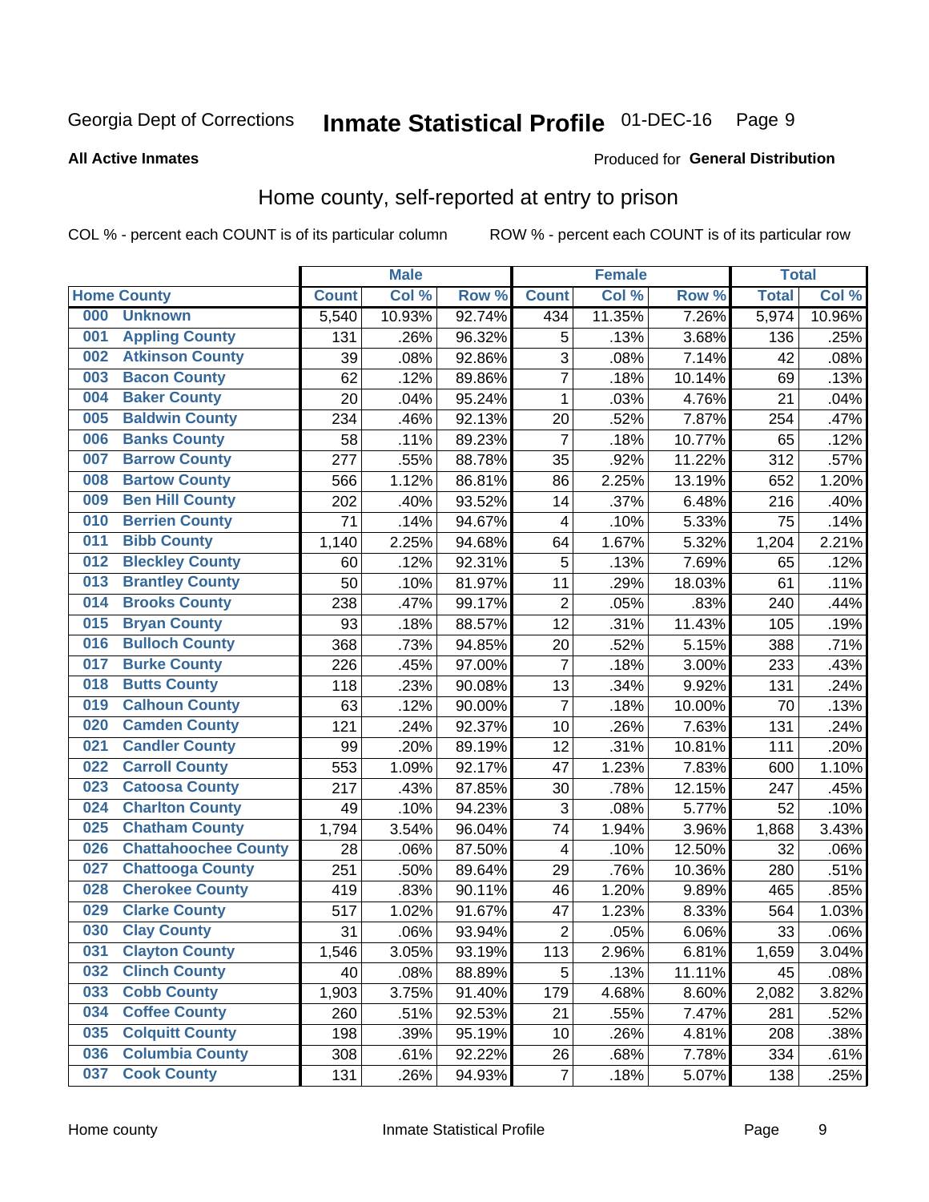Georgia Dept of Corrections **Inmate Statistical Profile** 01-DEC-16

**All Active Inmates**

Produced for **General Distribution**

## Home county, self-reported at entry to prison

COL % - percent each COUNT is of its particular column ROW % - percent each COUNT is of its particular row

| Home County | | Male | | | Female | | | Total | |
|---|---|---|---|---|---|---|---|---|---|
| | | Count | Col % | Row % | Count | Col % | Row % | Total | Col % |
| 000 | Unknown | 5,540 | 10.93% | 92.74% | 434 | 11.35% | 7.26% | 5,974 | 10.96% |
| 001 | Appling County | 131 | .26% | 96.32% | 5 | .13% | 3.68% | 136 | .25% |
| 002 | Atkinson County | 39 | .08% | 92.86% | 3 | .08% | 7.14% | 42 | .08% |
| 003 | Bacon County | 62 | .12% | 89.86% | 7 | .18% | 10.14% | 69 | .13% |
| 004 | Baker County | 20 | .04% | 95.24% | 1 | .03% | 4.76% | 21 | .04% |
| 005 | Baldwin County | 234 | .46% | 92.13% | 20 | .52% | 7.87% | 254 | .47% |
| 006 | Banks County | 58 | .11% | 89.23% | 7 | .18% | 10.77% | 65 | .12% |
| 007 | Barrow County | 277 | .55% | 88.78% | 35 | .92% | 11.22% | 312 | .57% |
| 008 | Bartow County | 566 | 1.12% | 86.81% | 86 | 2.25% | 13.19% | 652 | 1.20% |
| 009 | Ben Hill County | 202 | .40% | 93.52% | 14 | .37% | 6.48% | 216 | .40% |
| 010 | Berrien County | 71 | .14% | 94.67% | 4 | .10% | 5.33% | 75 | .14% |
| 011 | Bibb County | 1,140 | 2.25% | 94.68% | 64 | 1.67% | 5.32% | 1,204 | 2.21% |
| 012 | Bleckley County | 60 | .12% | 92.31% | 5 | .13% | 7.69% | 65 | .12% |
| 013 | Brantley County | 50 | .10% | 81.97% | 11 | .29% | 18.03% | 61 | .11% |
| 014 | Brooks County | 238 | .47% | 99.17% | 2 | .05% | .83% | 240 | .44% |
| 015 | Bryan County | 93 | .18% | 88.57% | 12 | .31% | 11.43% | 105 | .19% |
| 016 | Bulloch County | 368 | .73% | 94.85% | 20 | .52% | 5.15% | 388 | .71% |
| 017 | Burke County | 226 | .45% | 97.00% | 7 | .18% | 3.00% | 233 | .43% |
| 018 | Butts County | 118 | .23% | 90.08% | 13 | .34% | 9.92% | 131 | .24% |
| 019 | Calhoun County | 63 | .12% | 90.00% | 7 | .18% | 10.00% | 70 | .13% |
| 020 | Camden County | 121 | .24% | 92.37% | 10 | .26% | 7.63% | 131 | .24% |
| 021 | Candler County | 99 | .20% | 89.19% | 12 | .31% | 10.81% | 111 | .20% |
| 022 | Carroll County | 553 | 1.09% | 92.17% | 47 | 1.23% | 7.83% | 600 | 1.10% |
| 023 | Catoosa County | 217 | .43% | 87.85% | 30 | .78% | 12.15% | 247 | .45% |
| 024 | Charlton County | 49 | .10% | 94.23% | 3 | .08% | 5.77% | 52 | .10% |
| 025 | Chatham County | 1,794 | 3.54% | 96.04% | 74 | 1.94% | 3.96% | 1,868 | 3.43% |
| 026 | Chattahoochee County | 28 | .06% | 87.50% | 4 | .10% | 12.50% | 32 | .06% |
| 027 | Chattooga County | 251 | .50% | 89.64% | 29 | .76% | 10.36% | 280 | .51% |
| 028 | Cherokee County | 419 | .83% | 90.11% | 46 | 1.20% | 9.89% | 465 | .85% |
| 029 | Clarke County | 517 | 1.02% | 91.67% | 47 | 1.23% | 8.33% | 564 | 1.03% |
| 030 | Clay County | 31 | .06% | 93.94% | 2 | .05% | 6.06% | 33 | .06% |
| 031 | Clayton County | 1,546 | 3.05% | 93.19% | 113 | 2.96% | 6.81% | 1,659 | 3.04% |
| 032 | Clinch County | 40 | .08% | 88.89% | 5 | .13% | 11.11% | 45 | .08% |
| 033 | Cobb County | 1,903 | 3.75% | 91.40% | 179 | 4.68% | 8.60% | 2,082 | 3.82% |
| 034 | Coffee County | 260 | .51% | 92.53% | 21 | .55% | 7.47% | 281 | .52% |
| 035 | Colquitt County | 198 | .39% | 95.19% | 10 | .26% | 4.81% | 208 | .38% |
| 036 | Columbia County | 308 | .61% | 92.22% | 26 | .68% | 7.78% | 334 | .61% |
| 037 | Cook County | 131 | .26% | 94.93% | 7 | .18% | 5.07% | 138 | .25% |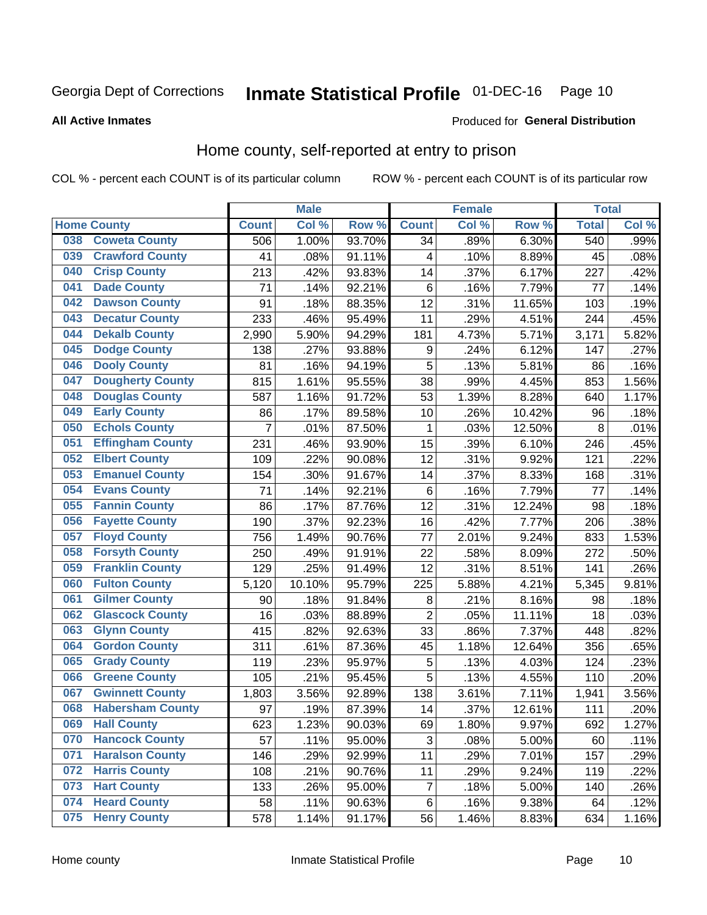Georgia Dept of Corrections **Inmate Statistical Profile** 01-DEC-16

**All Active Inmates**

Produced for **General Distribution**

## Home county, self-reported at entry to prison

COL % - percent each COUNT is of its particular column ROW % - percent each COUNT is of its particular row

| Home County | | Male | | | Female | | | Total | |
|---|---|---|---|---|---|---|---|---|---|
| | | Count | Col % | Row % | Count | Col % | Row % | Total | Col % |
| 038 | Coweta County | 506 | 1.00% | 93.70% | 34 | .89% | 6.30% | 540 | .99% |
| 039 | Crawford County | 41 | .08% | 91.11% | 4 | .10% | 8.89% | 45 | .08% |
| 040 | Crisp County | 213 | .42% | 93.83% | 14 | .37% | 6.17% | 227 | .42% |
| 041 | Dade County | 71 | .14% | 92.21% | 6 | .16% | 7.79% | 77 | .14% |
| 042 | Dawson County | 91 | .18% | 88.35% | 12 | .31% | 11.65% | 103 | .19% |
| 043 | Decatur County | 233 | .46% | 95.49% | 11 | .29% | 4.51% | 244 | .45% |
| 044 | Dekalb County | 2,990 | 5.90% | 94.29% | 181 | 4.73% | 5.71% | 3,171 | 5.82% |
| 045 | Dodge County | 138 | .27% | 93.88% | 9 | .24% | 6.12% | 147 | .27% |
| 046 | Dooly County | 81 | .16% | 94.19% | 5 | .13% | 5.81% | 86 | .16% |
| 047 | Dougherty County | 815 | 1.61% | 95.55% | 38 | .99% | 4.45% | 853 | 1.56% |
| 048 | Douglas County | 587 | 1.16% | 91.72% | 53 | 1.39% | 8.28% | 640 | 1.17% |
| 049 | Early County | 86 | .17% | 89.58% | 10 | .26% | 10.42% | 96 | .18% |
| 050 | Echols County | 7 | .01% | 87.50% | 1 | .03% | 12.50% | 8 | .01% |
| 051 | Effingham County | 231 | .46% | 93.90% | 15 | .39% | 6.10% | 246 | .45% |
| 052 | Elbert County | 109 | .22% | 90.08% | 12 | .31% | 9.92% | 121 | .22% |
| 053 | Emanuel County | 154 | .30% | 91.67% | 14 | .37% | 8.33% | 168 | .31% |
| 054 | Evans County | 71 | .14% | 92.21% | 6 | .16% | 7.79% | 77 | .14% |
| 055 | Fannin County | 86 | .17% | 87.76% | 12 | .31% | 12.24% | 98 | .18% |
| 056 | Fayette County | 190 | .37% | 92.23% | 16 | .42% | 7.77% | 206 | .38% |
| 057 | Floyd County | 756 | 1.49% | 90.76% | 77 | 2.01% | 9.24% | 833 | 1.53% |
| 058 | Forsyth County | 250 | .49% | 91.91% | 22 | .58% | 8.09% | 272 | .50% |
| 059 | Franklin County | 129 | .25% | 91.49% | 12 | .31% | 8.51% | 141 | .26% |
| 060 | Fulton County | 5,120 | 10.10% | 95.79% | 225 | 5.88% | 4.21% | 5,345 | 9.81% |
| 061 | Gilmer County | 90 | .18% | 91.84% | 8 | .21% | 8.16% | 98 | .18% |
| 062 | Glascock County | 16 | .03% | 88.89% | 2 | .05% | 11.11% | 18 | .03% |
| 063 | Glynn County | 415 | .82% | 92.63% | 33 | .86% | 7.37% | 448 | .82% |
| 064 | Gordon County | 311 | .61% | 87.36% | 45 | 1.18% | 12.64% | 356 | .65% |
| 065 | Grady County | 119 | .23% | 95.97% | 5 | .13% | 4.03% | 124 | .23% |
| 066 | Greene County | 105 | .21% | 95.45% | 5 | .13% | 4.55% | 110 | .20% |
| 067 | Gwinnett County | 1,803 | 3.56% | 92.89% | 138 | 3.61% | 7.11% | 1,941 | 3.56% |
| 068 | Habersham County | 97 | .19% | 87.39% | 14 | .37% | 12.61% | 111 | .20% |
| 069 | Hall County | 623 | 1.23% | 90.03% | 69 | 1.80% | 9.97% | 692 | 1.27% |
| 070 | Hancock County | 57 | .11% | 95.00% | 3 | .08% | 5.00% | 60 | .11% |
| 071 | Haralson County | 146 | .29% | 92.99% | 11 | .29% | 7.01% | 157 | .29% |
| 072 | Harris County | 108 | .21% | 90.76% | 11 | .29% | 9.24% | 119 | .22% |
| 073 | Hart County | 133 | .26% | 95.00% | 7 | .18% | 5.00% | 140 | .26% |
| 074 | Heard County | 58 | .11% | 90.63% | 6 | .16% | 9.38% | 64 | .12% |
| 075 | Henry County | 578 | 1.14% | 91.17% | 56 | 1.46% | 8.83% | 634 | 1.16% |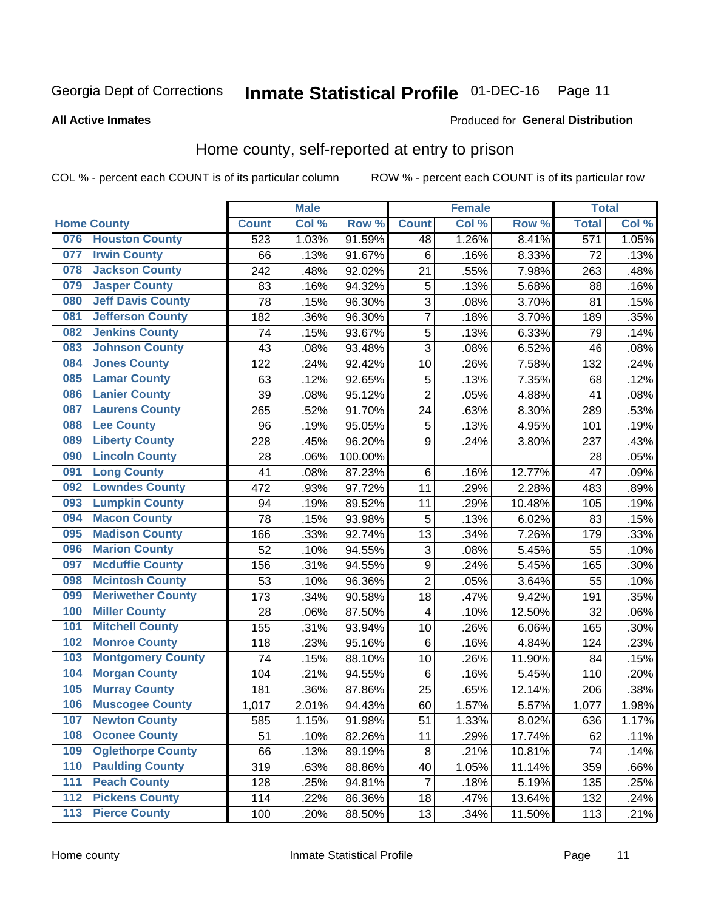Georgia Dept of Corrections **Inmate Statistical Profile** 01-DEC-16

**All Active Inmates**

Produced for **General Distribution**

## Home county, self-reported at entry to prison

COL % - percent each COUNT is of its particular column ROW % - percent each COUNT is of its particular row

| Home County | | Male | | | Female | | | Total | |
|---|---|---|---|---|---|---|---|---|---|
| | | Count | Col % | Row % | Count | Col % | Row % | Total | Col % |
| 076 | Houston County | 523 | 1.03% | 91.59% | 48 | 1.26% | 8.41% | 571 | 1.05% |
| 077 | Irwin County | 66 | .13% | 91.67% | 6 | .16% | 8.33% | 72 | .13% |
| 078 | Jackson County | 242 | .48% | 92.02% | 21 | .55% | 7.98% | 263 | .48% |
| 079 | Jasper County | 83 | .16% | 94.32% | 5 | .13% | 5.68% | 88 | .16% |
| 080 | Jeff Davis County | 78 | .15% | 96.30% | 3 | .08% | 3.70% | 81 | .15% |
| 081 | Jefferson County | 182 | .36% | 96.30% | 7 | .18% | 3.70% | 189 | .35% |
| 082 | Jenkins County | 74 | .15% | 93.67% | 5 | .13% | 6.33% | 79 | .14% |
| 083 | Johnson County | 43 | .08% | 93.48% | 3 | .08% | 6.52% | 46 | .08% |
| 084 | Jones County | 122 | .24% | 92.42% | 10 | .26% | 7.58% | 132 | .24% |
| 085 | Lamar County | 63 | .12% | 92.65% | 5 | .13% | 7.35% | 68 | .12% |
| 086 | Lanier County | 39 | .08% | 95.12% | 2 | .05% | 4.88% | 41 | .08% |
| 087 | Laurens County | 265 | .52% | 91.70% | 24 | .63% | 8.30% | 289 | .53% |
| 088 | Lee County | 96 | .19% | 95.05% | 5 | .13% | 4.95% | 101 | .19% |
| 089 | Liberty County | 228 | .45% | 96.20% | 9 | .24% | 3.80% | 237 | .43% |
| 090 | Lincoln County | 28 | .06% | 100.00% | | | | 28 | .05% |
| 091 | Long County | 41 | .08% | 87.23% | 6 | .16% | 12.77% | 47 | .09% |
| 092 | Lowndes County | 472 | .93% | 97.72% | 11 | .29% | 2.28% | 483 | .89% |
| 093 | Lumpkin County | 94 | .19% | 89.52% | 11 | .29% | 10.48% | 105 | .19% |
| 094 | Macon County | 78 | .15% | 93.98% | 5 | .13% | 6.02% | 83 | .15% |
| 095 | Madison County | 166 | .33% | 92.74% | 13 | .34% | 7.26% | 179 | .33% |
| 096 | Marion County | 52 | .10% | 94.55% | 3 | .08% | 5.45% | 55 | .10% |
| 097 | Mcduffie County | 156 | .31% | 94.55% | 9 | .24% | 5.45% | 165 | .30% |
| 098 | Mcintosh County | 53 | .10% | 96.36% | 2 | .05% | 3.64% | 55 | .10% |
| 099 | Meriwether County | 173 | .34% | 90.58% | 18 | .47% | 9.42% | 191 | .35% |
| 100 | Miller County | 28 | .06% | 87.50% | 4 | .10% | 12.50% | 32 | .06% |
| 101 | Mitchell County | 155 | .31% | 93.94% | 10 | .26% | 6.06% | 165 | .30% |
| 102 | Monroe County | 118 | .23% | 95.16% | 6 | .16% | 4.84% | 124 | .23% |
| 103 | Montgomery County | 74 | .15% | 88.10% | 10 | .26% | 11.90% | 84 | .15% |
| 104 | Morgan County | 104 | .21% | 94.55% | 6 | .16% | 5.45% | 110 | .20% |
| 105 | Murray County | 181 | .36% | 87.86% | 25 | .65% | 12.14% | 206 | .38% |
| 106 | Muscogee County | 1,017 | 2.01% | 94.43% | 60 | 1.57% | 5.57% | 1,077 | 1.98% |
| 107 | Newton County | 585 | 1.15% | 91.98% | 51 | 1.33% | 8.02% | 636 | 1.17% |
| 108 | Oconee County | 51 | .10% | 82.26% | 11 | .29% | 17.74% | 62 | .11% |
| 109 | Oglethorpe County | 66 | .13% | 89.19% | 8 | .21% | 10.81% | 74 | .14% |
| 110 | Paulding County | 319 | .63% | 88.86% | 40 | 1.05% | 11.14% | 359 | .66% |
| 111 | Peach County | 128 | .25% | 94.81% | 7 | .18% | 5.19% | 135 | .25% |
| 112 | Pickens County | 114 | .22% | 86.36% | 18 | .47% | 13.64% | 132 | .24% |
| 113 | Pierce County | 100 | .20% | 88.50% | 13 | .34% | 11.50% | 113 | .21% |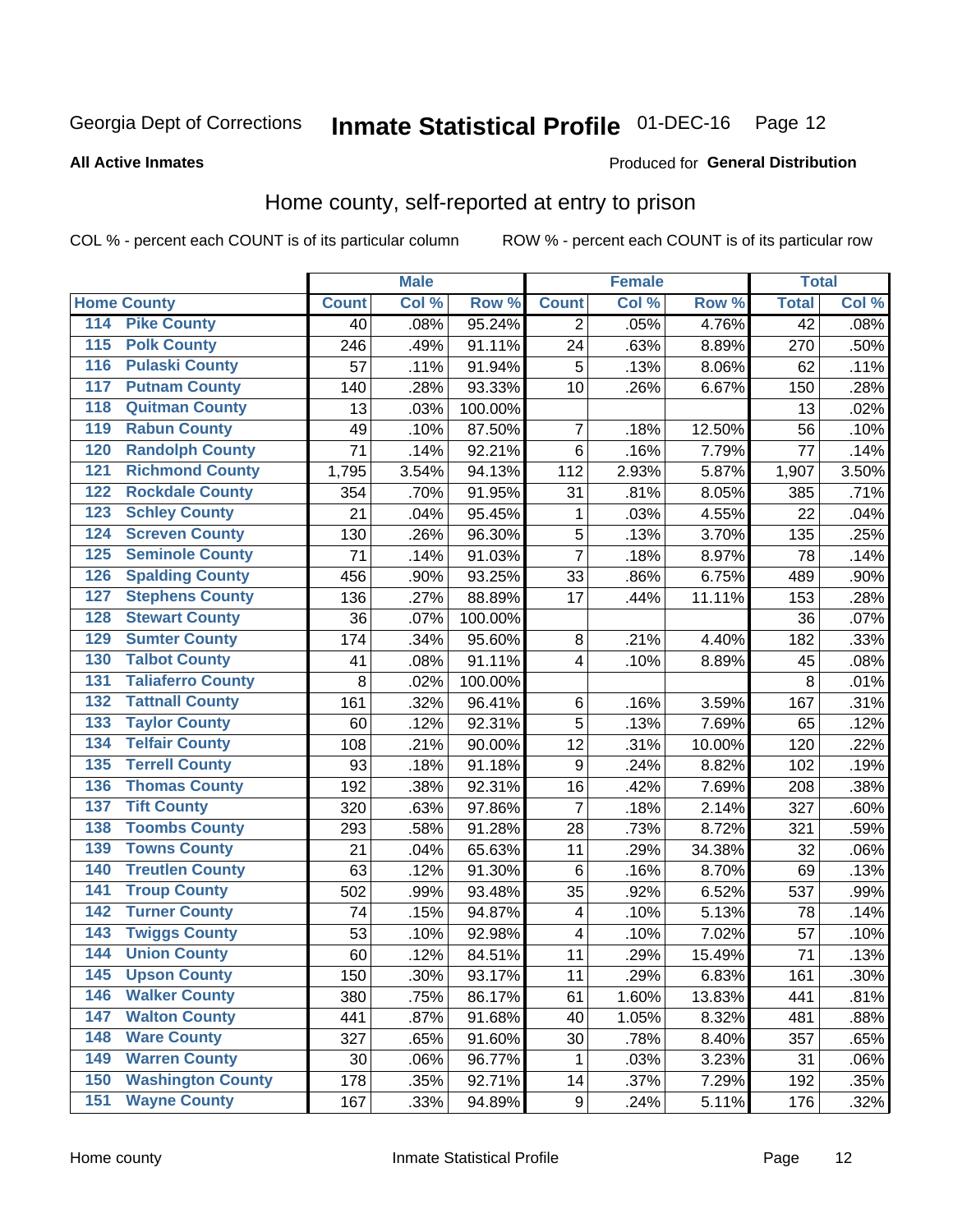Georgia Dept of Corrections **Inmate Statistical Profile** 01-DEC-16

**All Active Inmates**

Produced for **General Distribution**

## Home county, self-reported at entry to prison

COL % - percent each COUNT is of its particular column ROW % - percent each COUNT is of its particular row

| Home County | | Male | | | Female | | | Total | |
|---|---|---|---|---|---|---|---|---|---|
| | | Count | Col % | Row % | Count | Col % | Row % | Total | Col % |
| 114 | Pike County | 40 | .08% | 95.24% | 2 | .05% | 4.76% | 42 | .08% |
| 115 | Polk County | 246 | .49% | 91.11% | 24 | .63% | 8.89% | 270 | .50% |
| 116 | Pulaski County | 57 | .11% | 91.94% | 5 | .13% | 8.06% | 62 | .11% |
| 117 | Putnam County | 140 | .28% | 93.33% | 10 | .26% | 6.67% | 150 | .28% |
| 118 | Quitman County | 13 | .03% | 100.00% | | | | 13 | .02% |
| 119 | Rabun County | 49 | .10% | 87.50% | 7 | .18% | 12.50% | 56 | .10% |
| 120 | Randolph County | 71 | .14% | 92.21% | 6 | .16% | 7.79% | 77 | .14% |
| 121 | Richmond County | 1,795 | 3.54% | 94.13% | 112 | 2.93% | 5.87% | 1,907 | 3.50% |
| 122 | Rockdale County | 354 | .70% | 91.95% | 31 | .81% | 8.05% | 385 | .71% |
| 123 | Schley County | 21 | .04% | 95.45% | 1 | .03% | 4.55% | 22 | .04% |
| 124 | Screven County | 130 | .26% | 96.30% | 5 | .13% | 3.70% | 135 | .25% |
| 125 | Seminole County | 71 | .14% | 91.03% | 7 | .18% | 8.97% | 78 | .14% |
| 126 | Spalding County | 456 | .90% | 93.25% | 33 | .86% | 6.75% | 489 | .90% |
| 127 | Stephens County | 136 | .27% | 88.89% | 17 | .44% | 11.11% | 153 | .28% |
| 128 | Stewart County | 36 | .07% | 100.00% | | | | 36 | .07% |
| 129 | Sumter County | 174 | .34% | 95.60% | 8 | .21% | 4.40% | 182 | .33% |
| 130 | Talbot County | 41 | .08% | 91.11% | 4 | .10% | 8.89% | 45 | .08% |
| 131 | Taliaferro County | 8 | .02% | 100.00% | | | | 8 | .01% |
| 132 | Tattnall County | 161 | .32% | 96.41% | 6 | .16% | 3.59% | 167 | .31% |
| 133 | Taylor County | 60 | .12% | 92.31% | 5 | .13% | 7.69% | 65 | .12% |
| 134 | Telfair County | 108 | .21% | 90.00% | 12 | .31% | 10.00% | 120 | .22% |
| 135 | Terrell County | 93 | .18% | 91.18% | 9 | .24% | 8.82% | 102 | .19% |
| 136 | Thomas County | 192 | .38% | 92.31% | 16 | .42% | 7.69% | 208 | .38% |
| 137 | Tift County | 320 | .63% | 97.86% | 7 | .18% | 2.14% | 327 | .60% |
| 138 | Toombs County | 293 | .58% | 91.28% | 28 | .73% | 8.72% | 321 | .59% |
| 139 | Towns County | 21 | .04% | 65.63% | 11 | .29% | 34.38% | 32 | .06% |
| 140 | Treutlen County | 63 | .12% | 91.30% | 6 | .16% | 8.70% | 69 | .13% |
| 141 | Troup County | 502 | .99% | 93.48% | 35 | .92% | 6.52% | 537 | .99% |
| 142 | Turner County | 74 | .15% | 94.87% | 4 | .10% | 5.13% | 78 | .14% |
| 143 | Twiggs County | 53 | .10% | 92.98% | 4 | .10% | 7.02% | 57 | .10% |
| 144 | Union County | 60 | .12% | 84.51% | 11 | .29% | 15.49% | 71 | .13% |
| 145 | Upson County | 150 | .30% | 93.17% | 11 | .29% | 6.83% | 161 | .30% |
| 146 | Walker County | 380 | .75% | 86.17% | 61 | 1.60% | 13.83% | 441 | .81% |
| 147 | Walton County | 441 | .87% | 91.68% | 40 | 1.05% | 8.32% | 481 | .88% |
| 148 | Ware County | 327 | .65% | 91.60% | 30 | .78% | 8.40% | 357 | .65% |
| 149 | Warren County | 30 | .06% | 96.77% | 1 | .03% | 3.23% | 31 | .06% |
| 150 | Washington County | 178 | .35% | 92.71% | 14 | .37% | 7.29% | 192 | .35% |
| 151 | Wayne County | 167 | .33% | 94.89% | 9 | .24% | 5.11% | 176 | .32% |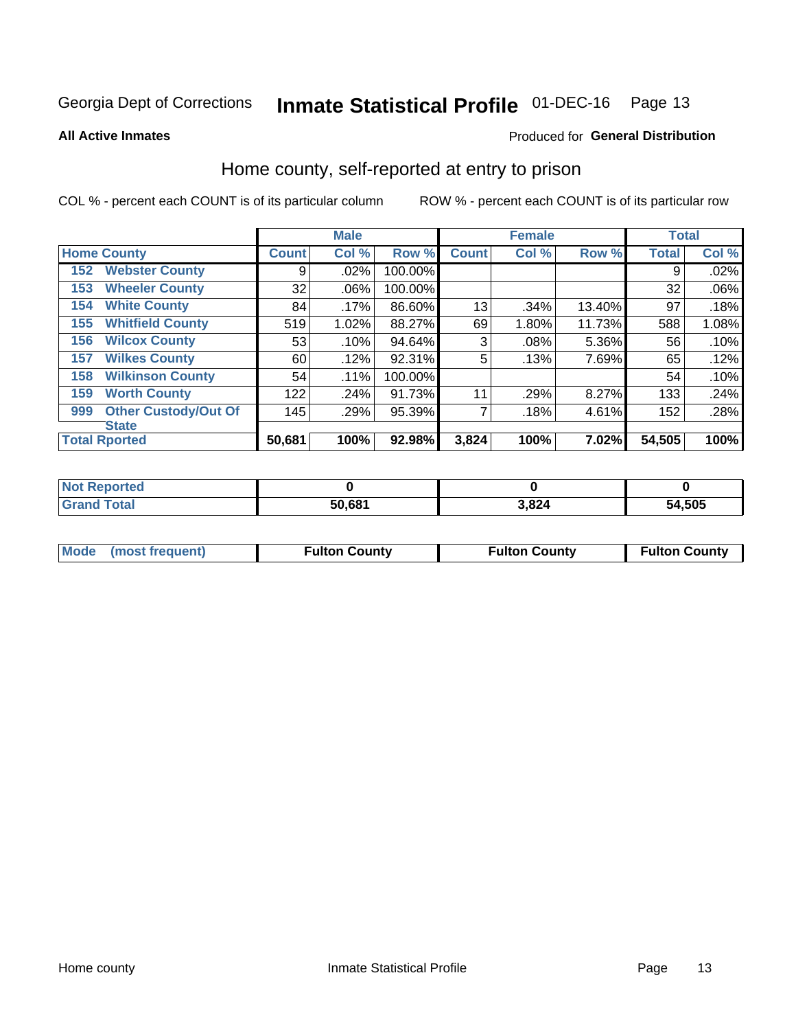Georgia Dept of Corrections **Inmate Statistical Profile** 01-DEC-16

**All Active Inmates**

Produced for **General Distribution**

## Home county, self-reported at entry to prison

COL % - percent each COUNT is of its particular column ROW % - percent each COUNT is of its particular row

| Home County | | Male | | | Female | | | Total | |
|---|---|---|---|---|---|---|---|---|---|
| | | Count | Col % | Row % | Count | Col % | Row % | Total | Col % |
| 152 | Webster County | 9 | .02% | 100.00% | | | | 9 | .02% |
| 153 | Wheeler County | 32 | .06% | 100.00% | | | | 32 | .06% |
| 154 | White County | 84 | .17% | 86.60% | 13 | .34% | 13.40% | 97 | .18% |
| 155 | Whitfield County | 519 | 1.02% | 88.27% | 69 | 1.80% | 11.73% | 588 | 1.08% |
| 156 | Wilcox County | 53 | .10% | 94.64% | 3 | .08% | 5.36% | 56 | .10% |
| 157 | Wilkes County | 60 | .12% | 92.31% | 5 | .13% | 7.69% | 65 | .12% |
| 158 | Wilkinson County | 54 | .11% | 100.00% | | | | 54 | .10% |
| 159 | Worth County | 122 | .24% | 91.73% | 11 | .29% | 8.27% | 133 | .24% |
| 999 | Other Custody/Out Of State | 145 | .29% | 95.39% | 7 | .18% | 4.61% | 152 | .28% |
| **Total Rported** | | **50,681** | **100%** | **92.98%** | **3,824** | **100%** | **7.02%** | **54,505** | **100%** |

| | Male | Female | Total |
|---|---|---|---|
| Not Reported | **0** | **0** | **0** |
| Grand Total | **50,681** | **3,824** | **54,505** |

| | Male | Female | Total |
|---|---|---|---|
| Mode (most frequent) | **Fulton County** | **Fulton County** | **Fulton County** |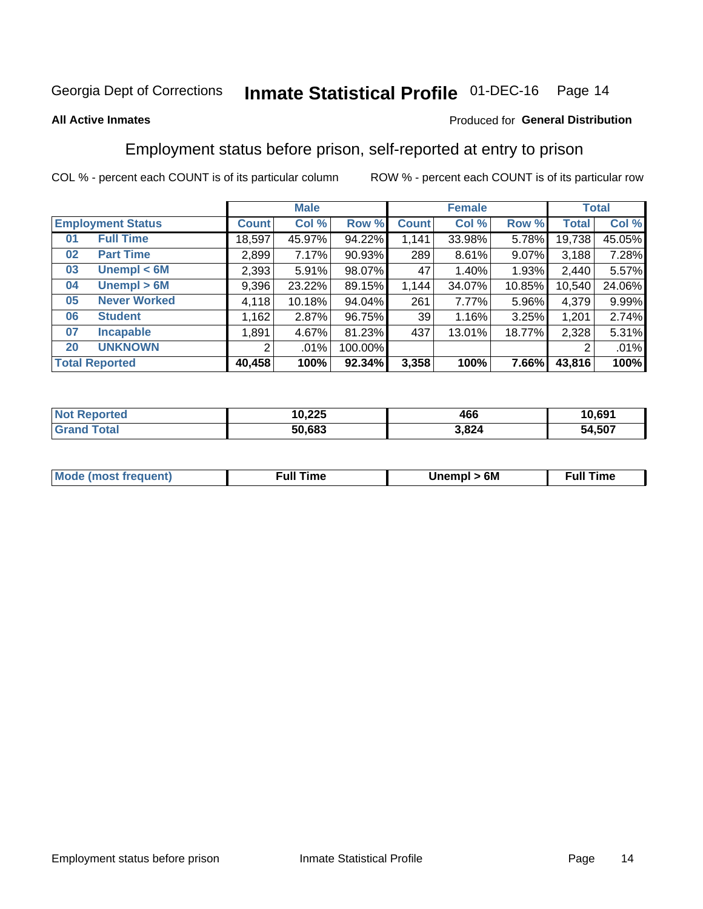Georgia Dept of Corrections **Inmate Statistical Profile** 01-DEC-16

**All Active Inmates**

Produced for **General Distribution**

## Employment status before prison, self-reported at entry to prison

COL % - percent each COUNT is of its particular column

ROW % - percent each COUNT is of its particular row

| | | Male | | | Female | | | Total | |
|---|---|---|---|---|---|---|---|---|---|
| **Employment Status** | | **Count** | **Col %** | **Row %** | **Count** | **Col %** | **Row %** | **Total** | **Col %** |
| 01 | Full Time | 18,597 | 45.97% | 94.22% | 1,141 | 33.98% | 5.78% | 19,738 | 45.05% |
| 02 | Part Time | 2,899 | 7.17% | 90.93% | 289 | 8.61% | 9.07% | 3,188 | 7.28% |
| 03 | Unempl < 6M | 2,393 | 5.91% | 98.07% | 47 | 1.40% | 1.93% | 2,440 | 5.57% |
| 04 | Unempl > 6M | 9,396 | 23.22% | 89.15% | 1,144 | 34.07% | 10.85% | 10,540 | 24.06% |
| 05 | Never Worked | 4,118 | 10.18% | 94.04% | 261 | 7.77% | 5.96% | 4,379 | 9.99% |
| 06 | Student | 1,162 | 2.87% | 96.75% | 39 | 1.16% | 3.25% | 1,201 | 2.74% |
| 07 | Incapable | 1,891 | 4.67% | 81.23% | 437 | 13.01% | 18.77% | 2,328 | 5.31% |
| 20 | UNKNOWN | 2 | .01% | 100.00% | | | | 2 | .01% |
| **Total Reported** | | **40,458** | **100%** | **92.34%** | **3,358** | **100%** | **7.66%** | **43,816** | **100%** |

| | Male | Female | Total |
|---|---|---|---|
| Not Reported | **10,225** | **466** | **10,691** |
| Grand Total | **50,683** | **3,824** | **54,507** |

| | Male | Female | Total |
|---|---|---|---|
| Mode (most frequent) | **Full Time** | **Unempl > 6M** | **Full Time** |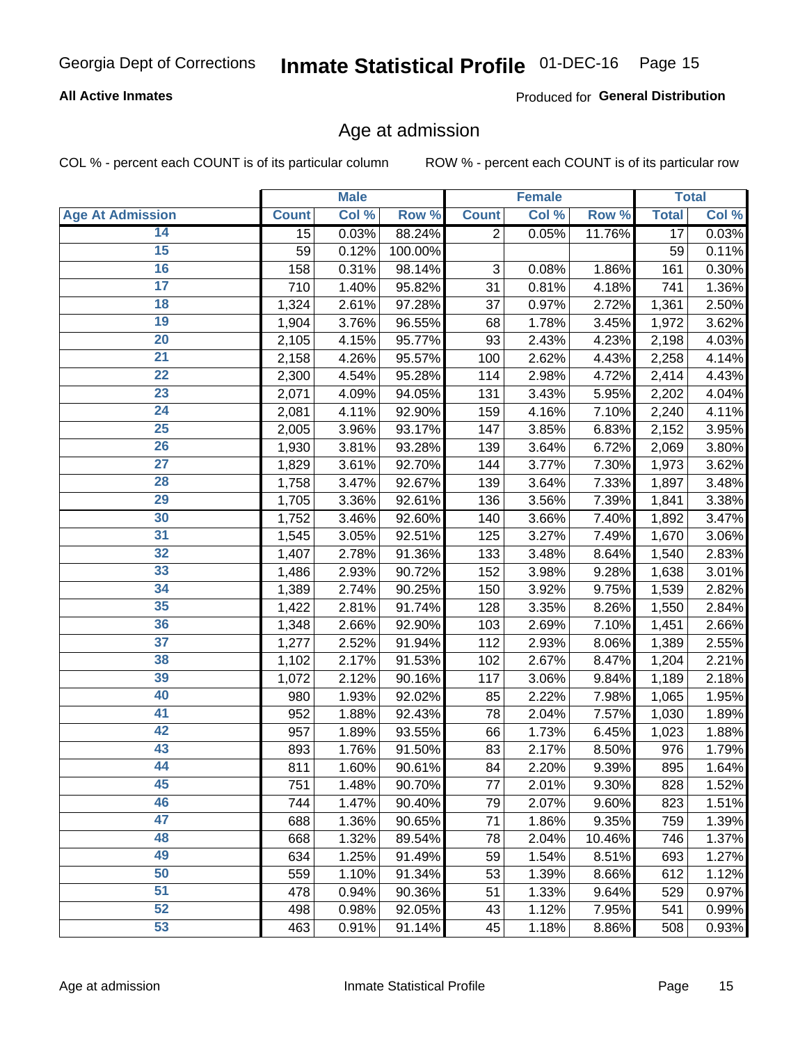Georgia Dept of Corrections **Inmate Statistical Profile** 01-DEC-16

**All Active Inmates**

Produced for **General Distribution**

## Age at admission

COL % - percent each COUNT is of its particular column

ROW % - percent each COUNT is of its particular row

| | Male | | | Female | | | Total | |
|---|---|---|---|---|---|---|---|---|
| **Age At Admission** | **Count** | **Col %** | **Row %** | **Count** | **Col %** | **Row %** | **Total** | **Col %** |
| 14 | 15 | 0.03% | 88.24% | 2 | 0.05% | 11.76% | 17 | 0.03% |
| 15 | 59 | 0.12% | 100.00% | | | | 59 | 0.11% |
| 16 | 158 | 0.31% | 98.14% | 3 | 0.08% | 1.86% | 161 | 0.30% |
| 17 | 710 | 1.40% | 95.82% | 31 | 0.81% | 4.18% | 741 | 1.36% |
| 18 | 1,324 | 2.61% | 97.28% | 37 | 0.97% | 2.72% | 1,361 | 2.50% |
| 19 | 1,904 | 3.76% | 96.55% | 68 | 1.78% | 3.45% | 1,972 | 3.62% |
| 20 | 2,105 | 4.15% | 95.77% | 93 | 2.43% | 4.23% | 2,198 | 4.03% |
| 21 | 2,158 | 4.26% | 95.57% | 100 | 2.62% | 4.43% | 2,258 | 4.14% |
| 22 | 2,300 | 4.54% | 95.28% | 114 | 2.98% | 4.72% | 2,414 | 4.43% |
| 23 | 2,071 | 4.09% | 94.05% | 131 | 3.43% | 5.95% | 2,202 | 4.04% |
| 24 | 2,081 | 4.11% | 92.90% | 159 | 4.16% | 7.10% | 2,240 | 4.11% |
| 25 | 2,005 | 3.96% | 93.17% | 147 | 3.85% | 6.83% | 2,152 | 3.95% |
| 26 | 1,930 | 3.81% | 93.28% | 139 | 3.64% | 6.72% | 2,069 | 3.80% |
| 27 | 1,829 | 3.61% | 92.70% | 144 | 3.77% | 7.30% | 1,973 | 3.62% |
| 28 | 1,758 | 3.47% | 92.67% | 139 | 3.64% | 7.33% | 1,897 | 3.48% |
| 29 | 1,705 | 3.36% | 92.61% | 136 | 3.56% | 7.39% | 1,841 | 3.38% |
| 30 | 1,752 | 3.46% | 92.60% | 140 | 3.66% | 7.40% | 1,892 | 3.47% |
| 31 | 1,545 | 3.05% | 92.51% | 125 | 3.27% | 7.49% | 1,670 | 3.06% |
| 32 | 1,407 | 2.78% | 91.36% | 133 | 3.48% | 8.64% | 1,540 | 2.83% |
| 33 | 1,486 | 2.93% | 90.72% | 152 | 3.98% | 9.28% | 1,638 | 3.01% |
| 34 | 1,389 | 2.74% | 90.25% | 150 | 3.92% | 9.75% | 1,539 | 2.82% |
| 35 | 1,422 | 2.81% | 91.74% | 128 | 3.35% | 8.26% | 1,550 | 2.84% |
| 36 | 1,348 | 2.66% | 92.90% | 103 | 2.69% | 7.10% | 1,451 | 2.66% |
| 37 | 1,277 | 2.52% | 91.94% | 112 | 2.93% | 8.06% | 1,389 | 2.55% |
| 38 | 1,102 | 2.17% | 91.53% | 102 | 2.67% | 8.47% | 1,204 | 2.21% |
| 39 | 1,072 | 2.12% | 90.16% | 117 | 3.06% | 9.84% | 1,189 | 2.18% |
| 40 | 980 | 1.93% | 92.02% | 85 | 2.22% | 7.98% | 1,065 | 1.95% |
| 41 | 952 | 1.88% | 92.43% | 78 | 2.04% | 7.57% | 1,030 | 1.89% |
| 42 | 957 | 1.89% | 93.55% | 66 | 1.73% | 6.45% | 1,023 | 1.88% |
| 43 | 893 | 1.76% | 91.50% | 83 | 2.17% | 8.50% | 976 | 1.79% |
| 44 | 811 | 1.60% | 90.61% | 84 | 2.20% | 9.39% | 895 | 1.64% |
| 45 | 751 | 1.48% | 90.70% | 77 | 2.01% | 9.30% | 828 | 1.52% |
| 46 | 744 | 1.47% | 90.40% | 79 | 2.07% | 9.60% | 823 | 1.51% |
| 47 | 688 | 1.36% | 90.65% | 71 | 1.86% | 9.35% | 759 | 1.39% |
| 48 | 668 | 1.32% | 89.54% | 78 | 2.04% | 10.46% | 746 | 1.37% |
| 49 | 634 | 1.25% | 91.49% | 59 | 1.54% | 8.51% | 693 | 1.27% |
| 50 | 559 | 1.10% | 91.34% | 53 | 1.39% | 8.66% | 612 | 1.12% |
| 51 | 478 | 0.94% | 90.36% | 51 | 1.33% | 9.64% | 529 | 0.97% |
| 52 | 498 | 0.98% | 92.05% | 43 | 1.12% | 7.95% | 541 | 0.99% |
| 53 | 463 | 0.91% | 91.14% | 45 | 1.18% | 8.86% | 508 | 0.93% |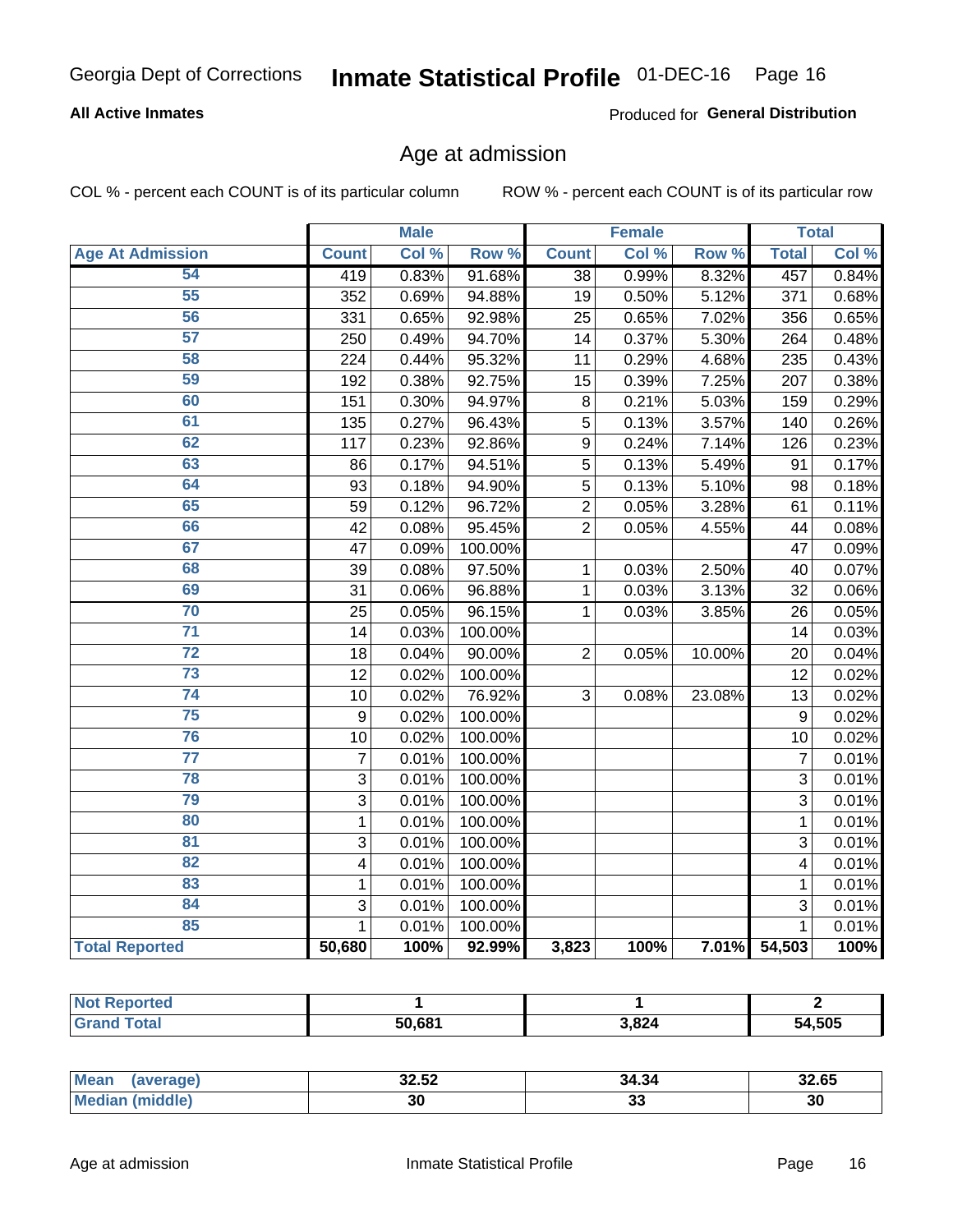Georgia Dept of Corrections **Inmate Statistical Profile** 01-DEC-16

**All Active Inmates**

Produced for **General Distribution**

## Age at admission

COL % - percent each COUNT is of its particular column

ROW % - percent each COUNT is of its particular row

| | Male | | | Female | | | Total | |
|---|---|---|---|---|---|---|---|---|
| **Age At Admission** | **Count** | **Col %** | **Row %** | **Count** | **Col %** | **Row %** | **Total** | **Col %** |
| 54 | 419 | 0.83% | 91.68% | 38 | 0.99% | 8.32% | 457 | 0.84% |
| 55 | 352 | 0.69% | 94.88% | 19 | 0.50% | 5.12% | 371 | 0.68% |
| 56 | 331 | 0.65% | 92.98% | 25 | 0.65% | 7.02% | 356 | 0.65% |
| 57 | 250 | 0.49% | 94.70% | 14 | 0.37% | 5.30% | 264 | 0.48% |
| 58 | 224 | 0.44% | 95.32% | 11 | 0.29% | 4.68% | 235 | 0.43% |
| 59 | 192 | 0.38% | 92.75% | 15 | 0.39% | 7.25% | 207 | 0.38% |
| 60 | 151 | 0.30% | 94.97% | 8 | 0.21% | 5.03% | 159 | 0.29% |
| 61 | 135 | 0.27% | 96.43% | 5 | 0.13% | 3.57% | 140 | 0.26% |
| 62 | 117 | 0.23% | 92.86% | 9 | 0.24% | 7.14% | 126 | 0.23% |
| 63 | 86 | 0.17% | 94.51% | 5 | 0.13% | 5.49% | 91 | 0.17% |
| 64 | 93 | 0.18% | 94.90% | 5 | 0.13% | 5.10% | 98 | 0.18% |
| 65 | 59 | 0.12% | 96.72% | 2 | 0.05% | 3.28% | 61 | 0.11% |
| 66 | 42 | 0.08% | 95.45% | 2 | 0.05% | 4.55% | 44 | 0.08% |
| 67 | 47 | 0.09% | 100.00% | | | | 47 | 0.09% |
| 68 | 39 | 0.08% | 97.50% | 1 | 0.03% | 2.50% | 40 | 0.07% |
| 69 | 31 | 0.06% | 96.88% | 1 | 0.03% | 3.13% | 32 | 0.06% |
| 70 | 25 | 0.05% | 96.15% | 1 | 0.03% | 3.85% | 26 | 0.05% |
| 71 | 14 | 0.03% | 100.00% | | | | 14 | 0.03% |
| 72 | 18 | 0.04% | 90.00% | 2 | 0.05% | 10.00% | 20 | 0.04% |
| 73 | 12 | 0.02% | 100.00% | | | | 12 | 0.02% |
| 74 | 10 | 0.02% | 76.92% | 3 | 0.08% | 23.08% | 13 | 0.02% |
| 75 | 9 | 0.02% | 100.00% | | | | 9 | 0.02% |
| 76 | 10 | 0.02% | 100.00% | | | | 10 | 0.02% |
| 77 | 7 | 0.01% | 100.00% | | | | 7 | 0.01% |
| 78 | 3 | 0.01% | 100.00% | | | | 3 | 0.01% |
| 79 | 3 | 0.01% | 100.00% | | | | 3 | 0.01% |
| 80 | 1 | 0.01% | 100.00% | | | | 1 | 0.01% |
| 81 | 3 | 0.01% | 100.00% | | | | 3 | 0.01% |
| 82 | 4 | 0.01% | 100.00% | | | | 4 | 0.01% |
| 83 | 1 | 0.01% | 100.00% | | | | 1 | 0.01% |
| 84 | 3 | 0.01% | 100.00% | | | | 3 | 0.01% |
| 85 | 1 | 0.01% | 100.00% | | | | 1 | 0.01% |
| **Total Reported** | **50,680** | **100%** | **92.99%** | **3,823** | **100%** | **7.01%** | **54,503** | **100%** |

| | Male | Female | Total |
|---|---|---|---|
| **Not Reported** | **1** | **1** | **2** |
| **Grand Total** | **50,681** | **3,824** | **54,505** |

| | Male | Female | Total |
|---|---|---|---|
| **Mean (average)** | **32.52** | **34.34** | **32.65** |
| **Median (middle)** | **30** | **33** | **30** |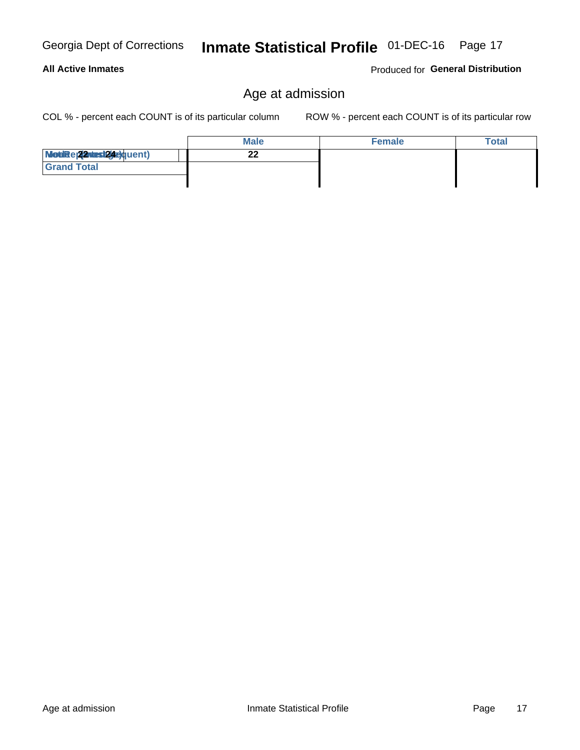## Age at admission

COL % - percent each COUNT is of its particular column

ROW % - percent each COUNT is of its particular row

| | Male | Female | Total |
|---|---|---|---|
| Mode (most frequent) / Median (middle) / Average (mean) 22 24 | 22 | | |
| Grand Total | | | |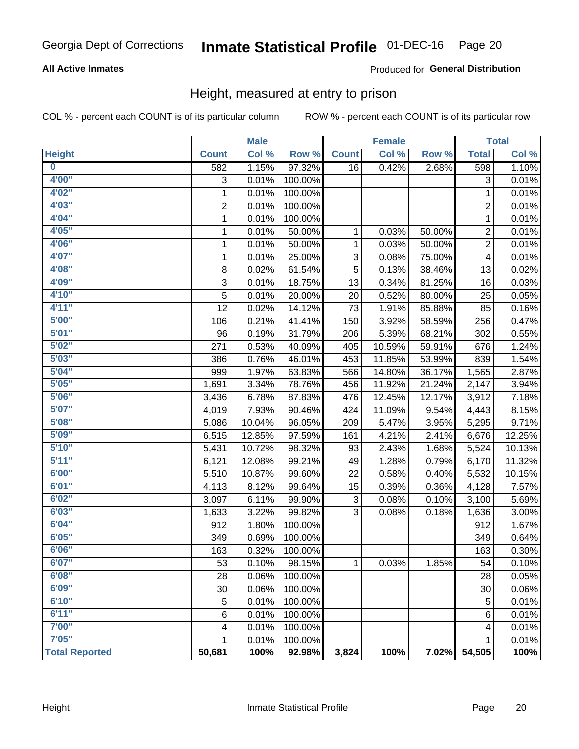Georgia Dept of Corrections **Inmate Statistical Profile** 01-DEC-16

**All Active Inmates**

Produced for **General Distribution**

## Height, measured at entry to prison

COL % - percent each COUNT is of its particular column

ROW % - percent each COUNT is of its particular row

| | Male | | | Female | | | Total | |
|---|---|---|---|---|---|---|---|---|
| **Height** | **Count** | **Col %** | **Row %** | **Count** | **Col %** | **Row %** | **Total** | **Col %** |
| **0** | 582 | 1.15% | 97.32% | 16 | 0.42% | 2.68% | 598 | 1.10% |
| **4'00"** | 3 | 0.01% | 100.00% | | | | 3 | 0.01% |
| **4'02"** | 1 | 0.01% | 100.00% | | | | 1 | 0.01% |
| **4'03"** | 2 | 0.01% | 100.00% | | | | 2 | 0.01% |
| **4'04"** | 1 | 0.01% | 100.00% | | | | 1 | 0.01% |
| **4'05"** | 1 | 0.01% | 50.00% | 1 | 0.03% | 50.00% | 2 | 0.01% |
| **4'06"** | 1 | 0.01% | 50.00% | 1 | 0.03% | 50.00% | 2 | 0.01% |
| **4'07"** | 1 | 0.01% | 25.00% | 3 | 0.08% | 75.00% | 4 | 0.01% |
| **4'08"** | 8 | 0.02% | 61.54% | 5 | 0.13% | 38.46% | 13 | 0.02% |
| **4'09"** | 3 | 0.01% | 18.75% | 13 | 0.34% | 81.25% | 16 | 0.03% |
| **4'10"** | 5 | 0.01% | 20.00% | 20 | 0.52% | 80.00% | 25 | 0.05% |
| **4'11"** | 12 | 0.02% | 14.12% | 73 | 1.91% | 85.88% | 85 | 0.16% |
| **5'00"** | 106 | 0.21% | 41.41% | 150 | 3.92% | 58.59% | 256 | 0.47% |
| **5'01"** | 96 | 0.19% | 31.79% | 206 | 5.39% | 68.21% | 302 | 0.55% |
| **5'02"** | 271 | 0.53% | 40.09% | 405 | 10.59% | 59.91% | 676 | 1.24% |
| **5'03"** | 386 | 0.76% | 46.01% | 453 | 11.85% | 53.99% | 839 | 1.54% |
| **5'04"** | 999 | 1.97% | 63.83% | 566 | 14.80% | 36.17% | 1,565 | 2.87% |
| **5'05"** | 1,691 | 3.34% | 78.76% | 456 | 11.92% | 21.24% | 2,147 | 3.94% |
| **5'06"** | 3,436 | 6.78% | 87.83% | 476 | 12.45% | 12.17% | 3,912 | 7.18% |
| **5'07"** | 4,019 | 7.93% | 90.46% | 424 | 11.09% | 9.54% | 4,443 | 8.15% |
| **5'08"** | 5,086 | 10.04% | 96.05% | 209 | 5.47% | 3.95% | 5,295 | 9.71% |
| **5'09"** | 6,515 | 12.85% | 97.59% | 161 | 4.21% | 2.41% | 6,676 | 12.25% |
| **5'10"** | 5,431 | 10.72% | 98.32% | 93 | 2.43% | 1.68% | 5,524 | 10.13% |
| **5'11"** | 6,121 | 12.08% | 99.21% | 49 | 1.28% | 0.79% | 6,170 | 11.32% |
| **6'00"** | 5,510 | 10.87% | 99.60% | 22 | 0.58% | 0.40% | 5,532 | 10.15% |
| **6'01"** | 4,113 | 8.12% | 99.64% | 15 | 0.39% | 0.36% | 4,128 | 7.57% |
| **6'02"** | 3,097 | 6.11% | 99.90% | 3 | 0.08% | 0.10% | 3,100 | 5.69% |
| **6'03"** | 1,633 | 3.22% | 99.82% | 3 | 0.08% | 0.18% | 1,636 | 3.00% |
| **6'04"** | 912 | 1.80% | 100.00% | | | | 912 | 1.67% |
| **6'05"** | 349 | 0.69% | 100.00% | | | | 349 | 0.64% |
| **6'06"** | 163 | 0.32% | 100.00% | | | | 163 | 0.30% |
| **6'07"** | 53 | 0.10% | 98.15% | 1 | 0.03% | 1.85% | 54 | 0.10% |
| **6'08"** | 28 | 0.06% | 100.00% | | | | 28 | 0.05% |
| **6'09"** | 30 | 0.06% | 100.00% | | | | 30 | 0.06% |
| **6'10"** | 5 | 0.01% | 100.00% | | | | 5 | 0.01% |
| **6'11"** | 6 | 0.01% | 100.00% | | | | 6 | 0.01% |
| **7'00"** | 4 | 0.01% | 100.00% | | | | 4 | 0.01% |
| **7'05"** | 1 | 0.01% | 100.00% | | | | 1 | 0.01% |
| **Total Reported** | **50,681** | **100%** | **92.98%** | **3,824** | **100%** | **7.02%** | **54,505** | **100%** |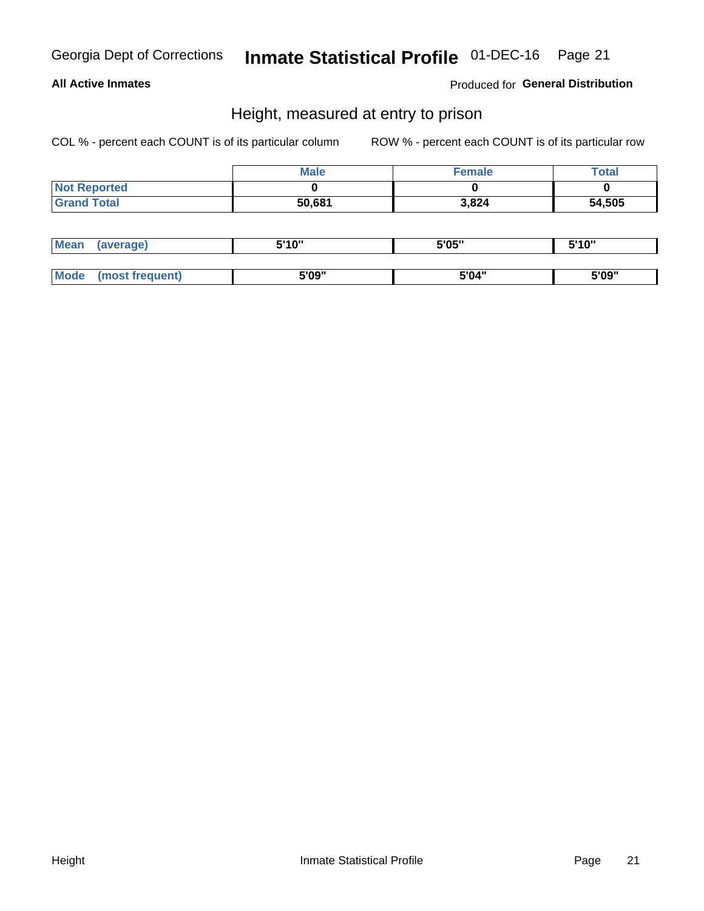Georgia Dept of Corrections **Inmate Statistical Profile** 01-DEC-16

**All Active Inmates** Produced for **General Distribution**

## Height, measured at entry to prison

COL % - percent each COUNT is of its particular column ROW % - percent each COUNT is of its particular row

| | Male | Female | Total |
|---|---|---|---|
| Not Reported | 0 | 0 | 0 |
| Grand Total | 50,681 | 3,824 | 54,505 |

| | Male | Female | Total |
|---|---|---|---|
| Mean (average) | 5'10" | 5'05" | 5'10" |
| Mode (most frequent) | 5'09" | 5'04" | 5'09" |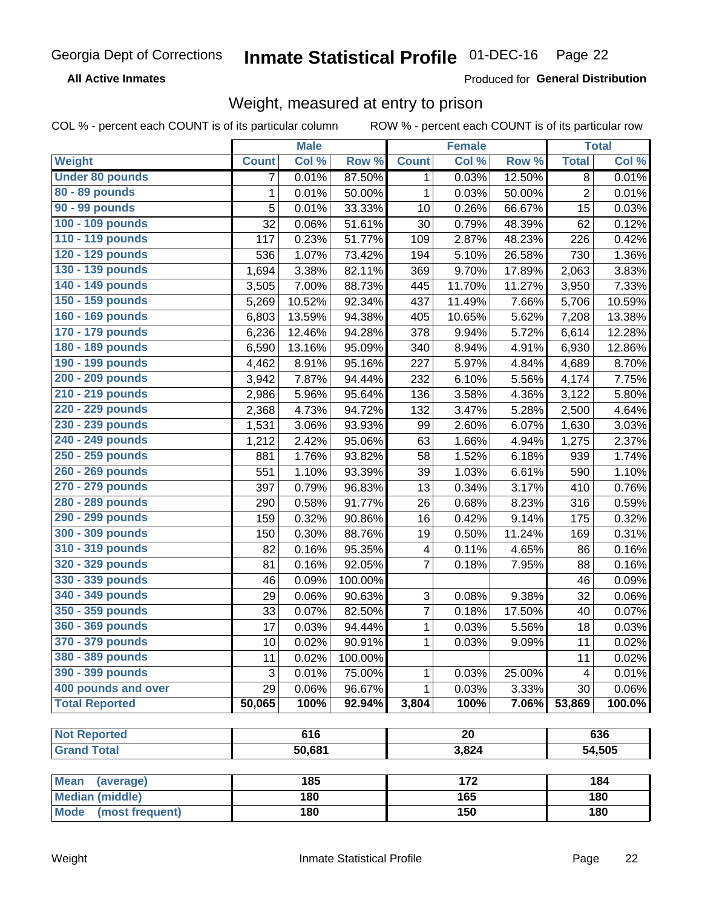Georgia Dept of Corrections **Inmate Statistical Profile** 01-DEC-16

**All Active Inmates** Produced for **General Distribution**

## Weight, measured at entry to prison

COL % - percent each COUNT is of its particular column ROW % - percent each COUNT is of its particular row

| | Male | | | Female | | | Total | |
|---|---|---|---|---|---|---|---|---|
| Weight | Count | Col % | Row % | Count | Col % | Row % | Total | Col % |
| Under 80 pounds | 7 | 0.01% | 87.50% | 1 | 0.03% | 12.50% | 8 | 0.01% |
| 80 - 89 pounds | 1 | 0.01% | 50.00% | 1 | 0.03% | 50.00% | 2 | 0.01% |
| 90 - 99 pounds | 5 | 0.01% | 33.33% | 10 | 0.26% | 66.67% | 15 | 0.03% |
| 100 - 109 pounds | 32 | 0.06% | 51.61% | 30 | 0.79% | 48.39% | 62 | 0.12% |
| 110 - 119 pounds | 117 | 0.23% | 51.77% | 109 | 2.87% | 48.23% | 226 | 0.42% |
| 120 - 129 pounds | 536 | 1.07% | 73.42% | 194 | 5.10% | 26.58% | 730 | 1.36% |
| 130 - 139 pounds | 1,694 | 3.38% | 82.11% | 369 | 9.70% | 17.89% | 2,063 | 3.83% |
| 140 - 149 pounds | 3,505 | 7.00% | 88.73% | 445 | 11.70% | 11.27% | 3,950 | 7.33% |
| 150 - 159 pounds | 5,269 | 10.52% | 92.34% | 437 | 11.49% | 7.66% | 5,706 | 10.59% |
| 160 - 169 pounds | 6,803 | 13.59% | 94.38% | 405 | 10.65% | 5.62% | 7,208 | 13.38% |
| 170 - 179 pounds | 6,236 | 12.46% | 94.28% | 378 | 9.94% | 5.72% | 6,614 | 12.28% |
| 180 - 189 pounds | 6,590 | 13.16% | 95.09% | 340 | 8.94% | 4.91% | 6,930 | 12.86% |
| 190 - 199 pounds | 4,462 | 8.91% | 95.16% | 227 | 5.97% | 4.84% | 4,689 | 8.70% |
| 200 - 209 pounds | 3,942 | 7.87% | 94.44% | 232 | 6.10% | 5.56% | 4,174 | 7.75% |
| 210 - 219 pounds | 2,986 | 5.96% | 95.64% | 136 | 3.58% | 4.36% | 3,122 | 5.80% |
| 220 - 229 pounds | 2,368 | 4.73% | 94.72% | 132 | 3.47% | 5.28% | 2,500 | 4.64% |
| 230 - 239 pounds | 1,531 | 3.06% | 93.93% | 99 | 2.60% | 6.07% | 1,630 | 3.03% |
| 240 - 249 pounds | 1,212 | 2.42% | 95.06% | 63 | 1.66% | 4.94% | 1,275 | 2.37% |
| 250 - 259 pounds | 881 | 1.76% | 93.82% | 58 | 1.52% | 6.18% | 939 | 1.74% |
| 260 - 269 pounds | 551 | 1.10% | 93.39% | 39 | 1.03% | 6.61% | 590 | 1.10% |
| 270 - 279 pounds | 397 | 0.79% | 96.83% | 13 | 0.34% | 3.17% | 410 | 0.76% |
| 280 - 289 pounds | 290 | 0.58% | 91.77% | 26 | 0.68% | 8.23% | 316 | 0.59% |
| 290 - 299 pounds | 159 | 0.32% | 90.86% | 16 | 0.42% | 9.14% | 175 | 0.32% |
| 300 - 309 pounds | 150 | 0.30% | 88.76% | 19 | 0.50% | 11.24% | 169 | 0.31% |
| 310 - 319 pounds | 82 | 0.16% | 95.35% | 4 | 0.11% | 4.65% | 86 | 0.16% |
| 320 - 329 pounds | 81 | 0.16% | 92.05% | 7 | 0.18% | 7.95% | 88 | 0.16% |
| 330 - 339 pounds | 46 | 0.09% | 100.00% | | | | 46 | 0.09% |
| 340 - 349 pounds | 29 | 0.06% | 90.63% | 3 | 0.08% | 9.38% | 32 | 0.06% |
| 350 - 359 pounds | 33 | 0.07% | 82.50% | 7 | 0.18% | 17.50% | 40 | 0.07% |
| 360 - 369 pounds | 17 | 0.03% | 94.44% | 1 | 0.03% | 5.56% | 18 | 0.03% |
| 370 - 379 pounds | 10 | 0.02% | 90.91% | 1 | 0.03% | 9.09% | 11 | 0.02% |
| 380 - 389 pounds | 11 | 0.02% | 100.00% | | | | 11 | 0.02% |
| 390 - 399 pounds | 3 | 0.01% | 75.00% | 1 | 0.03% | 25.00% | 4 | 0.01% |
| 400 pounds and over | 29 | 0.06% | 96.67% | 1 | 0.03% | 3.33% | 30 | 0.06% |
| **Total Reported** | **50,065** | **100%** | **92.94%** | **3,804** | **100%** | **7.06%** | **53,869** | **100.0%** |

| | Male | Female | Total |
|---|---|---|---|
| Not Reported | 616 | 20 | 636 |
| Grand Total | 50,681 | 3,824 | 54,505 |

| | Male | Female | Total |
|---|---|---|---|
| Mean (average) | 185 | 172 | 184 |
| Median (middle) | 180 | 165 | 180 |
| Mode (most frequent) | 180 | 150 | 180 |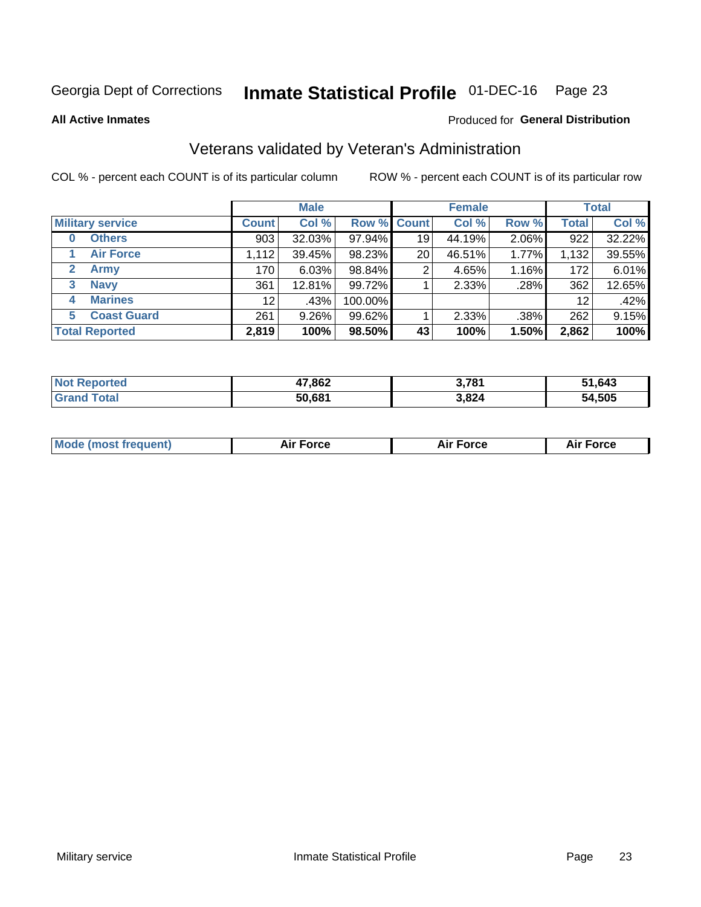Georgia Dept of Corrections **Inmate Statistical Profile** 01-DEC-16

**All Active Inmates**

Produced for **General Distribution**

## Veterans validated by Veteran's Administration

COL % - percent each COUNT is of its particular column ROW % - percent each COUNT is of its particular row

| Military service | Male | | | Female | | | Total | |
|---|---|---|---|---|---|---|---|---|
| | Count | Col % | Row % | Count | Col % | Row % | Total | Col % |
| 0 Others | 903 | 32.03% | 97.94% | 19 | 44.19% | 2.06% | 922 | 32.22% |
| 1 Air Force | 1,112 | 39.45% | 98.23% | 20 | 46.51% | 1.77% | 1,132 | 39.55% |
| 2 Army | 170 | 6.03% | 98.84% | 2 | 4.65% | 1.16% | 172 | 6.01% |
| 3 Navy | 361 | 12.81% | 99.72% | 1 | 2.33% | .28% | 362 | 12.65% |
| 4 Marines | 12 | .43% | 100.00% | | | | 12 | .42% |
| 5 Coast Guard | 261 | 9.26% | 99.62% | 1 | 2.33% | .38% | 262 | 9.15% |
| **Total Reported** | **2,819** | **100%** | **98.50%** | **43** | **100%** | **1.50%** | **2,862** | **100%** |

| | Male | Female | Total |
|---|---|---|---|
| Not Reported | 47,862 | 3,781 | 51,643 |
| Grand Total | 50,681 | 3,824 | 54,505 |

| | Male | Female | Total |
|---|---|---|---|
| Mode (most frequent) | Air Force | Air Force | Air Force |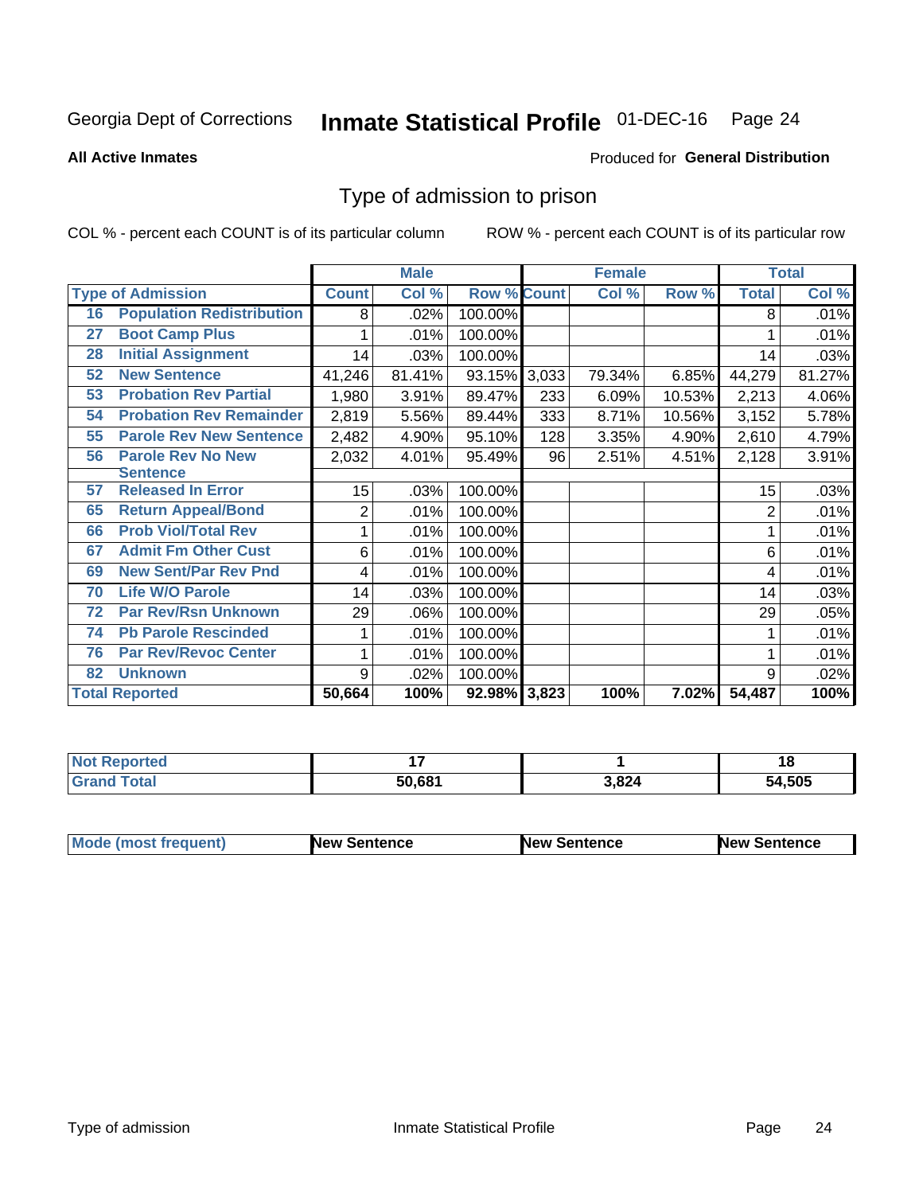Georgia Dept of Corrections **Inmate Statistical Profile** 01-DEC-16

**All Active Inmates**

Produced for **General Distribution**

## Type of admission to prison

COL % - percent each COUNT is of its particular column

ROW % - percent each COUNT is of its particular row

| | | Male | | | Female | | | Total | |
|---|---|---|---|---|---|---|---|---|---|
| **Type of Admission** | | **Count** | **Col %** | **Row %** | **Count** | **Col %** | **Row %** | **Total** | **Col %** |
| 16 | Population Redistribution | 8 | .02% | 100.00% | | | | 8 | .01% |
| 27 | Boot Camp Plus | 1 | .01% | 100.00% | | | | 1 | .01% |
| 28 | Initial Assignment | 14 | .03% | 100.00% | | | | 14 | .03% |
| 52 | New Sentence | 41,246 | 81.41% | 93.15% | 3,033 | 79.34% | 6.85% | 44,279 | 81.27% |
| 53 | Probation Rev Partial | 1,980 | 3.91% | 89.47% | 233 | 6.09% | 10.53% | 2,213 | 4.06% |
| 54 | Probation Rev Remainder | 2,819 | 5.56% | 89.44% | 333 | 8.71% | 10.56% | 3,152 | 5.78% |
| 55 | Parole Rev New Sentence | 2,482 | 4.90% | 95.10% | 128 | 3.35% | 4.90% | 2,610 | 4.79% |
| 56 | Parole Rev No New Sentence | 2,032 | 4.01% | 95.49% | 96 | 2.51% | 4.51% | 2,128 | 3.91% |
| 57 | Released In Error | 15 | .03% | 100.00% | | | | 15 | .03% |
| 65 | Return Appeal/Bond | 2 | .01% | 100.00% | | | | 2 | .01% |
| 66 | Prob Viol/Total Rev | 1 | .01% | 100.00% | | | | 1 | .01% |
| 67 | Admit Fm Other Cust | 6 | .01% | 100.00% | | | | 6 | .01% |
| 69 | New Sent/Par Rev Pnd | 4 | .01% | 100.00% | | | | 4 | .01% |
| 70 | Life W/O Parole | 14 | .03% | 100.00% | | | | 14 | .03% |
| 72 | Par Rev/Rsn Unknown | 29 | .06% | 100.00% | | | | 29 | .05% |
| 74 | Pb Parole Rescinded | 1 | .01% | 100.00% | | | | 1 | .01% |
| 76 | Par Rev/Revoc Center | 1 | .01% | 100.00% | | | | 1 | .01% |
| 82 | Unknown | 9 | .02% | 100.00% | | | | 9 | .02% |
| **Total Reported** | | **50,664** | **100%** | **92.98%** | **3,823** | **100%** | **7.02%** | **54,487** | **100%** |

| | Male | Female | Total |
|---|---|---|---|
| **Not Reported** | **17** | **1** | **18** |
| **Grand Total** | **50,681** | **3,824** | **54,505** |

| | Male | Female | Total |
|---|---|---|---|
| **Mode (most frequent)** | **New Sentence** | **New Sentence** | **New Sentence** |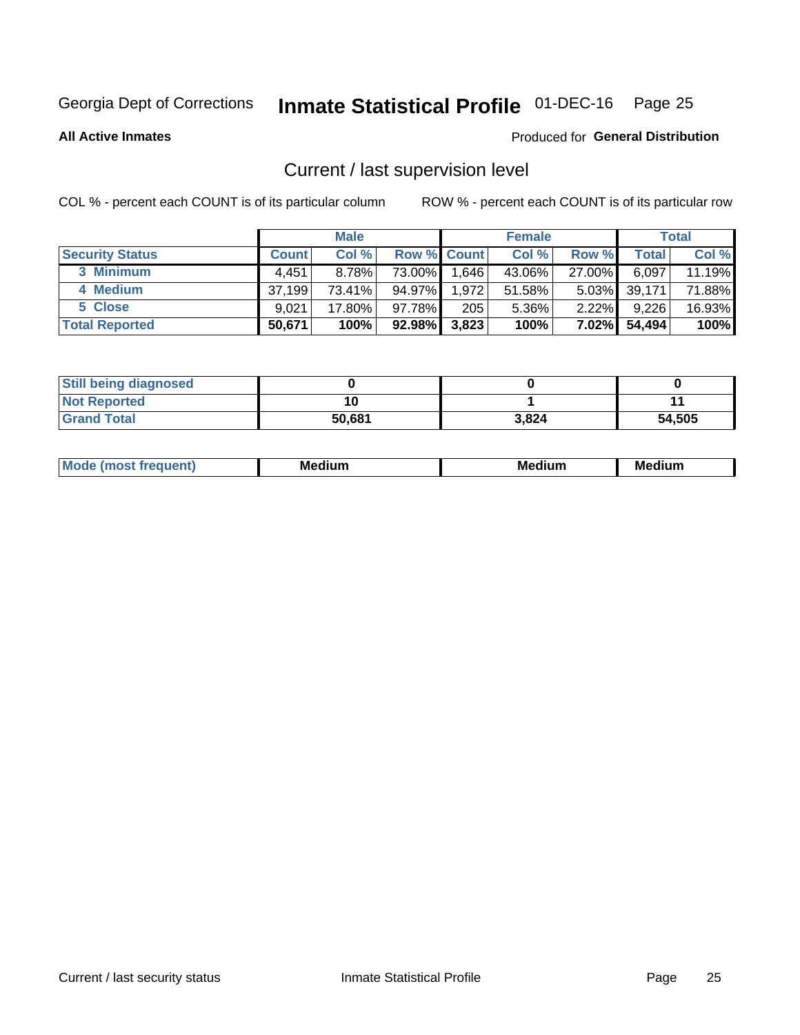Georgia Dept of Corrections **Inmate Statistical Profile** 01-DEC-16

**All Active Inmates**

Produced for **General Distribution**

## Current / last supervision level

COL % - percent each COUNT is of its particular column

ROW % - percent each COUNT is of its particular row

| | Male | | | Female | | | Total | |
|---|---|---|---|---|---|---|---|---|
| **Security Status** | **Count** | **Col %** | **Row %** | **Count** | **Col %** | **Row %** | **Total** | **Col %** |
| 3 Minimum | 4,451 | 8.78% | 73.00% | 1,646 | 43.06% | 27.00% | 6,097 | 11.19% |
| 4 Medium | 37,199 | 73.41% | 94.97% | 1,972 | 51.58% | 5.03% | 39,171 | 71.88% |
| 5 Close | 9,021 | 17.80% | 97.78% | 205 | 5.36% | 2.22% | 9,226 | 16.93% |
| **Total Reported** | **50,671** | **100%** | **92.98%** | **3,823** | **100%** | **7.02%** | **54,494** | **100%** |

| | Male | Female | Total |
|---|---|---|---|
| **Still being diagnosed** | **0** | **0** | **0** |
| **Not Reported** | **10** | **1** | **11** |
| **Grand Total** | **50,681** | **3,824** | **54,505** |

| | Male | Female | Total |
|---|---|---|---|
| **Mode (most frequent)** | **Medium** | **Medium** | **Medium** |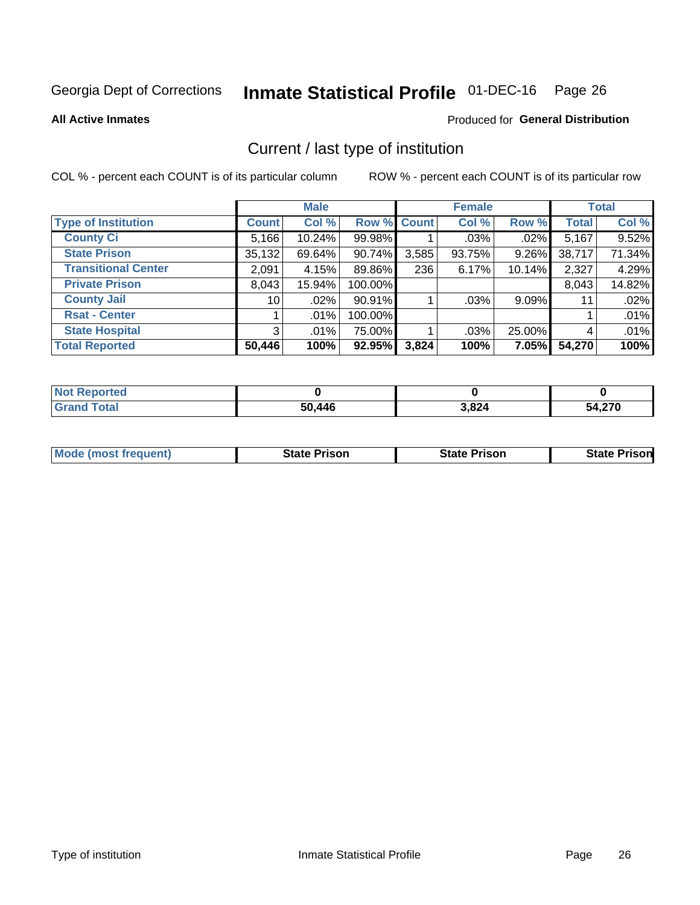Georgia Dept of Corrections **Inmate Statistical Profile** 01-DEC-16

**All Active Inmates**

Produced for **General Distribution**

## Current / last type of institution

COL % - percent each COUNT is of its particular column

ROW % - percent each COUNT is of its particular row

| | Male | | | Female | | | Total | |
|---|---|---|---|---|---|---|---|---|
| **Type of Institution** | **Count** | **Col %** | **Row %** | **Count** | **Col %** | **Row %** | **Total** | **Col %** |
| **County Ci** | 5,166 | 10.24% | 99.98% | 1 | .03% | .02% | 5,167 | 9.52% |
| **State Prison** | 35,132 | 69.64% | 90.74% | 3,585 | 93.75% | 9.26% | 38,717 | 71.34% |
| **Transitional Center** | 2,091 | 4.15% | 89.86% | 236 | 6.17% | 10.14% | 2,327 | 4.29% |
| **Private Prison** | 8,043 | 15.94% | 100.00% | | | | 8,043 | 14.82% |
| **County Jail** | 10 | .02% | 90.91% | 1 | .03% | 9.09% | 11 | .02% |
| **Rsat - Center** | 1 | .01% | 100.00% | | | | 1 | .01% |
| **State Hospital** | 3 | .01% | 75.00% | 1 | .03% | 25.00% | 4 | .01% |
| **Total Reported** | **50,446** | **100%** | **92.95%** | **3,824** | **100%** | **7.05%** | **54,270** | **100%** |

| | Male | Female | Total |
|---|---|---|---|
| **Not Reported** | **0** | **0** | **0** |
| **Grand Total** | **50,446** | **3,824** | **54,270** |

| | Male | Female | Total |
|---|---|---|---|
| **Mode (most frequent)** | **State Prison** | **State Prison** | **State Prison** |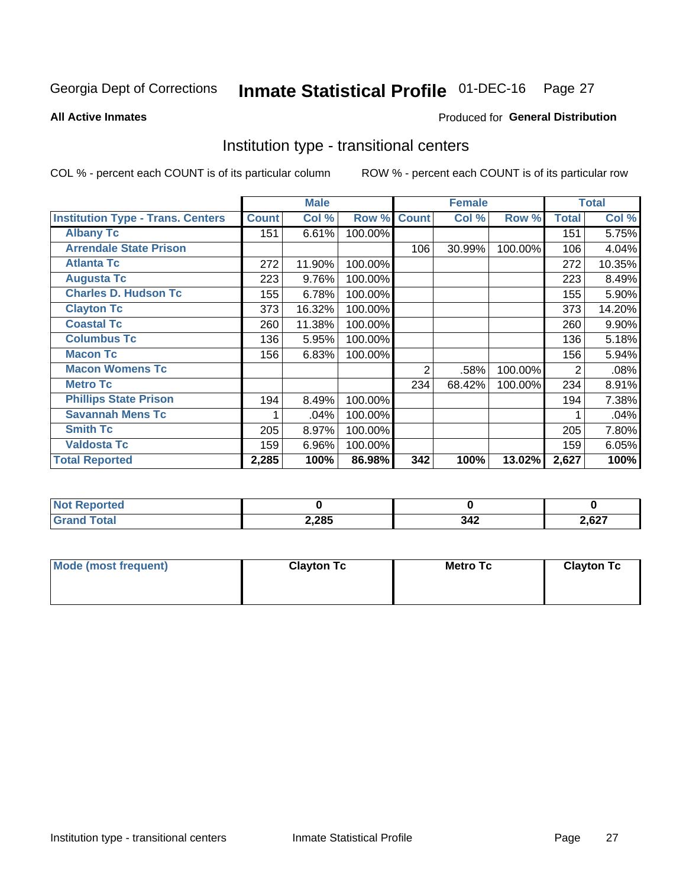Georgia Dept of Corrections **Inmate Statistical Profile** 01-DEC-16

**All Active Inmates**

Produced for **General Distribution**

## Institution type - transitional centers

COL % - percent each COUNT is of its particular column

ROW % - percent each COUNT is of its particular row

| | Male | | | Female | | | Total | |
|---|---|---|---|---|---|---|---|---|
| **Institution Type - Trans. Centers** | **Count** | **Col %** | **Row %** | **Count** | **Col %** | **Row %** | **Total** | **Col %** |
| **Albany Tc** | 151 | 6.61% | 100.00% | | | | 151 | 5.75% |
| **Arrendale State Prison** | | | | 106 | 30.99% | 100.00% | 106 | 4.04% |
| **Atlanta Tc** | 272 | 11.90% | 100.00% | | | | 272 | 10.35% |
| **Augusta Tc** | 223 | 9.76% | 100.00% | | | | 223 | 8.49% |
| **Charles D. Hudson Tc** | 155 | 6.78% | 100.00% | | | | 155 | 5.90% |
| **Clayton Tc** | 373 | 16.32% | 100.00% | | | | 373 | 14.20% |
| **Coastal Tc** | 260 | 11.38% | 100.00% | | | | 260 | 9.90% |
| **Columbus Tc** | 136 | 5.95% | 100.00% | | | | 136 | 5.18% |
| **Macon Tc** | 156 | 6.83% | 100.00% | | | | 156 | 5.94% |
| **Macon Womens Tc** | | | | 2 | .58% | 100.00% | 2 | .08% |
| **Metro Tc** | | | | 234 | 68.42% | 100.00% | 234 | 8.91% |
| **Phillips State Prison** | 194 | 8.49% | 100.00% | | | | 194 | 7.38% |
| **Savannah Mens Tc** | 1 | .04% | 100.00% | | | | 1 | .04% |
| **Smith Tc** | 205 | 8.97% | 100.00% | | | | 205 | 7.80% |
| **Valdosta Tc** | 159 | 6.96% | 100.00% | | | | 159 | 6.05% |
| **Total Reported** | **2,285** | **100%** | **86.98%** | **342** | **100%** | **13.02%** | **2,627** | **100%** |

| | Male | Female | Total |
|---|---|---|---|
| **Not Reported** | **0** | **0** | **0** |
| **Grand Total** | **2,285** | **342** | **2,627** |

| | Male | Female | Total |
|---|---|---|---|
| **Mode (most frequent)** | **Clayton Tc** | **Metro Tc** | **Clayton Tc** |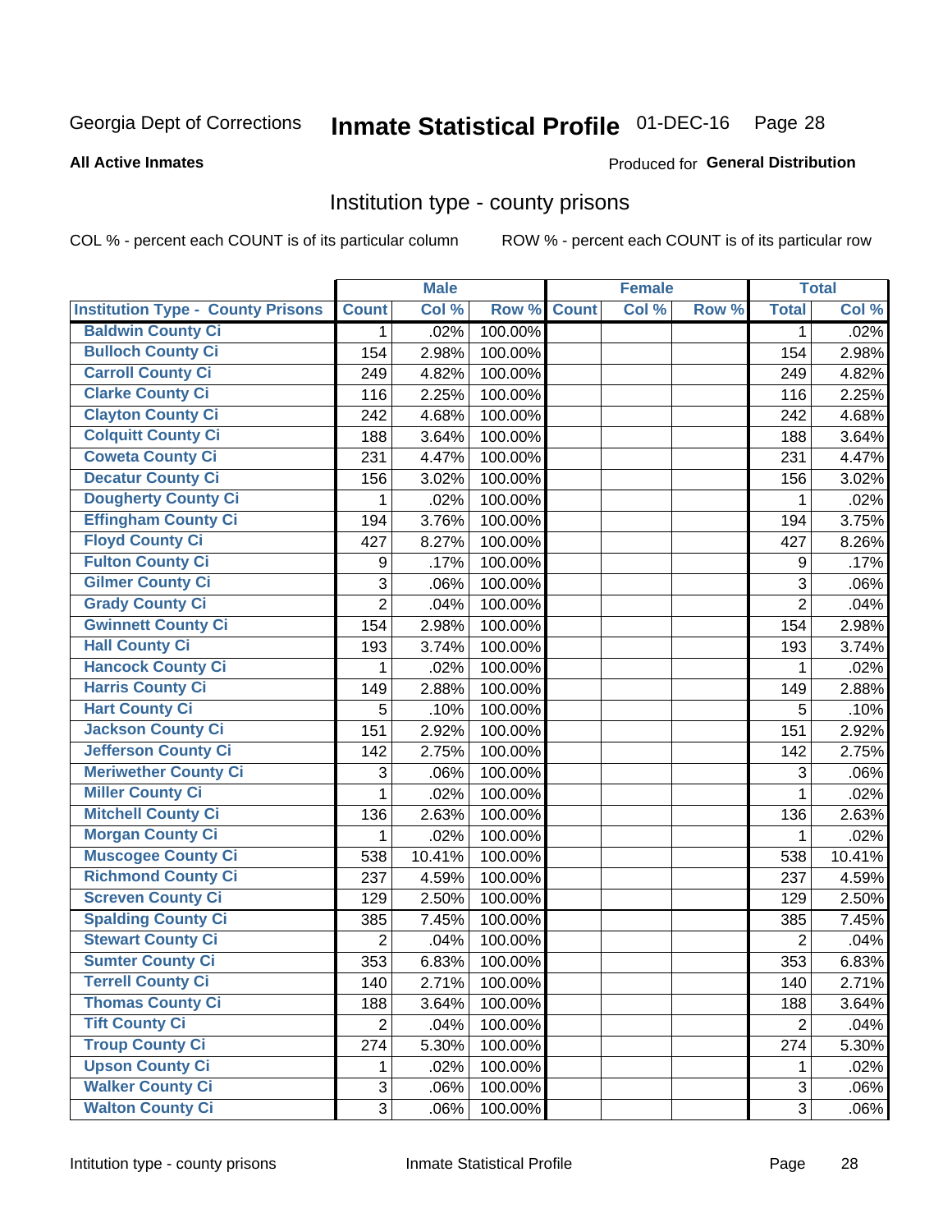Georgia Dept of Corrections **Inmate Statistical Profile** 01-DEC-16 Page 28

**All Active Inmates**

Produced for **General Distribution**

## Institution type - county prisons

COL % - percent each COUNT is of its particular column ROW % - percent each COUNT is of its particular row

| | Male | | | Female | | | Total | |
|---|---|---|---|---|---|---|---|---|
| Institution Type - County Prisons | Count | Col % | Row % | Count | Col % | Row % | Total | Col % |
| Baldwin County Ci | 1 | .02% | 100.00% | | | | 1 | .02% |
| Bulloch County Ci | 154 | 2.98% | 100.00% | | | | 154 | 2.98% |
| Carroll County Ci | 249 | 4.82% | 100.00% | | | | 249 | 4.82% |
| Clarke County Ci | 116 | 2.25% | 100.00% | | | | 116 | 2.25% |
| Clayton County Ci | 242 | 4.68% | 100.00% | | | | 242 | 4.68% |
| Colquitt County Ci | 188 | 3.64% | 100.00% | | | | 188 | 3.64% |
| Coweta County Ci | 231 | 4.47% | 100.00% | | | | 231 | 4.47% |
| Decatur County Ci | 156 | 3.02% | 100.00% | | | | 156 | 3.02% |
| Dougherty County Ci | 1 | .02% | 100.00% | | | | 1 | .02% |
| Effingham County Ci | 194 | 3.76% | 100.00% | | | | 194 | 3.75% |
| Floyd County Ci | 427 | 8.27% | 100.00% | | | | 427 | 8.26% |
| Fulton County Ci | 9 | .17% | 100.00% | | | | 9 | .17% |
| Gilmer County Ci | 3 | .06% | 100.00% | | | | 3 | .06% |
| Grady County Ci | 2 | .04% | 100.00% | | | | 2 | .04% |
| Gwinnett County Ci | 154 | 2.98% | 100.00% | | | | 154 | 2.98% |
| Hall County Ci | 193 | 3.74% | 100.00% | | | | 193 | 3.74% |
| Hancock County Ci | 1 | .02% | 100.00% | | | | 1 | .02% |
| Harris County Ci | 149 | 2.88% | 100.00% | | | | 149 | 2.88% |
| Hart County Ci | 5 | .10% | 100.00% | | | | 5 | .10% |
| Jackson County Ci | 151 | 2.92% | 100.00% | | | | 151 | 2.92% |
| Jefferson County Ci | 142 | 2.75% | 100.00% | | | | 142 | 2.75% |
| Meriwether County Ci | 3 | .06% | 100.00% | | | | 3 | .06% |
| Miller County Ci | 1 | .02% | 100.00% | | | | 1 | .02% |
| Mitchell County Ci | 136 | 2.63% | 100.00% | | | | 136 | 2.63% |
| Morgan County Ci | 1 | .02% | 100.00% | | | | 1 | .02% |
| Muscogee County Ci | 538 | 10.41% | 100.00% | | | | 538 | 10.41% |
| Richmond County Ci | 237 | 4.59% | 100.00% | | | | 237 | 4.59% |
| Screven County Ci | 129 | 2.50% | 100.00% | | | | 129 | 2.50% |
| Spalding County Ci | 385 | 7.45% | 100.00% | | | | 385 | 7.45% |
| Stewart County Ci | 2 | .04% | 100.00% | | | | 2 | .04% |
| Sumter County Ci | 353 | 6.83% | 100.00% | | | | 353 | 6.83% |
| Terrell County Ci | 140 | 2.71% | 100.00% | | | | 140 | 2.71% |
| Thomas County Ci | 188 | 3.64% | 100.00% | | | | 188 | 3.64% |
| Tift County Ci | 2 | .04% | 100.00% | | | | 2 | .04% |
| Troup County Ci | 274 | 5.30% | 100.00% | | | | 274 | 5.30% |
| Upson County Ci | 1 | .02% | 100.00% | | | | 1 | .02% |
| Walker County Ci | 3 | .06% | 100.00% | | | | 3 | .06% |
| Walton County Ci | 3 | .06% | 100.00% | | | | 3 | .06% |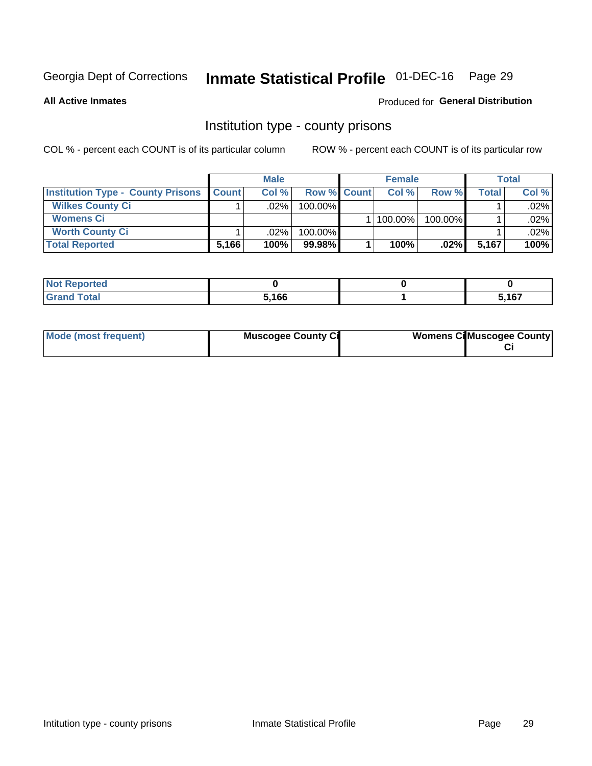Georgia Dept of Corrections **Inmate Statistical Profile** 01-DEC-16

**All Active Inmates**

Produced for **General Distribution**

## Institution type - county prisons

COL % - percent each COUNT is of its particular column ROW % - percent each COUNT is of its particular row

| | Male | | | Female | | | Total | |
|---|---|---|---|---|---|---|---|---|
| **Institution Type - County Prisons** | **Count** | **Col %** | **Row %** | **Count** | **Col %** | **Row %** | **Total** | **Col %** |
| **Wilkes County Ci** | 1 | .02% | 100.00% | | | | 1 | .02% |
| **Womens Ci** | | | | 1 | 100.00% | 100.00% | 1 | .02% |
| **Worth County Ci** | 1 | .02% | 100.00% | | | | 1 | .02% |
| **Total Reported** | **5,166** | **100%** | **99.98%** | **1** | **100%** | **.02%** | **5,167** | **100%** |

| | Male | Female | Total |
|---|---|---|---|
| **Not Reported** | **0** | **0** | **0** |
| **Grand Total** | **5,166** | **1** | **5,167** |

| | Male | Female | Total |
|---|---|---|---|
| **Mode (most frequent)** | **Muscogee County Ci** | **Womens Ci** | **Muscogee County Ci** |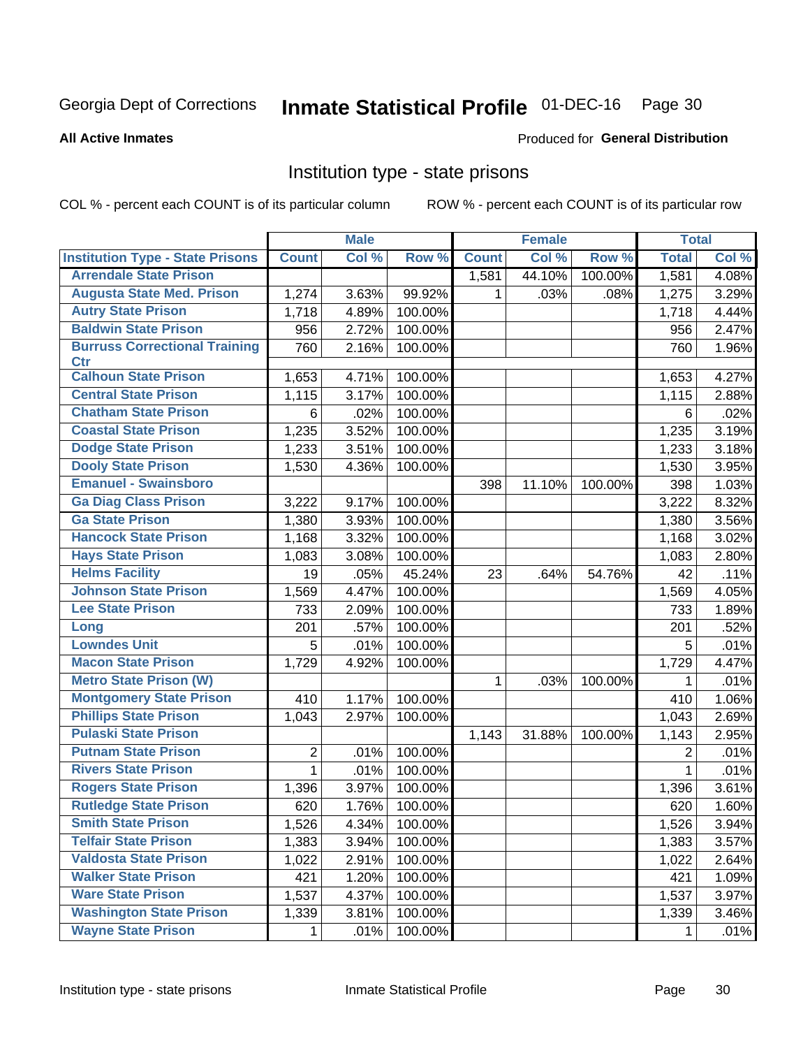Georgia Dept of Corrections **Inmate Statistical Profile** 01-DEC-16

**All Active Inmates** Produced for **General Distribution**

## Institution type - state prisons

COL % - percent each COUNT is of its particular column ROW % - percent each COUNT is of its particular row

| | Male | | | Female | | | Total | |
|---|---|---|---|---|---|---|---|---|
| Institution Type - State Prisons | Count | Col % | Row % | Count | Col % | Row % | Total | Col % |
| Arrendale State Prison | | | | 1,581 | 44.10% | 100.00% | 1,581 | 4.08% |
| Augusta State Med. Prison | 1,274 | 3.63% | 99.92% | 1 | .03% | .08% | 1,275 | 3.29% |
| Autry State Prison | 1,718 | 4.89% | 100.00% | | | | 1,718 | 4.44% |
| Baldwin State Prison | 956 | 2.72% | 100.00% | | | | 956 | 2.47% |
| Burruss Correctional Training Ctr | 760 | 2.16% | 100.00% | | | | 760 | 1.96% |
| Calhoun State Prison | 1,653 | 4.71% | 100.00% | | | | 1,653 | 4.27% |
| Central State Prison | 1,115 | 3.17% | 100.00% | | | | 1,115 | 2.88% |
| Chatham State Prison | 6 | .02% | 100.00% | | | | 6 | .02% |
| Coastal State Prison | 1,235 | 3.52% | 100.00% | | | | 1,235 | 3.19% |
| Dodge State Prison | 1,233 | 3.51% | 100.00% | | | | 1,233 | 3.18% |
| Dooly State Prison | 1,530 | 4.36% | 100.00% | | | | 1,530 | 3.95% |
| Emanuel - Swainsboro | | | | 398 | 11.10% | 100.00% | 398 | 1.03% |
| Ga Diag Class Prison | 3,222 | 9.17% | 100.00% | | | | 3,222 | 8.32% |
| Ga State Prison | 1,380 | 3.93% | 100.00% | | | | 1,380 | 3.56% |
| Hancock State Prison | 1,168 | 3.32% | 100.00% | | | | 1,168 | 3.02% |
| Hays State Prison | 1,083 | 3.08% | 100.00% | | | | 1,083 | 2.80% |
| Helms Facility | 19 | .05% | 45.24% | 23 | .64% | 54.76% | 42 | .11% |
| Johnson State Prison | 1,569 | 4.47% | 100.00% | | | | 1,569 | 4.05% |
| Lee State Prison | 733 | 2.09% | 100.00% | | | | 733 | 1.89% |
| Long | 201 | .57% | 100.00% | | | | 201 | .52% |
| Lowndes Unit | 5 | .01% | 100.00% | | | | 5 | .01% |
| Macon State Prison | 1,729 | 4.92% | 100.00% | | | | 1,729 | 4.47% |
| Metro State Prison (W) | | | | 1 | .03% | 100.00% | 1 | .01% |
| Montgomery State Prison | 410 | 1.17% | 100.00% | | | | 410 | 1.06% |
| Phillips State Prison | 1,043 | 2.97% | 100.00% | | | | 1,043 | 2.69% |
| Pulaski State Prison | | | | 1,143 | 31.88% | 100.00% | 1,143 | 2.95% |
| Putnam State Prison | 2 | .01% | 100.00% | | | | 2 | .01% |
| Rivers State Prison | 1 | .01% | 100.00% | | | | 1 | .01% |
| Rogers State Prison | 1,396 | 3.97% | 100.00% | | | | 1,396 | 3.61% |
| Rutledge State Prison | 620 | 1.76% | 100.00% | | | | 620 | 1.60% |
| Smith State Prison | 1,526 | 4.34% | 100.00% | | | | 1,526 | 3.94% |
| Telfair State Prison | 1,383 | 3.94% | 100.00% | | | | 1,383 | 3.57% |
| Valdosta State Prison | 1,022 | 2.91% | 100.00% | | | | 1,022 | 2.64% |
| Walker State Prison | 421 | 1.20% | 100.00% | | | | 421 | 1.09% |
| Ware State Prison | 1,537 | 4.37% | 100.00% | | | | 1,537 | 3.97% |
| Washington State Prison | 1,339 | 3.81% | 100.00% | | | | 1,339 | 3.46% |
| Wayne State Prison | 1 | .01% | 100.00% | | | | 1 | .01% |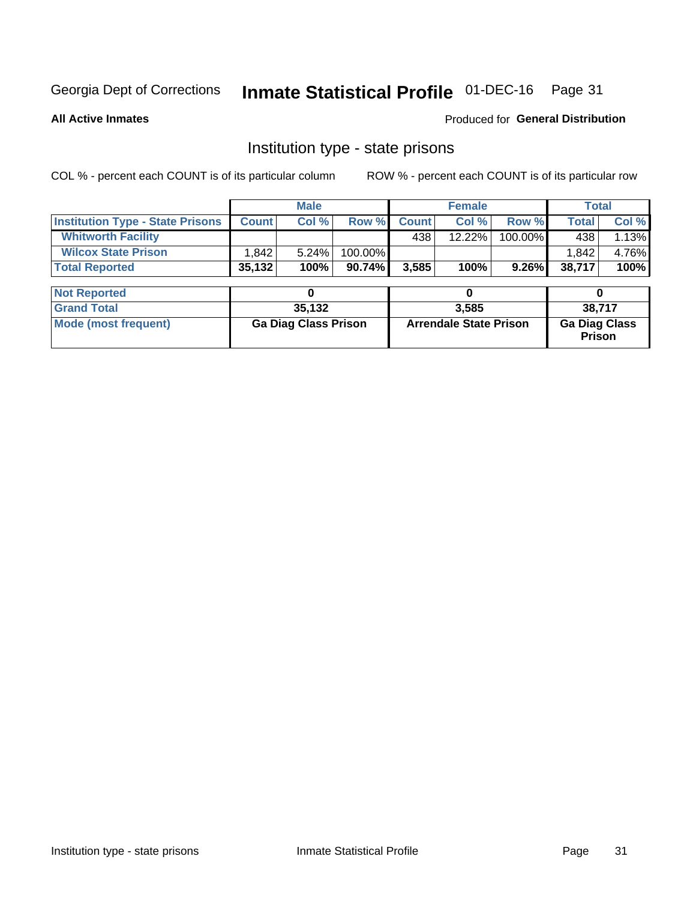Georgia Dept of Corrections **Inmate Statistical Profile** 01-DEC-16

**All Active Inmates**

Produced for **General Distribution**

## Institution type - state prisons

COL % - percent each COUNT is of its particular column ROW % - percent each COUNT is of its particular row

| | Male | | | Female | | | Total | |
|---|---|---|---|---|---|---|---|---|
| **Institution Type - State Prisons** | **Count** | **Col %** | **Row %** | **Count** | **Col %** | **Row %** | **Total** | **Col %** |
| **Whitworth Facility** | | | | 438 | 12.22% | 100.00% | 438 | 1.13% |
| **Wilcox State Prison** | 1,842 | 5.24% | 100.00% | | | | 1,842 | 4.76% |
| **Total Reported** | **35,132** | **100%** | **90.74%** | **3,585** | **100%** | **9.26%** | **38,717** | **100%** |

| | Male | Female | Total |
|---|---|---|---|
| **Not Reported** | **0** | **0** | **0** |
| **Grand Total** | **35,132** | **3,585** | **38,717** |
| **Mode (most frequent)** | **Ga Diag Class Prison** | **Arrendale State Prison** | **Ga Diag Class Prison** |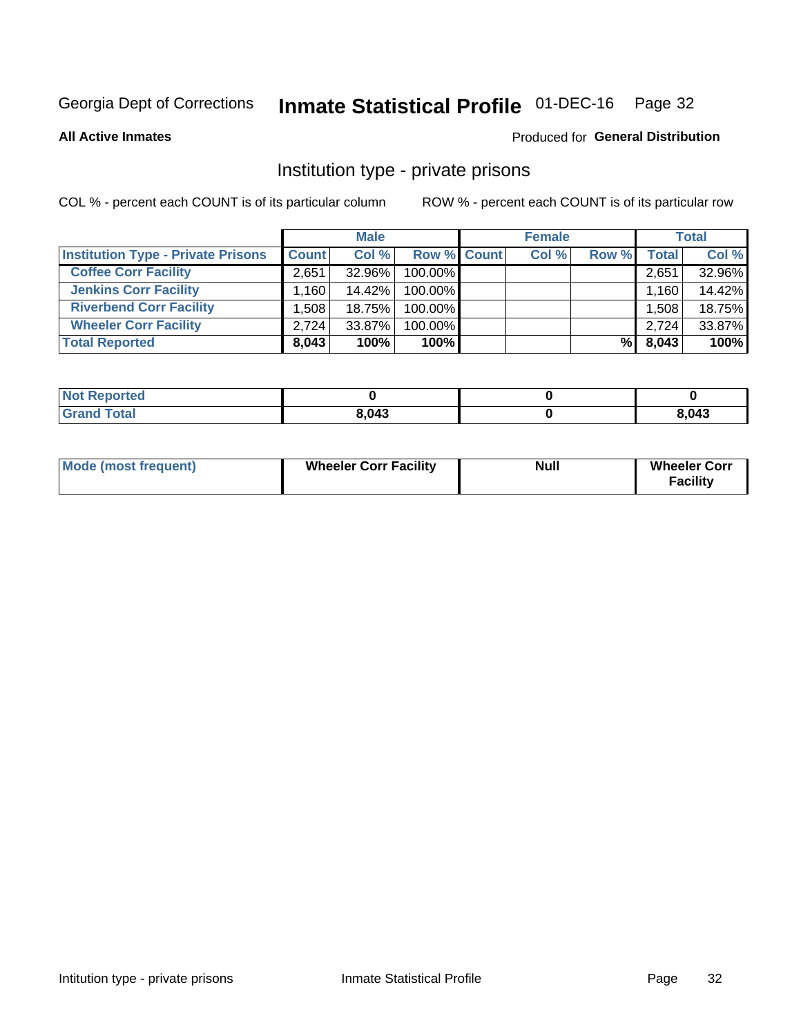Georgia Dept of Corrections **Inmate Statistical Profile** 01-DEC-16

**All Active Inmates**

Produced for **General Distribution**

## Institution type - private prisons

COL % - percent each COUNT is of its particular column

ROW % - percent each COUNT is of its particular row

| | Male | | | Female | | | Total | |
|---|---|---|---|---|---|---|---|---|
| **Institution Type - Private Prisons** | **Count** | **Col %** | **Row %** | **Count** | **Col %** | **Row %** | **Total** | **Col %** |
| **Coffee Corr Facility** | 2,651 | 32.96% | 100.00% | | | | 2,651 | 32.96% |
| **Jenkins Corr Facility** | 1,160 | 14.42% | 100.00% | | | | 1,160 | 14.42% |
| **Riverbend Corr Facility** | 1,508 | 18.75% | 100.00% | | | | 1,508 | 18.75% |
| **Wheeler Corr Facility** | 2,724 | 33.87% | 100.00% | | | | 2,724 | 33.87% |
| **Total Reported** | **8,043** | **100%** | **100%** | | | **%** | **8,043** | **100%** |

| | Male | Female | Total |
|---|---|---|---|
| **Not Reported** | **0** | **0** | **0** |
| **Grand Total** | **8,043** | **0** | **8,043** |

| | Male | Female | Total |
|---|---|---|---|
| **Mode (most frequent)** | **Wheeler Corr Facility** | **Null** | **Wheeler Corr Facility** |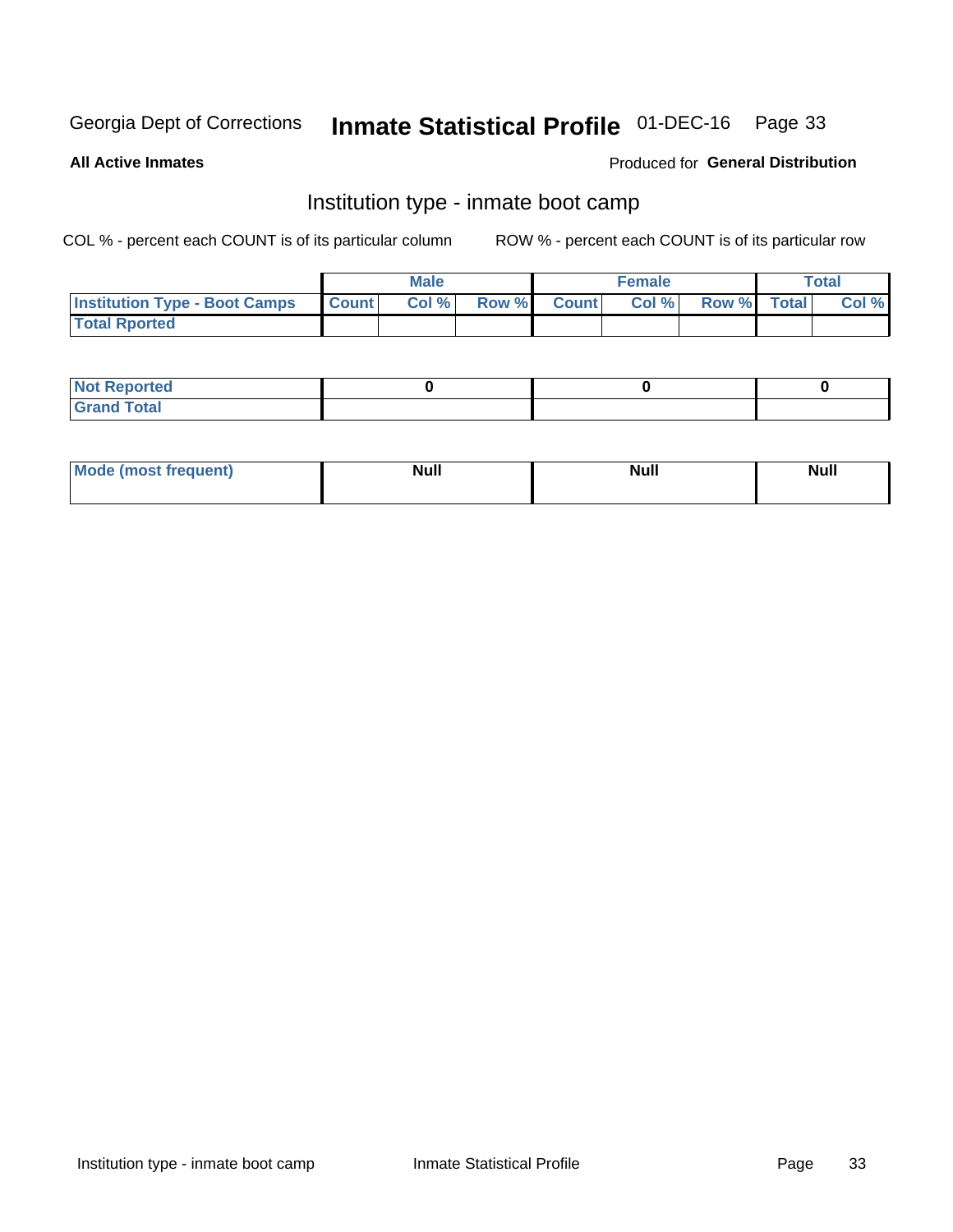Georgia Dept of Corrections **Inmate Statistical Profile** 01-DEC-16

**All Active Inmates**

Produced for **General Distribution**

## Institution type - inmate boot camp

COL % - percent each COUNT is of its particular column

ROW % - percent each COUNT is of its particular row

| | Male | | | Female | | | Total | |
|---|---|---|---|---|---|---|---|---|
| **Institution Type - Boot Camps** | **Count** | **Col %** | **Row %** | **Count** | **Col %** | **Row %** | **Total** | **Col %** |
| **Total Rported** | | | | | | | | |

| | Male | Female | Total |
|---|---|---|---|
| **Not Reported** | 0 | 0 | 0 |
| **Grand Total** | | | |

| | Male | Female | Total |
|---|---|---|---|
| **Mode (most frequent)** | Null | Null | Null |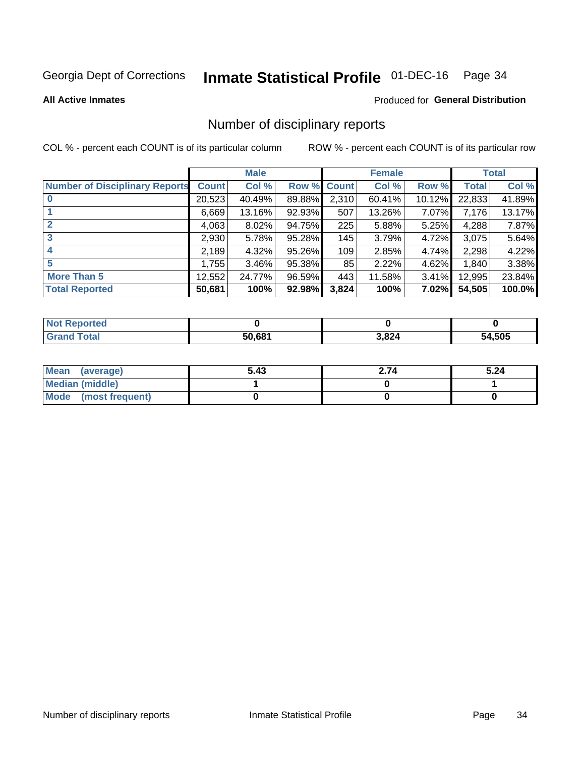Georgia Dept of Corrections **Inmate Statistical Profile** 01-DEC-16

**All Active Inmates**

Produced for **General Distribution**

## Number of disciplinary reports

COL % - percent each COUNT is of its particular column

ROW % - percent each COUNT is of its particular row

| | Male | | | Female | | | Total | |
|---|---|---|---|---|---|---|---|---|
| **Number of Disciplinary Reports** | **Count** | **Col %** | **Row %** | **Count** | **Col %** | **Row %** | **Total** | **Col %** |
| **0** | 20,523 | 40.49% | 89.88% | 2,310 | 60.41% | 10.12% | 22,833 | 41.89% |
| **1** | 6,669 | 13.16% | 92.93% | 507 | 13.26% | 7.07% | 7,176 | 13.17% |
| **2** | 4,063 | 8.02% | 94.75% | 225 | 5.88% | 5.25% | 4,288 | 7.87% |
| **3** | 2,930 | 5.78% | 95.28% | 145 | 3.79% | 4.72% | 3,075 | 5.64% |
| **4** | 2,189 | 4.32% | 95.26% | 109 | 2.85% | 4.74% | 2,298 | 4.22% |
| **5** | 1,755 | 3.46% | 95.38% | 85 | 2.22% | 4.62% | 1,840 | 3.38% |
| **More Than 5** | 12,552 | 24.77% | 96.59% | 443 | 11.58% | 3.41% | 12,995 | 23.84% |
| **Total Reported** | **50,681** | **100%** | **92.98%** | **3,824** | **100%** | **7.02%** | **54,505** | **100.0%** |

| | Male | Female | Total |
|---|---|---|---|
| **Not Reported** | **0** | **0** | **0** |
| **Grand Total** | **50,681** | **3,824** | **54,505** |

| | Male | Female | Total |
|---|---|---|---|
| **Mean (average)** | **5.43** | **2.74** | **5.24** |
| **Median (middle)** | **1** | **0** | **1** |
| **Mode (most frequent)** | **0** | **0** | **0** |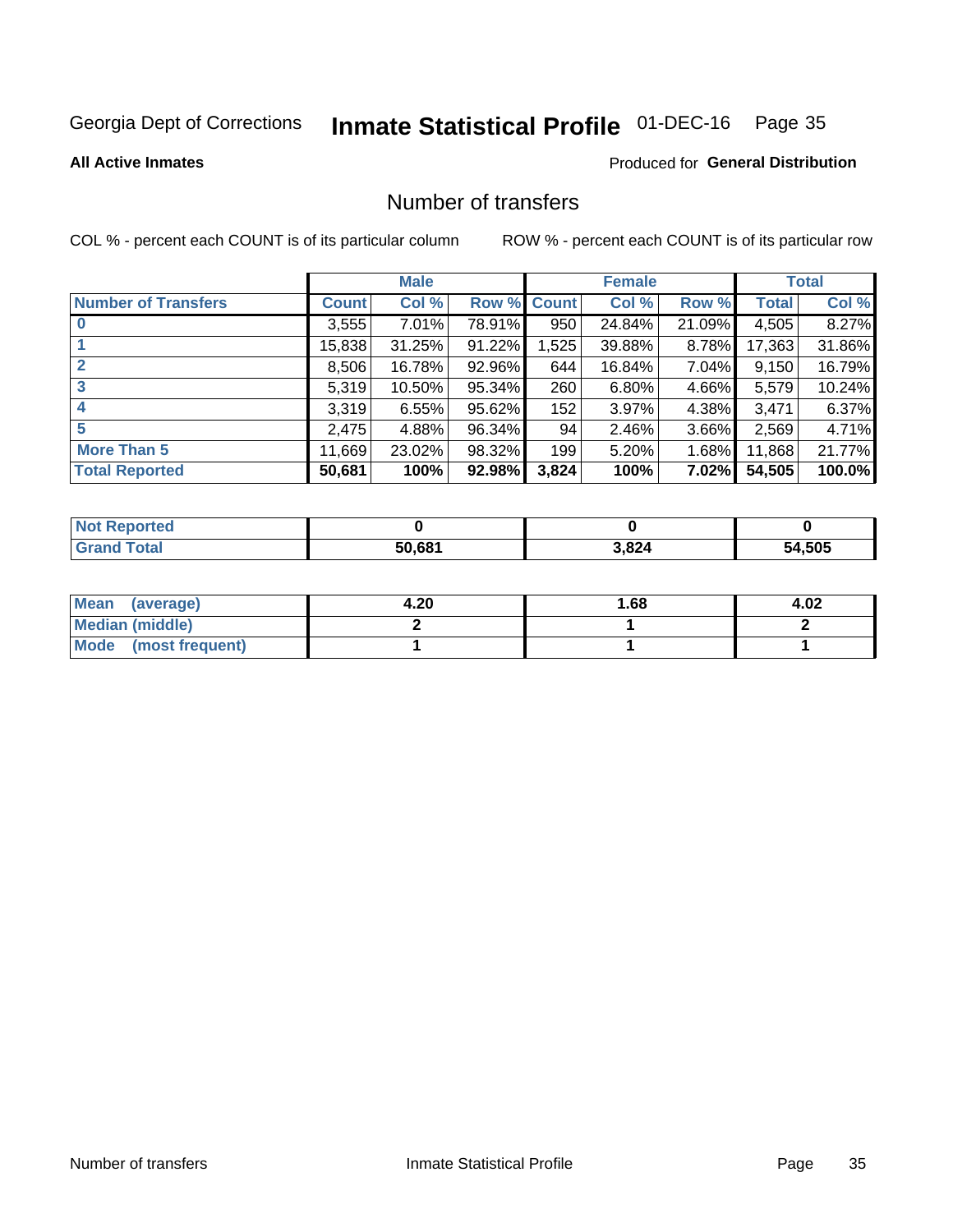Georgia Dept of Corrections **Inmate Statistical Profile** 01-DEC-16

**All Active Inmates**

Produced for **General Distribution**

## Number of transfers

COL % - percent each COUNT is of its particular column    ROW % - percent each COUNT is of its particular row

| | Male | | | Female | | | Total | |
|---|---|---|---|---|---|---|---|---|
| **Number of Transfers** | **Count** | **Col %** | **Row %** | **Count** | **Col %** | **Row %** | **Total** | **Col %** |
| **0** | 3,555 | 7.01% | 78.91% | 950 | 24.84% | 21.09% | 4,505 | 8.27% |
| **1** | 15,838 | 31.25% | 91.22% | 1,525 | 39.88% | 8.78% | 17,363 | 31.86% |
| **2** | 8,506 | 16.78% | 92.96% | 644 | 16.84% | 7.04% | 9,150 | 16.79% |
| **3** | 5,319 | 10.50% | 95.34% | 260 | 6.80% | 4.66% | 5,579 | 10.24% |
| **4** | 3,319 | 6.55% | 95.62% | 152 | 3.97% | 4.38% | 3,471 | 6.37% |
| **5** | 2,475 | 4.88% | 96.34% | 94 | 2.46% | 3.66% | 2,569 | 4.71% |
| **More Than 5** | 11,669 | 23.02% | 98.32% | 199 | 5.20% | 1.68% | 11,868 | 21.77% |
| **Total Reported** | **50,681** | **100%** | **92.98%** | **3,824** | **100%** | **7.02%** | **54,505** | **100.0%** |

| | Male | Female | Total |
|---|---|---|---|
| **Not Reported** | **0** | **0** | **0** |
| **Grand Total** | **50,681** | **3,824** | **54,505** |

| | Male | Female | Total |
|---|---|---|---|
| **Mean (average)** | **4.20** | **1.68** | **4.02** |
| **Median (middle)** | **2** | **1** | **2** |
| **Mode (most frequent)** | **1** | **1** | **1** |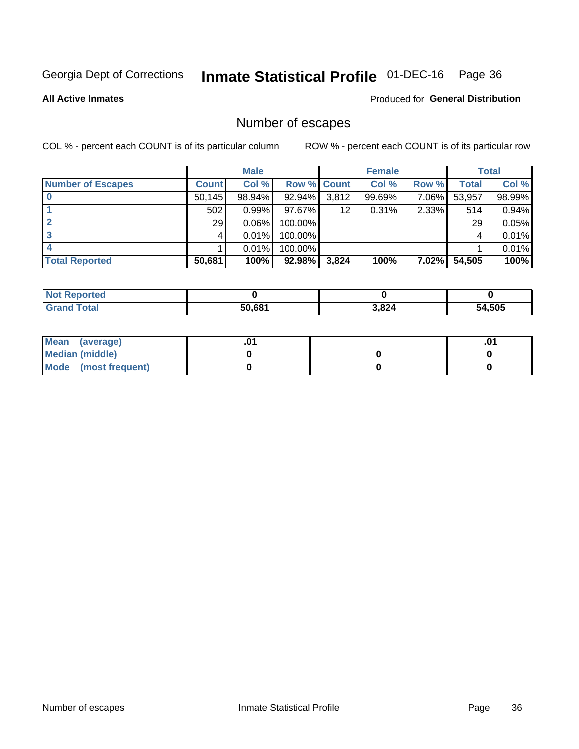Georgia Dept of Corrections **Inmate Statistical Profile** 01-DEC-16 Page 36

**All Active Inmates**

Produced for **General Distribution**

## Number of escapes

COL % - percent each COUNT is of its particular column

ROW % - percent each COUNT is of its particular row

| | Male | | | Female | | | Total | |
|---|---|---|---|---|---|---|---|---|
| **Number of Escapes** | **Count** | **Col %** | **Row %** | **Count** | **Col %** | **Row %** | **Total** | **Col %** |
| **0** | 50,145 | 98.94% | 92.94% | 3,812 | 99.69% | 7.06% | 53,957 | 98.99% |
| **1** | 502 | 0.99% | 97.67% | 12 | 0.31% | 2.33% | 514 | 0.94% |
| **2** | 29 | 0.06% | 100.00% | | | | 29 | 0.05% |
| **3** | 4 | 0.01% | 100.00% | | | | 4 | 0.01% |
| **4** | 1 | 0.01% | 100.00% | | | | 1 | 0.01% |
| **Total Reported** | **50,681** | **100%** | **92.98%** | **3,824** | **100%** | **7.02%** | **54,505** | **100%** |

| | Male | Female | Total |
|---|---|---|---|
| **Not Reported** | **0** | **0** | **0** |
| **Grand Total** | **50,681** | **3,824** | **54,505** |

| | Male | Female | Total |
|---|---|---|---|
| **Mean (average)** | **.01** | | **.01** |
| **Median (middle)** | **0** | **0** | **0** |
| **Mode (most frequent)** | **0** | **0** | **0** |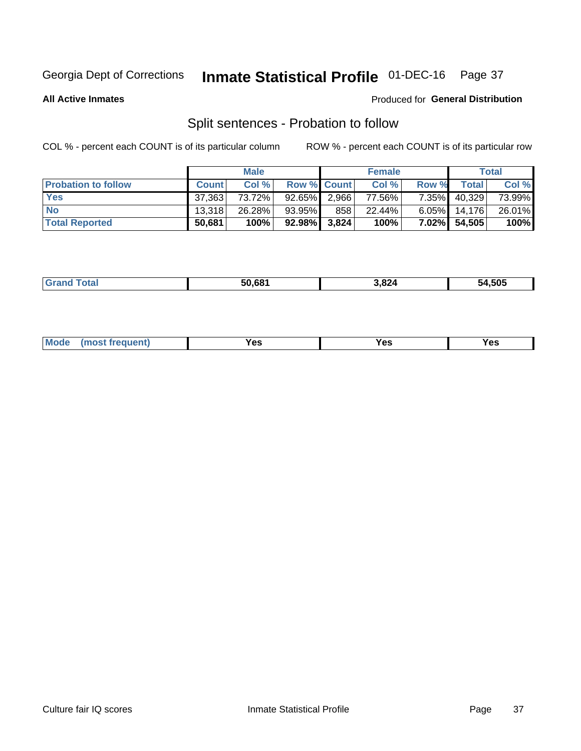Georgia Dept of Corrections **Inmate Statistical Profile** 01-DEC-16

**All Active Inmates**

Produced for **General Distribution**

## Split sentences - Probation to follow

COL % - percent each COUNT is of its particular column

ROW % - percent each COUNT is of its particular row

| | Male | | | Female | | | Total | |
|---|---|---|---|---|---|---|---|---|
| **Probation to follow** | **Count** | **Col %** | **Row %** | **Count** | **Col %** | **Row %** | **Total** | **Col %** |
| **Yes** | 37,363 | 73.72% | 92.65% | 2,966 | 77.56% | 7.35% | 40,329 | 73.99% |
| **No** | 13,318 | 26.28% | 93.95% | 858 | 22.44% | 6.05% | 14,176 | 26.01% |
| **Total Reported** | **50,681** | **100%** | **92.98%** | **3,824** | **100%** | **7.02%** | **54,505** | **100%** |

| | Male | Female | Total |
|---|---|---|---|
| **Grand Total** | **50,681** | **3,824** | **54,505** |

| | Male | Female | Total |
|---|---|---|---|
| **Mode (most frequent)** | **Yes** | **Yes** | **Yes** |

Culture fair IQ scores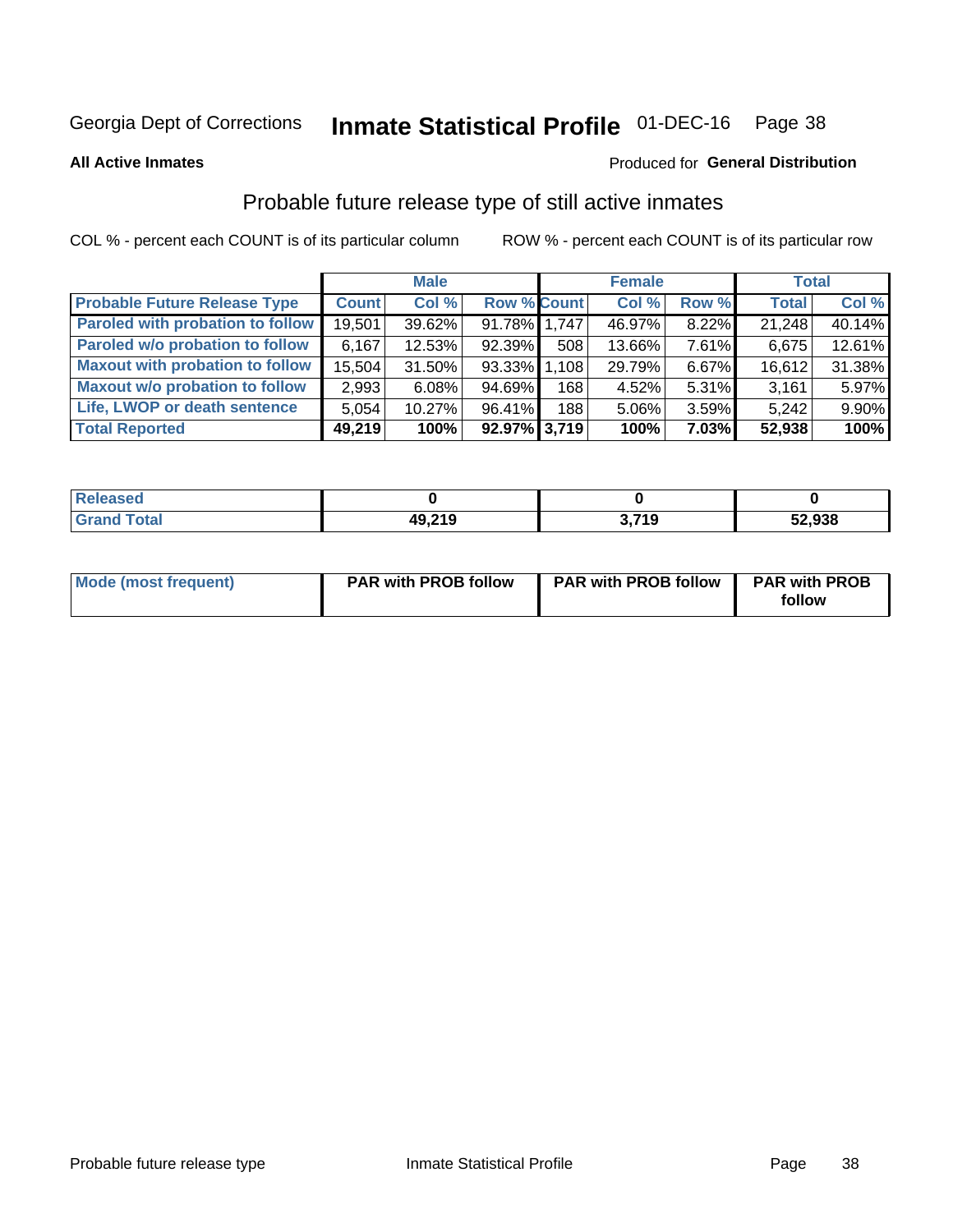Georgia Dept of Corrections **Inmate Statistical Profile** 01-DEC-16

**All Active Inmates**

Produced for **General Distribution**

## Probable future release type of still active inmates

COL % - percent each COUNT is of its particular column

ROW % - percent each COUNT is of its particular row

| | Male | | | Female | | | Total | |
|---|---|---|---|---|---|---|---|---|
| **Probable Future Release Type** | **Count** | **Col %** | **Row %** | **Count** | **Col %** | **Row %** | **Total** | **Col %** |
| Paroled with probation to follow | 19,501 | 39.62% | 91.78% | 1,747 | 46.97% | 8.22% | 21,248 | 40.14% |
| Paroled w/o probation to follow | 6,167 | 12.53% | 92.39% | 508 | 13.66% | 7.61% | 6,675 | 12.61% |
| Maxout with probation to follow | 15,504 | 31.50% | 93.33% | 1,108 | 29.79% | 6.67% | 16,612 | 31.38% |
| Maxout w/o probation to follow | 2,993 | 6.08% | 94.69% | 168 | 4.52% | 5.31% | 3,161 | 5.97% |
| Life, LWOP or death sentence | 5,054 | 10.27% | 96.41% | 188 | 5.06% | 3.59% | 5,242 | 9.90% |
| **Total Reported** | **49,219** | **100%** | **92.97%** | **3,719** | **100%** | **7.03%** | **52,938** | **100%** |

| | Male | Female | Total |
|---|---|---|---|
| Released | 0 | 0 | 0 |
| Grand Total | 49,219 | 3,719 | 52,938 |

| | Male | Female | Total |
|---|---|---|---|
| Mode (most frequent) | PAR with PROB follow | PAR with PROB follow | PAR with PROB follow |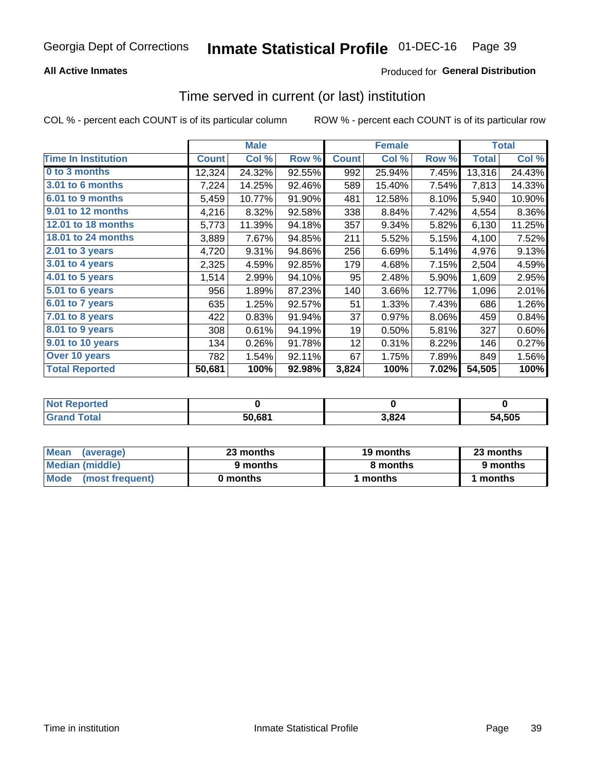Georgia Dept of Corrections **Inmate Statistical Profile** 01-DEC-16

**All Active Inmates**

Produced for **General Distribution**

## Time served in current (or last) institution

COL % - percent each COUNT is of its particular column

ROW % - percent each COUNT is of its particular row

| | Male | | | Female | | | Total | |
|---|---|---|---|---|---|---|---|---|
| **Time In Institution** | **Count** | **Col %** | **Row %** | **Count** | **Col %** | **Row %** | **Total** | **Col %** |
| **0 to 3 months** | 12,324 | 24.32% | 92.55% | 992 | 25.94% | 7.45% | 13,316 | 24.43% |
| **3.01 to 6 months** | 7,224 | 14.25% | 92.46% | 589 | 15.40% | 7.54% | 7,813 | 14.33% |
| **6.01 to 9 months** | 5,459 | 10.77% | 91.90% | 481 | 12.58% | 8.10% | 5,940 | 10.90% |
| **9.01 to 12 months** | 4,216 | 8.32% | 92.58% | 338 | 8.84% | 7.42% | 4,554 | 8.36% |
| **12.01 to 18 months** | 5,773 | 11.39% | 94.18% | 357 | 9.34% | 5.82% | 6,130 | 11.25% |
| **18.01 to 24 months** | 3,889 | 7.67% | 94.85% | 211 | 5.52% | 5.15% | 4,100 | 7.52% |
| **2.01 to 3 years** | 4,720 | 9.31% | 94.86% | 256 | 6.69% | 5.14% | 4,976 | 9.13% |
| **3.01 to 4 years** | 2,325 | 4.59% | 92.85% | 179 | 4.68% | 7.15% | 2,504 | 4.59% |
| **4.01 to 5 years** | 1,514 | 2.99% | 94.10% | 95 | 2.48% | 5.90% | 1,609 | 2.95% |
| **5.01 to 6 years** | 956 | 1.89% | 87.23% | 140 | 3.66% | 12.77% | 1,096 | 2.01% |
| **6.01 to 7 years** | 635 | 1.25% | 92.57% | 51 | 1.33% | 7.43% | 686 | 1.26% |
| **7.01 to 8 years** | 422 | 0.83% | 91.94% | 37 | 0.97% | 8.06% | 459 | 0.84% |
| **8.01 to 9 years** | 308 | 0.61% | 94.19% | 19 | 0.50% | 5.81% | 327 | 0.60% |
| **9.01 to 10 years** | 134 | 0.26% | 91.78% | 12 | 0.31% | 8.22% | 146 | 0.27% |
| **Over 10 years** | 782 | 1.54% | 92.11% | 67 | 1.75% | 7.89% | 849 | 1.56% |
| **Total Reported** | **50,681** | **100%** | **92.98%** | **3,824** | **100%** | **7.02%** | **54,505** | **100%** |

| | Male | Female | Total |
|---|---|---|---|
| **Not Reported** | **0** | **0** | **0** |
| **Grand Total** | **50,681** | **3,824** | **54,505** |

| | Male | Female | Total |
|---|---|---|---|
| **Mean (average)** | **23 months** | **19 months** | **23 months** |
| **Median (middle)** | **9 months** | **8 months** | **9 months** |
| **Mode (most frequent)** | **0 months** | **1 months** | **1 months** |

Time in institution Inmate Statistical Profile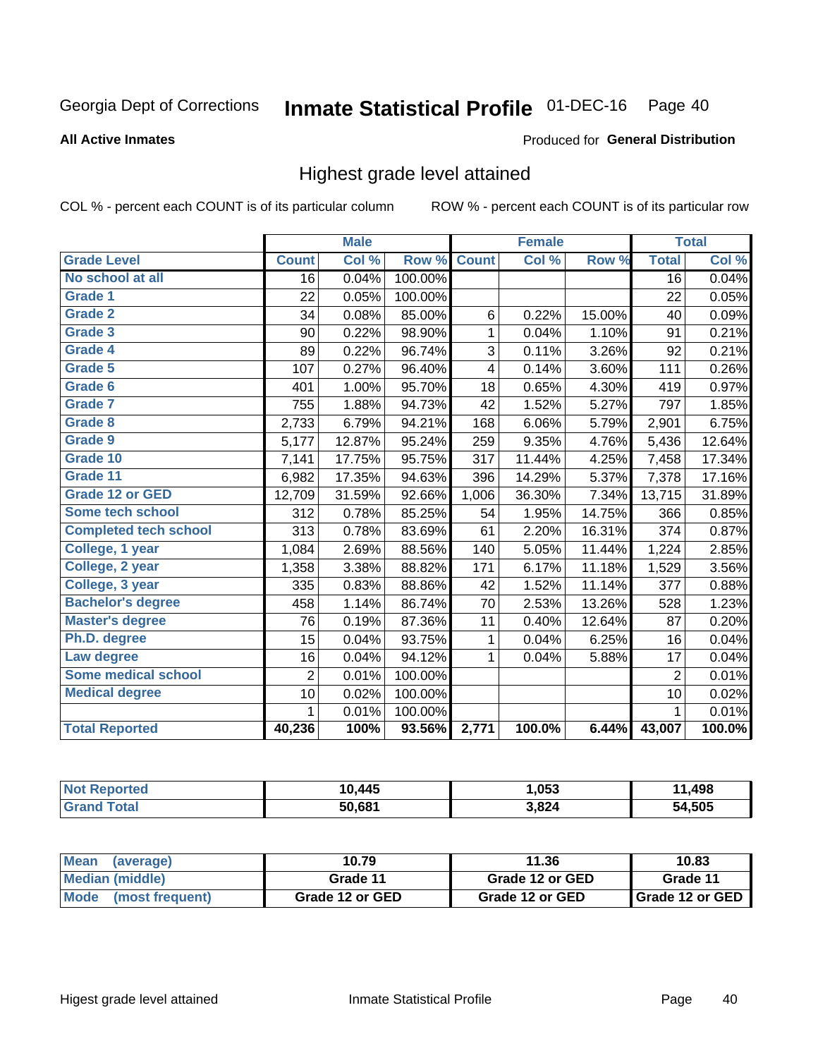Georgia Dept of Corrections **Inmate Statistical Profile** 01-DEC-16 Page 40

**All Active Inmates**

Produced for **General Distribution**

## Highest grade level attained

COL % - percent each COUNT is of its particular column ROW % - percent each COUNT is of its particular row

| | Male | | | Female | | | Total | |
|---|---|---|---|---|---|---|---|---|
| **Grade Level** | **Count** | **Col %** | **Row %** | **Count** | **Col %** | **Row %** | **Total** | **Col %** |
| No school at all | 16 | 0.04% | 100.00% | | | | 16 | 0.04% |
| Grade 1 | 22 | 0.05% | 100.00% | | | | 22 | 0.05% |
| Grade 2 | 34 | 0.08% | 85.00% | 6 | 0.22% | 15.00% | 40 | 0.09% |
| Grade 3 | 90 | 0.22% | 98.90% | 1 | 0.04% | 1.10% | 91 | 0.21% |
| Grade 4 | 89 | 0.22% | 96.74% | 3 | 0.11% | 3.26% | 92 | 0.21% |
| Grade 5 | 107 | 0.27% | 96.40% | 4 | 0.14% | 3.60% | 111 | 0.26% |
| Grade 6 | 401 | 1.00% | 95.70% | 18 | 0.65% | 4.30% | 419 | 0.97% |
| Grade 7 | 755 | 1.88% | 94.73% | 42 | 1.52% | 5.27% | 797 | 1.85% |
| Grade 8 | 2,733 | 6.79% | 94.21% | 168 | 6.06% | 5.79% | 2,901 | 6.75% |
| Grade 9 | 5,177 | 12.87% | 95.24% | 259 | 9.35% | 4.76% | 5,436 | 12.64% |
| Grade 10 | 7,141 | 17.75% | 95.75% | 317 | 11.44% | 4.25% | 7,458 | 17.34% |
| Grade 11 | 6,982 | 17.35% | 94.63% | 396 | 14.29% | 5.37% | 7,378 | 17.16% |
| Grade 12 or GED | 12,709 | 31.59% | 92.66% | 1,006 | 36.30% | 7.34% | 13,715 | 31.89% |
| Some tech school | 312 | 0.78% | 85.25% | 54 | 1.95% | 14.75% | 366 | 0.85% |
| Completed tech school | 313 | 0.78% | 83.69% | 61 | 2.20% | 16.31% | 374 | 0.87% |
| College, 1 year | 1,084 | 2.69% | 88.56% | 140 | 5.05% | 11.44% | 1,224 | 2.85% |
| College, 2 year | 1,358 | 3.38% | 88.82% | 171 | 6.17% | 11.18% | 1,529 | 3.56% |
| College, 3 year | 335 | 0.83% | 88.86% | 42 | 1.52% | 11.14% | 377 | 0.88% |
| Bachelor's degree | 458 | 1.14% | 86.74% | 70 | 2.53% | 13.26% | 528 | 1.23% |
| Master's degree | 76 | 0.19% | 87.36% | 11 | 0.40% | 12.64% | 87 | 0.20% |
| Ph.D. degree | 15 | 0.04% | 93.75% | 1 | 0.04% | 6.25% | 16 | 0.04% |
| Law degree | 16 | 0.04% | 94.12% | 1 | 0.04% | 5.88% | 17 | 0.04% |
| Some medical school | 2 | 0.01% | 100.00% | | | | 2 | 0.01% |
| Medical degree | 10 | 0.02% | 100.00% | | | | 10 | 0.02% |
| | 1 | 0.01% | 100.00% | | | | 1 | 0.01% |
| **Total Reported** | **40,236** | **100%** | **93.56%** | **2,771** | **100.0%** | **6.44%** | **43,007** | **100.0%** |

| | Male | Female | Total |
|---|---|---|---|
| Not Reported | 10,445 | 1,053 | 11,498 |
| Grand Total | 50,681 | 3,824 | 54,505 |

| | Male | Female | Total |
|---|---|---|---|
| Mean (average) | 10.79 | 11.36 | 10.83 |
| Median (middle) | Grade 11 | Grade 12 or GED | Grade 11 |
| Mode (most frequent) | Grade 12 or GED | Grade 12 or GED | Grade 12 or GED |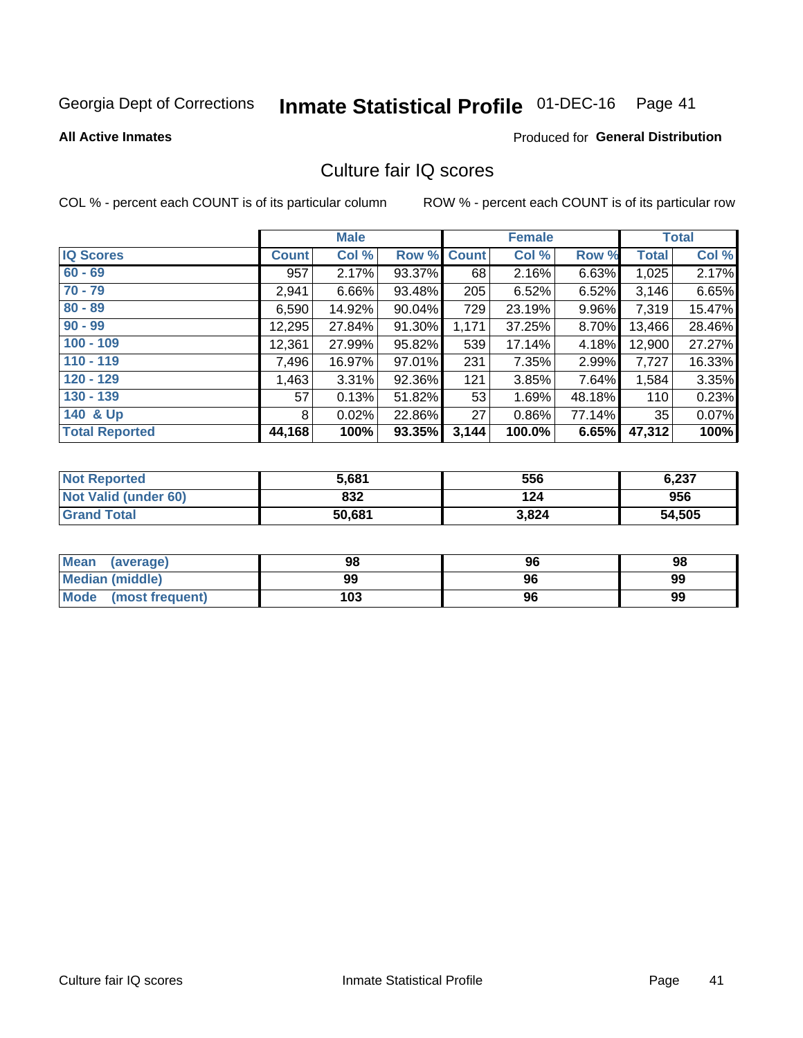Georgia Dept of Corrections **Inmate Statistical Profile** 01-DEC-16

**All Active Inmates**

Produced for **General Distribution**

## Culture fair IQ scores

COL % - percent each COUNT is of its particular column

ROW % - percent each COUNT is of its particular row

| | Male | | | Female | | | Total | |
|---|---|---|---|---|---|---|---|---|
| **IQ Scores** | **Count** | **Col %** | **Row %** | **Count** | **Col %** | **Row %** | **Total** | **Col %** |
| **60 - 69** | 957 | 2.17% | 93.37% | 68 | 2.16% | 6.63% | 1,025 | 2.17% |
| **70 - 79** | 2,941 | 6.66% | 93.48% | 205 | 6.52% | 6.52% | 3,146 | 6.65% |
| **80 - 89** | 6,590 | 14.92% | 90.04% | 729 | 23.19% | 9.96% | 7,319 | 15.47% |
| **90 - 99** | 12,295 | 27.84% | 91.30% | 1,171 | 37.25% | 8.70% | 13,466 | 28.46% |
| **100 - 109** | 12,361 | 27.99% | 95.82% | 539 | 17.14% | 4.18% | 12,900 | 27.27% |
| **110 - 119** | 7,496 | 16.97% | 97.01% | 231 | 7.35% | 2.99% | 7,727 | 16.33% |
| **120 - 129** | 1,463 | 3.31% | 92.36% | 121 | 3.85% | 7.64% | 1,584 | 3.35% |
| **130 - 139** | 57 | 0.13% | 51.82% | 53 | 1.69% | 48.18% | 110 | 0.23% |
| **140 & Up** | 8 | 0.02% | 22.86% | 27 | 0.86% | 77.14% | 35 | 0.07% |
| **Total Reported** | **44,168** | **100%** | **93.35%** | **3,144** | **100.0%** | **6.65%** | **47,312** | **100%** |

| | Male | Female | Total |
|---|---|---|---|
| **Not Reported** | **5,681** | **556** | **6,237** |
| **Not Valid (under 60)** | **832** | **124** | **956** |
| **Grand Total** | **50,681** | **3,824** | **54,505** |

| | Male | Female | Total |
|---|---|---|---|
| **Mean (average)** | **98** | **96** | **98** |
| **Median (middle)** | **99** | **96** | **99** |
| **Mode (most frequent)** | **103** | **96** | **99** |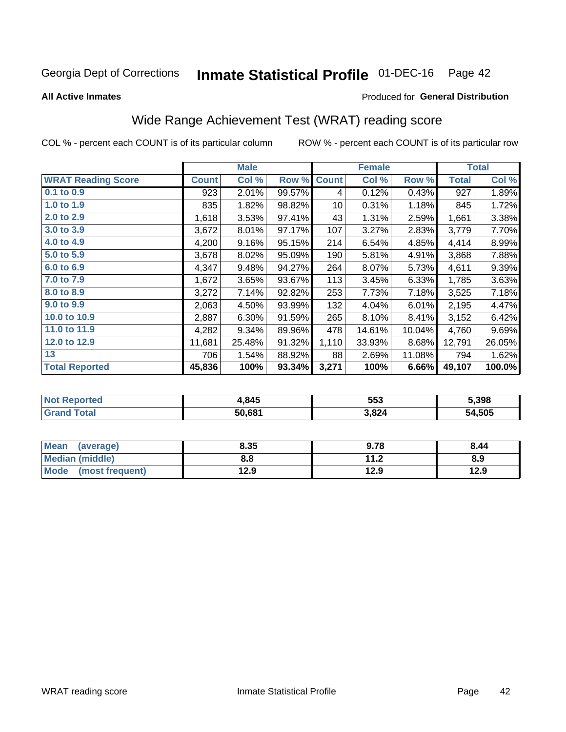Georgia Dept of Corrections **Inmate Statistical Profile** 01-DEC-16

**All Active Inmates**

Produced for **General Distribution**

## Wide Range Achievement Test (WRAT) reading score

COL % - percent each COUNT is of its particular column     ROW % - percent each COUNT is of its particular row

| | Male | | | Female | | | Total | |
|---|---|---|---|---|---|---|---|---|
| **WRAT Reading Score** | **Count** | **Col %** | **Row %** | **Count** | **Col %** | **Row %** | **Total** | **Col %** |
| 0.1 to 0.9 | 923 | 2.01% | 99.57% | 4 | 0.12% | 0.43% | 927 | 1.89% |
| 1.0 to 1.9 | 835 | 1.82% | 98.82% | 10 | 0.31% | 1.18% | 845 | 1.72% |
| 2.0 to 2.9 | 1,618 | 3.53% | 97.41% | 43 | 1.31% | 2.59% | 1,661 | 3.38% |
| 3.0 to 3.9 | 3,672 | 8.01% | 97.17% | 107 | 3.27% | 2.83% | 3,779 | 7.70% |
| 4.0 to 4.9 | 4,200 | 9.16% | 95.15% | 214 | 6.54% | 4.85% | 4,414 | 8.99% |
| 5.0 to 5.9 | 3,678 | 8.02% | 95.09% | 190 | 5.81% | 4.91% | 3,868 | 7.88% |
| 6.0 to 6.9 | 4,347 | 9.48% | 94.27% | 264 | 8.07% | 5.73% | 4,611 | 9.39% |
| 7.0 to 7.9 | 1,672 | 3.65% | 93.67% | 113 | 3.45% | 6.33% | 1,785 | 3.63% |
| 8.0 to 8.9 | 3,272 | 7.14% | 92.82% | 253 | 7.73% | 7.18% | 3,525 | 7.18% |
| 9.0 to 9.9 | 2,063 | 4.50% | 93.99% | 132 | 4.04% | 6.01% | 2,195 | 4.47% |
| 10.0 to 10.9 | 2,887 | 6.30% | 91.59% | 265 | 8.10% | 8.41% | 3,152 | 6.42% |
| 11.0 to 11.9 | 4,282 | 9.34% | 89.96% | 478 | 14.61% | 10.04% | 4,760 | 9.69% |
| 12.0 to 12.9 | 11,681 | 25.48% | 91.32% | 1,110 | 33.93% | 8.68% | 12,791 | 26.05% |
| 13 | 706 | 1.54% | 88.92% | 88 | 2.69% | 11.08% | 794 | 1.62% |
| **Total Reported** | **45,836** | **100%** | **93.34%** | **3,271** | **100%** | **6.66%** | **49,107** | **100.0%** |

| | Male | Female | Total |
|---|---|---|---|
| **Not Reported** | **4,845** | **553** | **5,398** |
| **Grand Total** | **50,681** | **3,824** | **54,505** |

| | Male | Female | Total |
|---|---|---|---|
| **Mean (average)** | **8.35** | **9.78** | **8.44** |
| **Median (middle)** | **8.8** | **11.2** | **8.9** |
| **Mode (most frequent)** | **12.9** | **12.9** | **12.9** |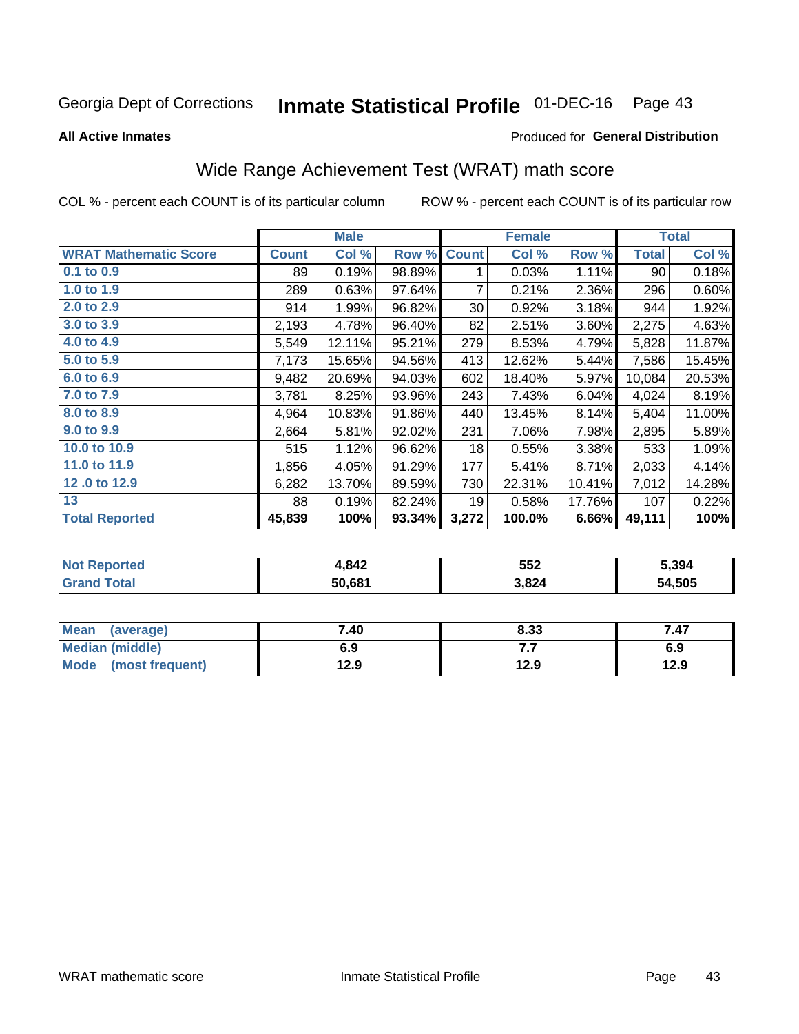Georgia Dept of Corrections **Inmate Statistical Profile** 01-DEC-16

**All Active Inmates**

Produced for **General Distribution**

## Wide Range Achievement Test (WRAT) math score

COL % - percent each COUNT is of its particular column ROW % - percent each COUNT is of its particular row

| | Male | | | Female | | | Total | |
|---|---|---|---|---|---|---|---|---|
| **WRAT Mathematic Score** | **Count** | **Col %** | **Row %** | **Count** | **Col %** | **Row %** | **Total** | **Col %** |
| 0.1 to 0.9 | 89 | 0.19% | 98.89% | 1 | 0.03% | 1.11% | 90 | 0.18% |
| 1.0 to 1.9 | 289 | 0.63% | 97.64% | 7 | 0.21% | 2.36% | 296 | 0.60% |
| 2.0 to 2.9 | 914 | 1.99% | 96.82% | 30 | 0.92% | 3.18% | 944 | 1.92% |
| 3.0 to 3.9 | 2,193 | 4.78% | 96.40% | 82 | 2.51% | 3.60% | 2,275 | 4.63% |
| 4.0 to 4.9 | 5,549 | 12.11% | 95.21% | 279 | 8.53% | 4.79% | 5,828 | 11.87% |
| 5.0 to 5.9 | 7,173 | 15.65% | 94.56% | 413 | 12.62% | 5.44% | 7,586 | 15.45% |
| 6.0 to 6.9 | 9,482 | 20.69% | 94.03% | 602 | 18.40% | 5.97% | 10,084 | 20.53% |
| 7.0 to 7.9 | 3,781 | 8.25% | 93.96% | 243 | 7.43% | 6.04% | 4,024 | 8.19% |
| 8.0 to 8.9 | 4,964 | 10.83% | 91.86% | 440 | 13.45% | 8.14% | 5,404 | 11.00% |
| 9.0 to 9.9 | 2,664 | 5.81% | 92.02% | 231 | 7.06% | 7.98% | 2,895 | 5.89% |
| 10.0 to 10.9 | 515 | 1.12% | 96.62% | 18 | 0.55% | 3.38% | 533 | 1.09% |
| 11.0 to 11.9 | 1,856 | 4.05% | 91.29% | 177 | 5.41% | 8.71% | 2,033 | 4.14% |
| 12 .0 to 12.9 | 6,282 | 13.70% | 89.59% | 730 | 22.31% | 10.41% | 7,012 | 14.28% |
| 13 | 88 | 0.19% | 82.24% | 19 | 0.58% | 17.76% | 107 | 0.22% |
| **Total Reported** | **45,839** | **100%** | **93.34%** | **3,272** | **100.0%** | **6.66%** | **49,111** | **100%** |

| | Male | Female | Total |
|---|---|---|---|
| **Not Reported** | **4,842** | **552** | **5,394** |
| **Grand Total** | **50,681** | **3,824** | **54,505** |

| | Male | Female | Total |
|---|---|---|---|
| **Mean (average)** | **7.40** | **8.33** | **7.47** |
| **Median (middle)** | **6.9** | **7.7** | **6.9** |
| **Mode (most frequent)** | **12.9** | **12.9** | **12.9** |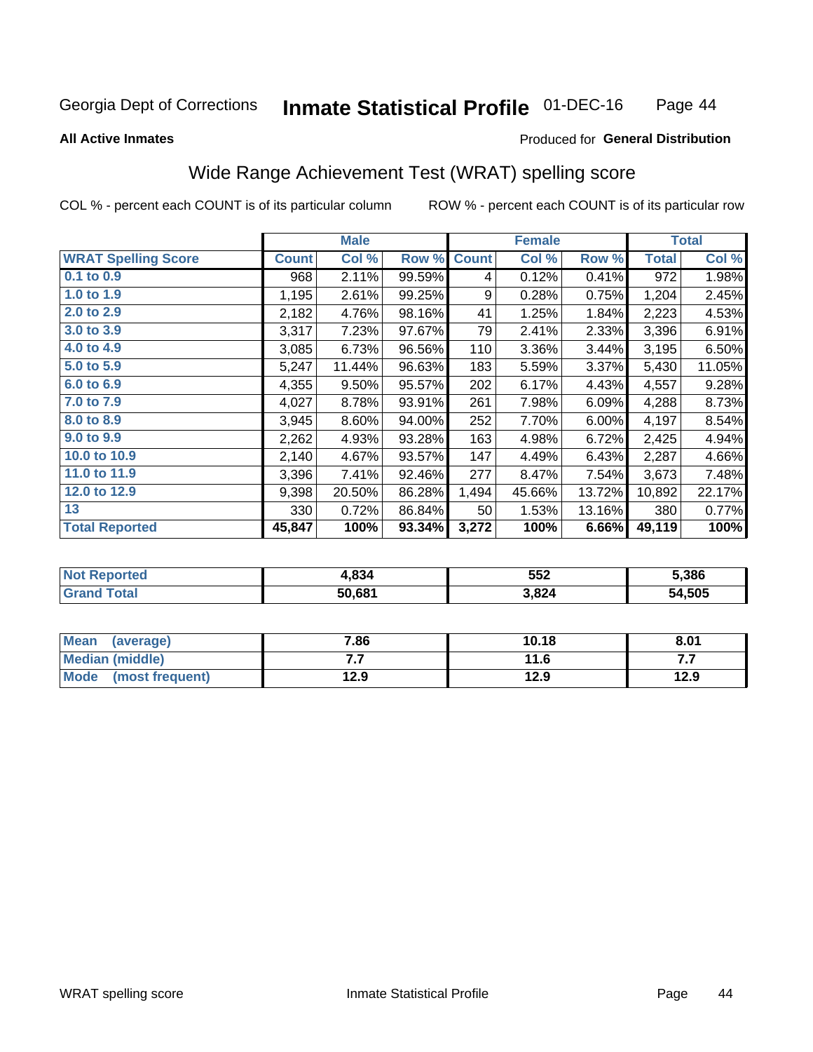Georgia Dept of Corrections **Inmate Statistical Profile** 01-DEC-16

**All Active Inmates**

Produced for **General Distribution**

## Wide Range Achievement Test (WRAT) spelling score

COL % - percent each COUNT is of its particular column

ROW % - percent each COUNT is of its particular row

| | Male | | | Female | | | Total | |
|---|---|---|---|---|---|---|---|---|
| **WRAT Spelling Score** | **Count** | **Col %** | **Row %** | **Count** | **Col %** | **Row %** | **Total** | **Col %** |
| **0.1 to 0.9** | 968 | 2.11% | 99.59% | 4 | 0.12% | 0.41% | 972 | 1.98% |
| **1.0 to 1.9** | 1,195 | 2.61% | 99.25% | 9 | 0.28% | 0.75% | 1,204 | 2.45% |
| **2.0 to 2.9** | 2,182 | 4.76% | 98.16% | 41 | 1.25% | 1.84% | 2,223 | 4.53% |
| **3.0 to 3.9** | 3,317 | 7.23% | 97.67% | 79 | 2.41% | 2.33% | 3,396 | 6.91% |
| **4.0 to 4.9** | 3,085 | 6.73% | 96.56% | 110 | 3.36% | 3.44% | 3,195 | 6.50% |
| **5.0 to 5.9** | 5,247 | 11.44% | 96.63% | 183 | 5.59% | 3.37% | 5,430 | 11.05% |
| **6.0 to 6.9** | 4,355 | 9.50% | 95.57% | 202 | 6.17% | 4.43% | 4,557 | 9.28% |
| **7.0 to 7.9** | 4,027 | 8.78% | 93.91% | 261 | 7.98% | 6.09% | 4,288 | 8.73% |
| **8.0 to 8.9** | 3,945 | 8.60% | 94.00% | 252 | 7.70% | 6.00% | 4,197 | 8.54% |
| **9.0 to 9.9** | 2,262 | 4.93% | 93.28% | 163 | 4.98% | 6.72% | 2,425 | 4.94% |
| **10.0 to 10.9** | 2,140 | 4.67% | 93.57% | 147 | 4.49% | 6.43% | 2,287 | 4.66% |
| **11.0 to 11.9** | 3,396 | 7.41% | 92.46% | 277 | 8.47% | 7.54% | 3,673 | 7.48% |
| **12.0 to 12.9** | 9,398 | 20.50% | 86.28% | 1,494 | 45.66% | 13.72% | 10,892 | 22.17% |
| **13** | 330 | 0.72% | 86.84% | 50 | 1.53% | 13.16% | 380 | 0.77% |
| **Total Reported** | **45,847** | **100%** | **93.34%** | **3,272** | **100%** | **6.66%** | **49,119** | **100%** |

| | Male | Female | Total |
|---|---|---|---|
| **Not Reported** | **4,834** | **552** | **5,386** |
| **Grand Total** | **50,681** | **3,824** | **54,505** |

| | Male | Female | Total |
|---|---|---|---|
| **Mean (average)** | **7.86** | **10.18** | **8.01** |
| **Median (middle)** | **7.7** | **11.6** | **7.7** |
| **Mode (most frequent)** | **12.9** | **12.9** | **12.9** |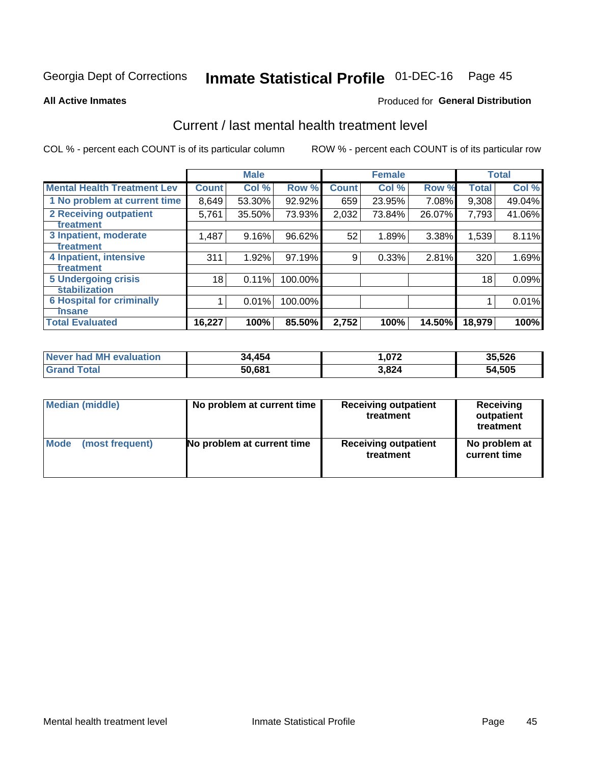Georgia Dept of Corrections **Inmate Statistical Profile** 01-DEC-16

**All Active Inmates**

Produced for **General Distribution**

## Current / last mental health treatment level

COL % - percent each COUNT is of its particular column

ROW % - percent each COUNT is of its particular row

| | Male | | | Female | | | Total | |
|---|---|---|---|---|---|---|---|---|
| Mental Health Treatment Lev | Count | Col % | Row % | Count | Col % | Row % | Total | Col % |
| 1 No problem at current time | 8,649 | 53.30% | 92.92% | 659 | 23.95% | 7.08% | 9,308 | 49.04% |
| 2 Receiving outpatient treatment | 5,761 | 35.50% | 73.93% | 2,032 | 73.84% | 26.07% | 7,793 | 41.06% |
| 3 Inpatient, moderate treatment | 1,487 | 9.16% | 96.62% | 52 | 1.89% | 3.38% | 1,539 | 8.11% |
| 4 Inpatient, intensive treatment | 311 | 1.92% | 97.19% | 9 | 0.33% | 2.81% | 320 | 1.69% |
| 5 Undergoing crisis stabilization | 18 | 0.11% | 100.00% | | | | 18 | 0.09% |
| 6 Hospital for criminally insane | 1 | 0.01% | 100.00% | | | | 1 | 0.01% |
| Total Evaluated | 16,227 | 100% | 85.50% | 2,752 | 100% | 14.50% | 18,979 | 100% |

| | Male | Female | Total |
|---|---|---|---|
| Never had MH evaluation | 34,454 | 1,072 | 35,526 |
| Grand Total | 50,681 | 3,824 | 54,505 |

| | Male | Female | Total |
|---|---|---|---|
| Median (middle) | No problem at current time | Receiving outpatient treatment | Receiving outpatient treatment |
| Mode (most frequent) | No problem at current time | Receiving outpatient treatment | No problem at current time |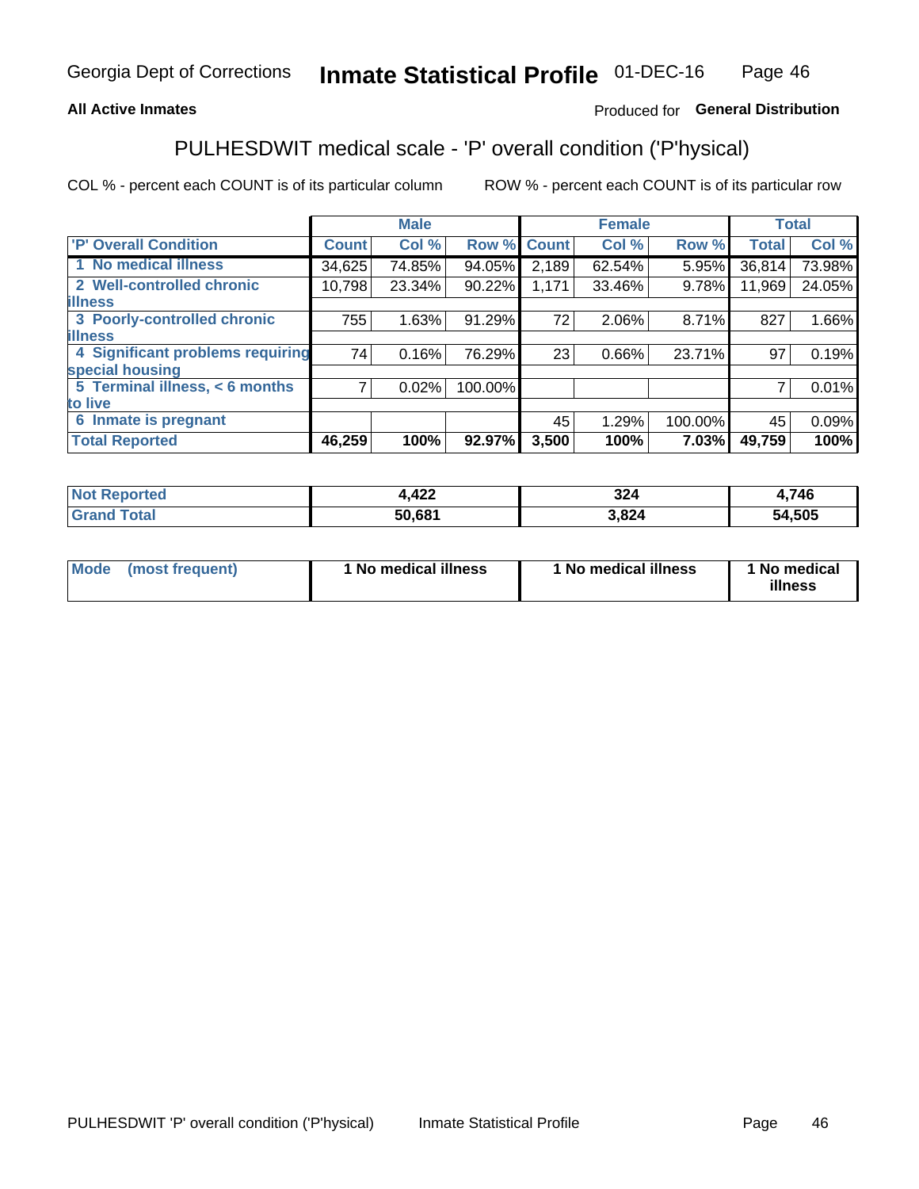Georgia Dept of Corrections **Inmate Statistical Profile** 01-DEC-16

**All Active Inmates** Produced for **General Distribution**

## PULHESDWIT medical scale - 'P' overall condition ('P'hysical)

COL % - percent each COUNT is of its particular column ROW % - percent each COUNT is of its particular row

| | Male | | | Female | | | Total | |
|---|---|---|---|---|---|---|---|---|
| 'P' Overall Condition | Count | Col % | Row % | Count | Col % | Row % | Total | Col % |
| 1 No medical illness | 34,625 | 74.85% | 94.05% | 2,189 | 62.54% | 5.95% | 36,814 | 73.98% |
| 2 Well-controlled chronic illness | 10,798 | 23.34% | 90.22% | 1,171 | 33.46% | 9.78% | 11,969 | 24.05% |
| 3 Poorly-controlled chronic illness | 755 | 1.63% | 91.29% | 72 | 2.06% | 8.71% | 827 | 1.66% |
| 4 Significant problems requiring special housing | 74 | 0.16% | 76.29% | 23 | 0.66% | 23.71% | 97 | 0.19% |
| 5 Terminal illness, < 6 months to live | 7 | 0.02% | 100.00% | | | | 7 | 0.01% |
| 6 Inmate is pregnant | | | | 45 | 1.29% | 100.00% | 45 | 0.09% |
| **Total Reported** | **46,259** | **100%** | **92.97%** | **3,500** | **100%** | **7.03%** | **49,759** | **100%** |

| | Male | Female | Total |
|---|---|---|---|
| Not Reported | 4,422 | 324 | 4,746 |
| Grand Total | 50,681 | 3,824 | 54,505 |

| | Male | Female | Total |
|---|---|---|---|
| Mode (most frequent) | 1 No medical illness | 1 No medical illness | 1 No medical illness |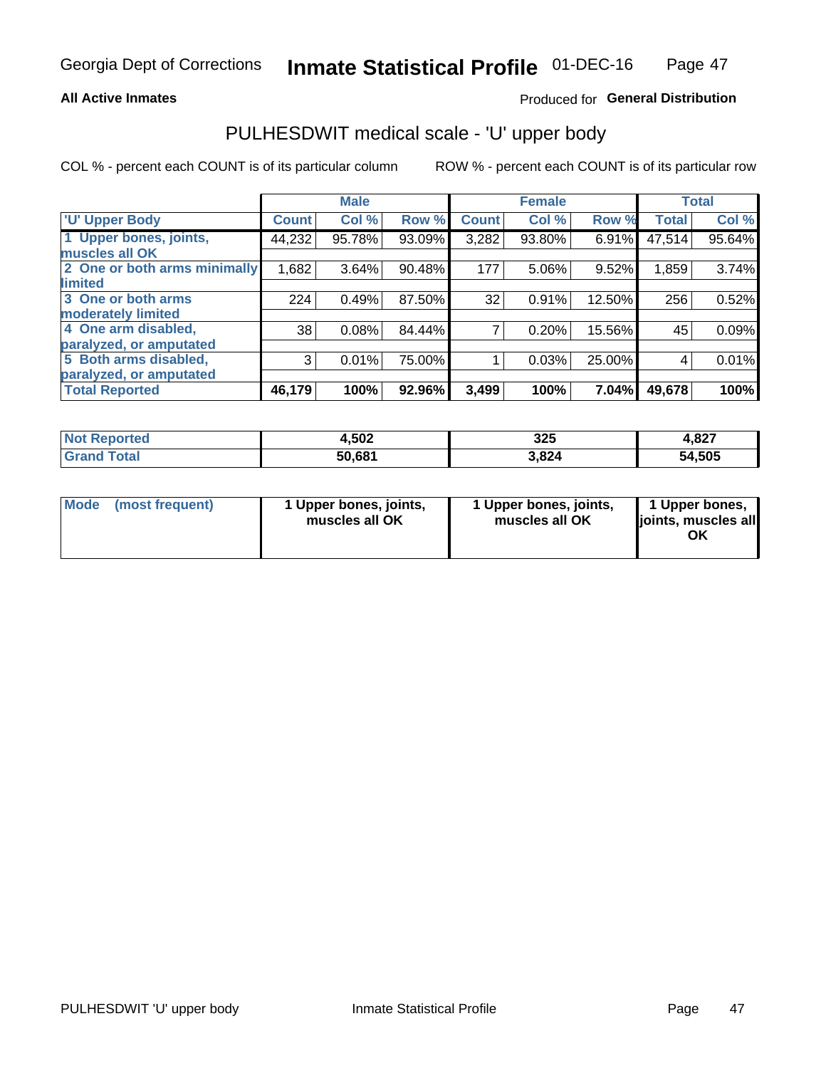Georgia Dept of Corrections **Inmate Statistical Profile** 01-DEC-16

**All Active Inmates**

Produced for **General Distribution**

## PULHESDWIT medical scale - 'U' upper body

COL % - percent each COUNT is of its particular column

ROW % - percent each COUNT is of its particular row

| | Male | | | Female | | | Total | |
|---|---|---|---|---|---|---|---|---|
| 'U' Upper Body | Count | Col % | Row % | Count | Col % | Row % | Total | Col % |
| 1 Upper bones, joints, muscles all OK | 44,232 | 95.78% | 93.09% | 3,282 | 93.80% | 6.91% | 47,514 | 95.64% |
| 2 One or both arms minimally limited | 1,682 | 3.64% | 90.48% | 177 | 5.06% | 9.52% | 1,859 | 3.74% |
| 3 One or both arms moderately limited | 224 | 0.49% | 87.50% | 32 | 0.91% | 12.50% | 256 | 0.52% |
| 4 One arm disabled, paralyzed, or amputated | 38 | 0.08% | 84.44% | 7 | 0.20% | 15.56% | 45 | 0.09% |
| 5 Both arms disabled, paralyzed, or amputated | 3 | 0.01% | 75.00% | 1 | 0.03% | 25.00% | 4 | 0.01% |
| **Total Reported** | **46,179** | **100%** | **92.96%** | **3,499** | **100%** | **7.04%** | **49,678** | **100%** |

| | Male | Female | Total |
|---|---|---|---|
| Not Reported | 4,502 | 325 | 4,827 |
| Grand Total | 50,681 | 3,824 | 54,505 |

| | Male | Female | Total |
|---|---|---|---|
| Mode (most frequent) | 1 Upper bones, joints, muscles all OK | 1 Upper bones, joints, muscles all OK | 1 Upper bones, joints, muscles all OK |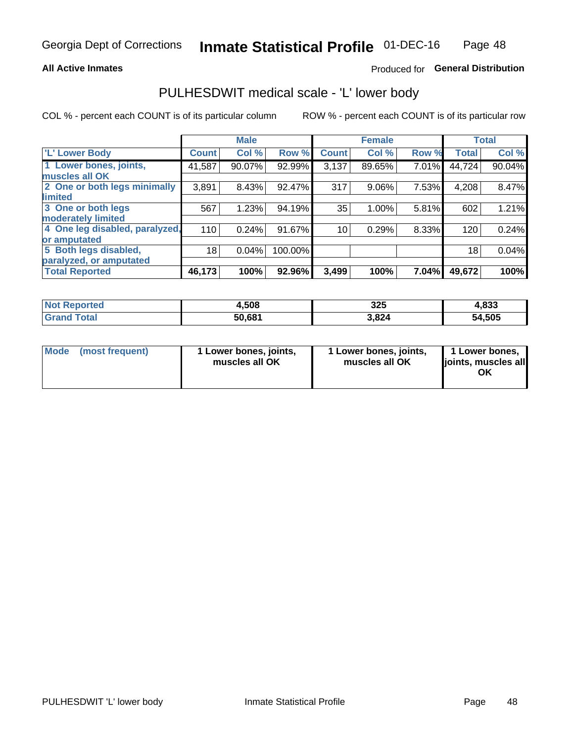Georgia Dept of Corrections **Inmate Statistical Profile** 01-DEC-16

**All Active Inmates**

Produced for **General Distribution**

## PULHESDWIT medical scale - 'L' lower body

COL % - percent each COUNT is of its particular column

ROW % - percent each COUNT is of its particular row

| | Male | | | Female | | | Total | |
|---|---|---|---|---|---|---|---|---|
| **'L' Lower Body** | **Count** | **Col %** | **Row %** | **Count** | **Col %** | **Row %** | **Total** | **Col %** |
| **1 Lower bones, joints, muscles all OK** | 41,587 | 90.07% | 92.99% | 3,137 | 89.65% | 7.01% | 44,724 | 90.04% |
| **2 One or both legs minimally limited** | 3,891 | 8.43% | 92.47% | 317 | 9.06% | 7.53% | 4,208 | 8.47% |
| **3 One or both legs moderately limited** | 567 | 1.23% | 94.19% | 35 | 1.00% | 5.81% | 602 | 1.21% |
| **4 One leg disabled, paralyzed, or amputated** | 110 | 0.24% | 91.67% | 10 | 0.29% | 8.33% | 120 | 0.24% |
| **5 Both legs disabled, paralyzed, or amputated** | 18 | 0.04% | 100.00% | | | | 18 | 0.04% |
| **Total Reported** | **46,173** | **100%** | **92.96%** | **3,499** | **100%** | **7.04%** | **49,672** | **100%** |

| | Male | Female | Total |
|---|---|---|---|
| **Not Reported** | **4,508** | **325** | **4,833** |
| **Grand Total** | **50,681** | **3,824** | **54,505** |

| | Male | Female | Total |
|---|---|---|---|
| **Mode (most frequent)** | **1 Lower bones, joints, muscles all OK** | **1 Lower bones, joints, muscles all OK** | **1 Lower bones, joints, muscles all OK** |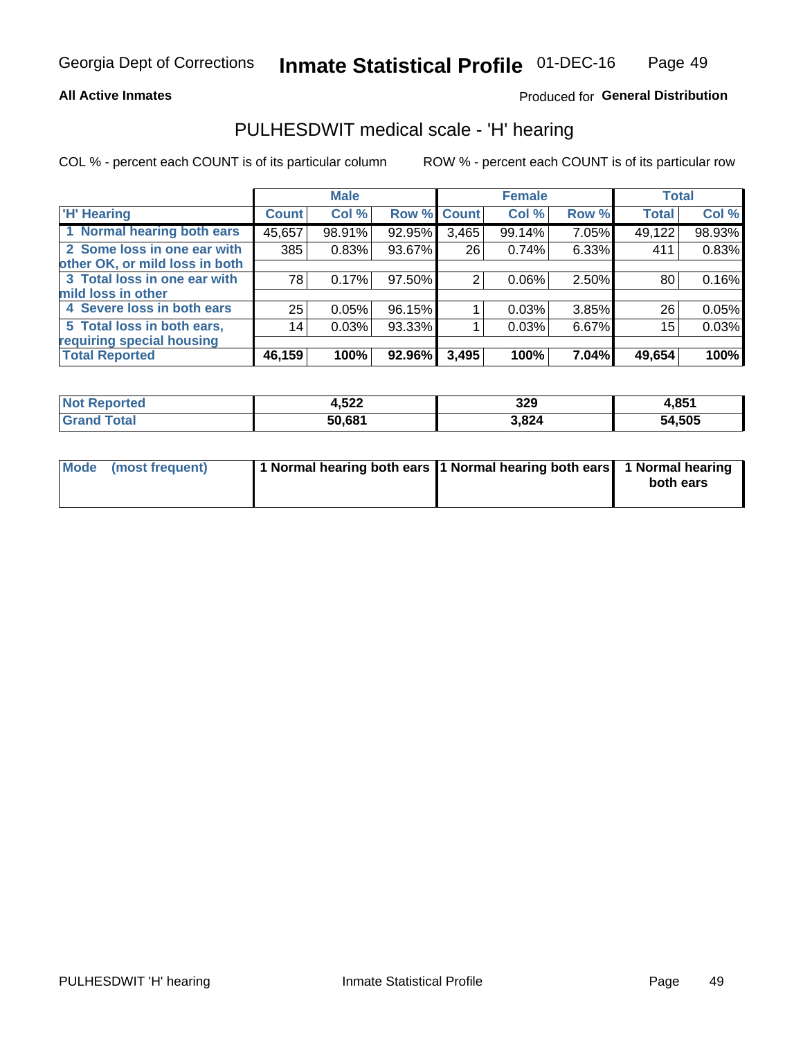**All Active Inmates**

Produced for **General Distribution**

## PULHESDWIT medical scale - 'H' hearing

COL % - percent each COUNT is of its particular column

ROW % - percent each COUNT is of its particular row

| | Male | | | Female | | | Total | |
|---|---|---|---|---|---|---|---|---|
| 'H' Hearing | Count | Col % | Row % | Count | Col % | Row % | Total | Col % |
| 1 Normal hearing both ears | 45,657 | 98.91% | 92.95% | 3,465 | 99.14% | 7.05% | 49,122 | 98.93% |
| 2 Some loss in one ear with other OK, or mild loss in both | 385 | 0.83% | 93.67% | 26 | 0.74% | 6.33% | 411 | 0.83% |
| 3 Total loss in one ear with mild loss in other | 78 | 0.17% | 97.50% | 2 | 0.06% | 2.50% | 80 | 0.16% |
| 4 Severe loss in both ears | 25 | 0.05% | 96.15% | 1 | 0.03% | 3.85% | 26 | 0.05% |
| 5 Total loss in both ears, requiring special housing | 14 | 0.03% | 93.33% | 1 | 0.03% | 6.67% | 15 | 0.03% |
| **Total Reported** | **46,159** | **100%** | **92.96%** | **3,495** | **100%** | **7.04%** | **49,654** | **100%** |

| | Male | Female | Total |
|---|---|---|---|
| Not Reported | 4,522 | 329 | 4,851 |
| Grand Total | 50,681 | 3,824 | 54,505 |

| | Male | Female | Total |
|---|---|---|---|
| Mode (most frequent) | 1 Normal hearing both ears | 1 Normal hearing both ears | 1 Normal hearing both ears |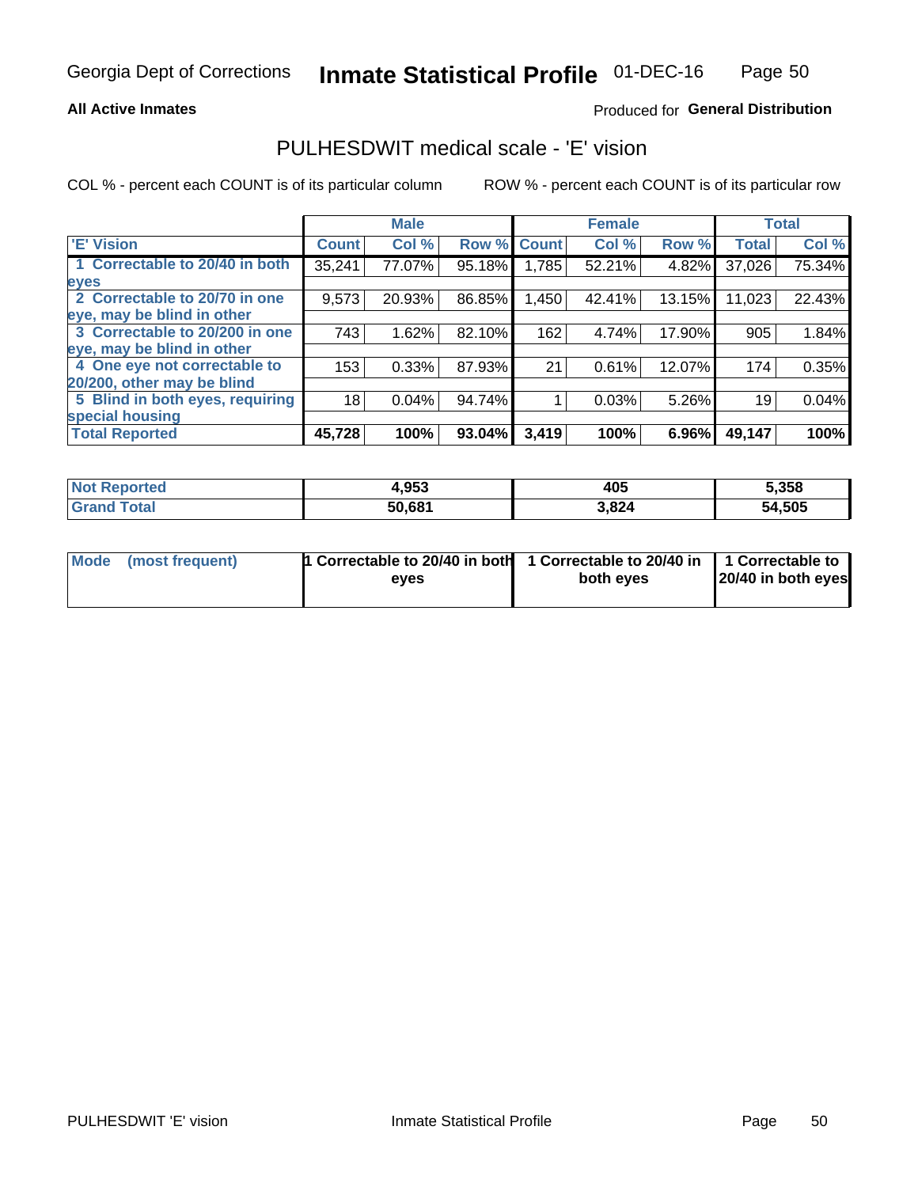Georgia Dept of Corrections **Inmate Statistical Profile** 01-DEC-16

**All Active Inmates**

Produced for **General Distribution**

## PULHESDWIT medical scale - 'E' vision

COL % - percent each COUNT is of its particular column

ROW % - percent each COUNT is of its particular row

| | Male | | | Female | | | Total | |
|---|---|---|---|---|---|---|---|---|
| 'E' Vision | Count | Col % | Row % | Count | Col % | Row % | Total | Col % |
| 1 Correctable to 20/40 in both eyes | 35,241 | 77.07% | 95.18% | 1,785 | 52.21% | 4.82% | 37,026 | 75.34% |
| 2 Correctable to 20/70 in one eye, may be blind in other | 9,573 | 20.93% | 86.85% | 1,450 | 42.41% | 13.15% | 11,023 | 22.43% |
| 3 Correctable to 20/200 in one eye, may be blind in other | 743 | 1.62% | 82.10% | 162 | 4.74% | 17.90% | 905 | 1.84% |
| 4 One eye not correctable to 20/200, other may be blind | 153 | 0.33% | 87.93% | 21 | 0.61% | 12.07% | 174 | 0.35% |
| 5 Blind in both eyes, requiring special housing | 18 | 0.04% | 94.74% | 1 | 0.03% | 5.26% | 19 | 0.04% |
| **Total Reported** | **45,728** | **100%** | **93.04%** | **3,419** | **100%** | **6.96%** | **49,147** | **100%** |

| | Male | Female | Total |
|---|---|---|---|
| **Not Reported** | **4,953** | **405** | **5,358** |
| **Grand Total** | **50,681** | **3,824** | **54,505** |

| | Male | Female | Total |
|---|---|---|---|
| **Mode (most frequent)** | **1 Correctable to 20/40 in both eyes** | **1 Correctable to 20/40 in both eyes** | **1 Correctable to 20/40 in both eyes** |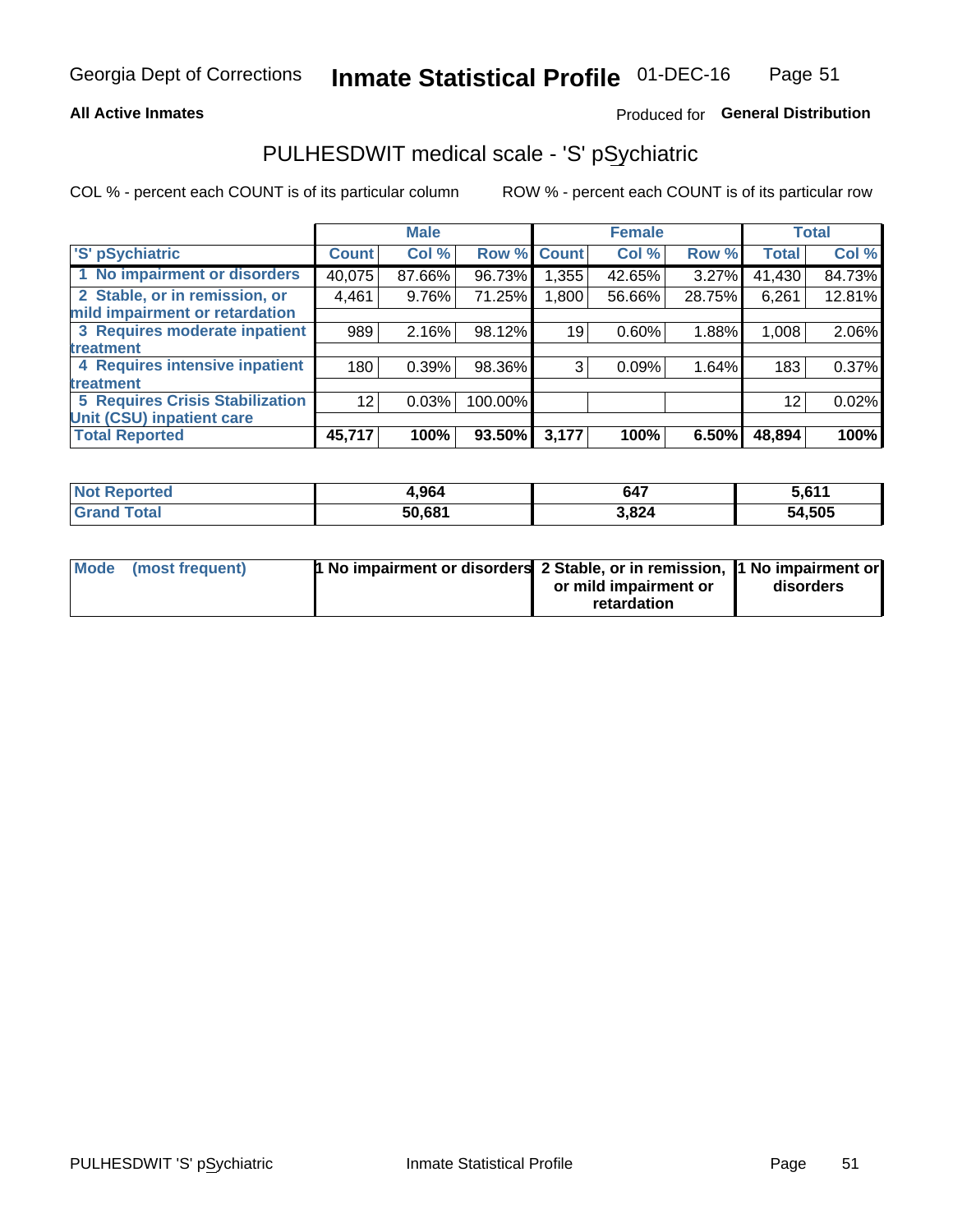**All Active Inmates** | Produced for **General Distribution**

## PULHESDWIT medical scale - 'S' pSychiatric

COL % - percent each COUNT is of its particular column | ROW % - percent each COUNT is of its particular row

| 'S' pSychiatric | Male | | | Female | | | Total | |
|---|---|---|---|---|---|---|---|---|
| | Count | Col % | Row % | Count | Col % | Row % | Total | Col % |
| 1 No impairment or disorders | 40,075 | 87.66% | 96.73% | 1,355 | 42.65% | 3.27% | 41,430 | 84.73% |
| 2 Stable, or in remission, or mild impairment or retardation | 4,461 | 9.76% | 71.25% | 1,800 | 56.66% | 28.75% | 6,261 | 12.81% |
| 3 Requires moderate inpatient treatment | 989 | 2.16% | 98.12% | 19 | 0.60% | 1.88% | 1,008 | 2.06% |
| 4 Requires intensive inpatient treatment | 180 | 0.39% | 98.36% | 3 | 0.09% | 1.64% | 183 | 0.37% |
| 5 Requires Crisis Stabilization Unit (CSU) inpatient care | 12 | 0.03% | 100.00% | | | | 12 | 0.02% |
| **Total Reported** | **45,717** | **100%** | **93.50%** | **3,177** | **100%** | **6.50%** | **48,894** | **100%** |

| | Male | Female | Total |
|---|---|---|---|
| Not Reported | 4,964 | 647 | 5,611 |
| Grand Total | 50,681 | 3,824 | 54,505 |

| | Male | Female | Total |
|---|---|---|---|
| Mode (most frequent) | 1 No impairment or disorders | 2 Stable, or in remission, or mild impairment or retardation | 1 No impairment or disorders |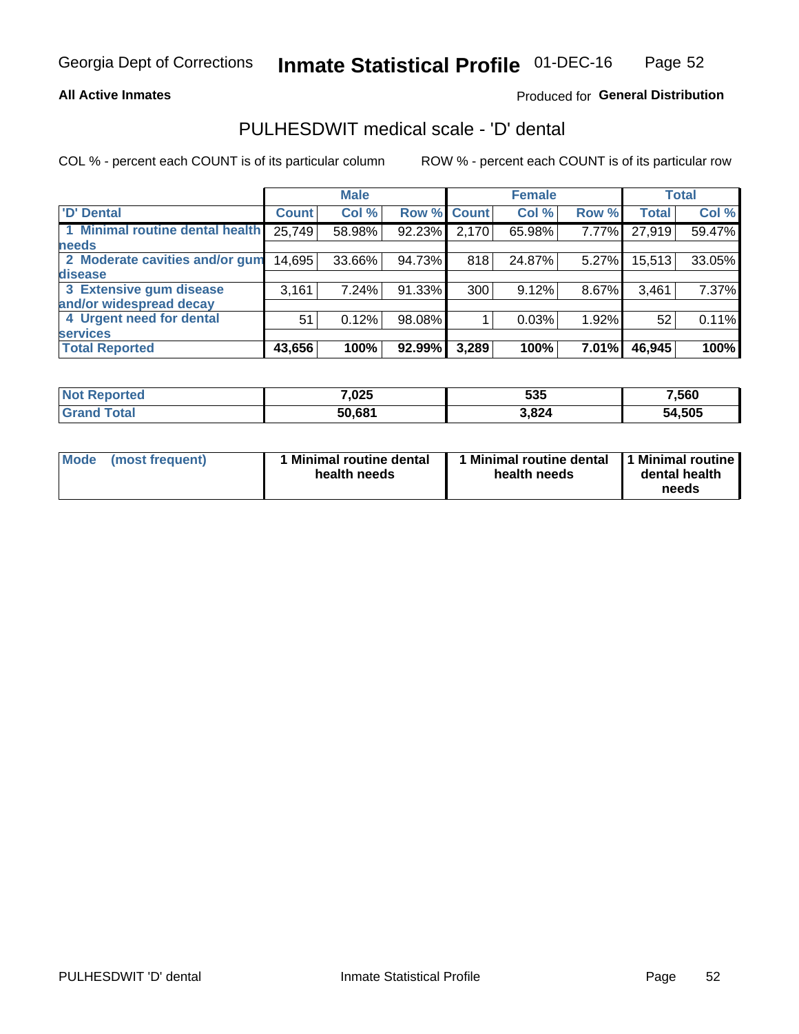Georgia Dept of Corrections **Inmate Statistical Profile** 01-DEC-16

**All Active Inmates**

Produced for **General Distribution**

## PULHESDWIT medical scale - 'D' dental

COL % - percent each COUNT is of its particular column

ROW % - percent each COUNT is of its particular row

| | Male | | | Female | | | Total | |
|---|---|---|---|---|---|---|---|---|
| 'D' Dental | Count | Col % | Row % | Count | Col % | Row % | Total | Col % |
| 1 Minimal routine dental health needs | 25,749 | 58.98% | 92.23% | 2,170 | 65.98% | 7.77% | 27,919 | 59.47% |
| 2 Moderate cavities and/or gum disease | 14,695 | 33.66% | 94.73% | 818 | 24.87% | 5.27% | 15,513 | 33.05% |
| 3 Extensive gum disease and/or widespread decay | 3,161 | 7.24% | 91.33% | 300 | 9.12% | 8.67% | 3,461 | 7.37% |
| 4 Urgent need for dental services | 51 | 0.12% | 98.08% | 1 | 0.03% | 1.92% | 52 | 0.11% |
| **Total Reported** | **43,656** | **100%** | **92.99%** | **3,289** | **100%** | **7.01%** | **46,945** | **100%** |

| | Male | Female | Total |
|---|---|---|---|
| Not Reported | 7,025 | 535 | 7,560 |
| Grand Total | 50,681 | 3,824 | 54,505 |

| | Male | Female | Total |
|---|---|---|---|
| Mode (most frequent) | 1 Minimal routine dental health needs | 1 Minimal routine dental health needs | 1 Minimal routine dental health needs |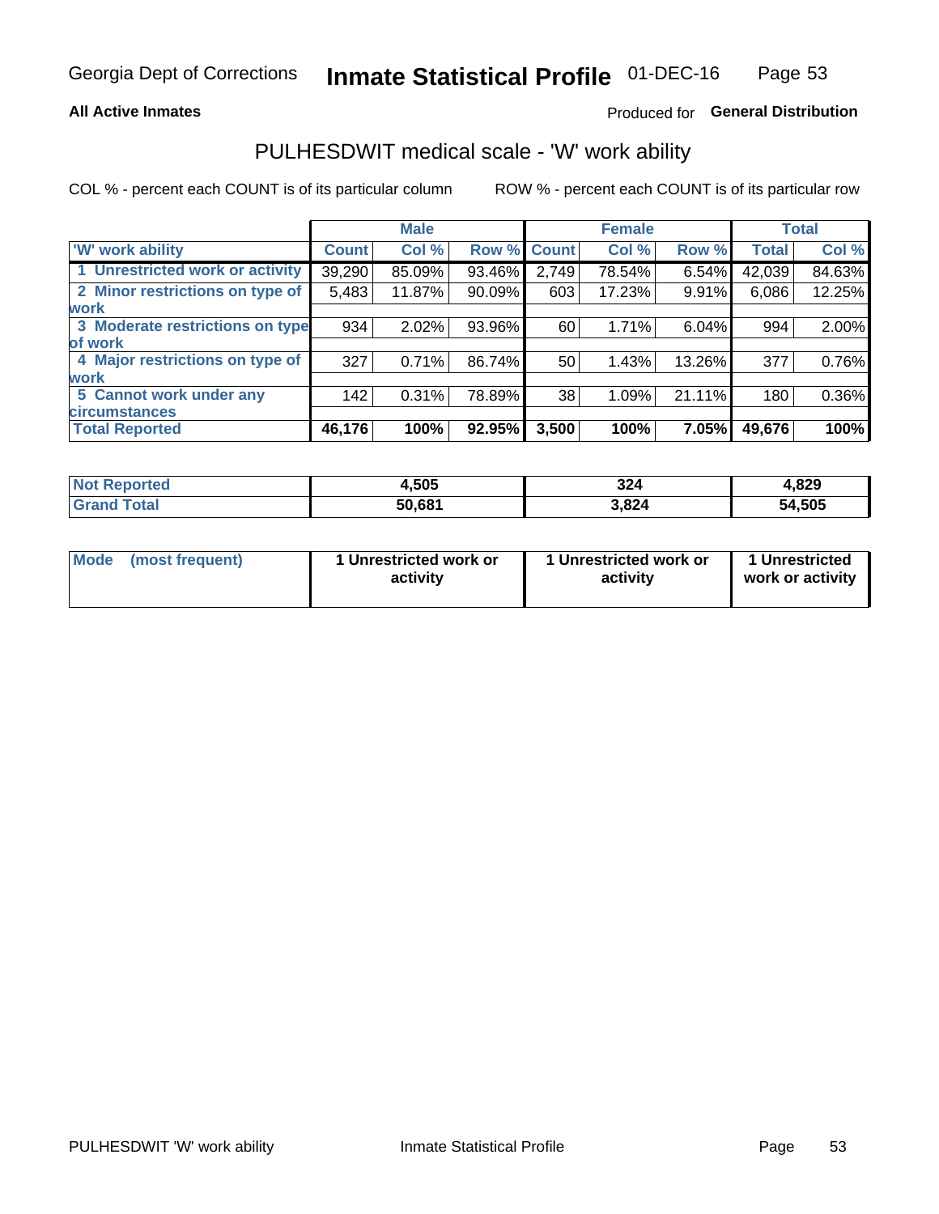Georgia Dept of Corrections **Inmate Statistical Profile** 01-DEC-16

**All Active Inmates**

Produced for **General Distribution**

## PULHESDWIT medical scale - 'W' work ability

COL % - percent each COUNT is of its particular column

ROW % - percent each COUNT is of its particular row

| | Male | | | Female | | | Total | |
|---|---|---|---|---|---|---|---|---|
| 'W' work ability | Count | Col % | Row % | Count | Col % | Row % | Total | Col % |
| 1 Unrestricted work or activity | 39,290 | 85.09% | 93.46% | 2,749 | 78.54% | 6.54% | 42,039 | 84.63% |
| 2 Minor restrictions on type of work | 5,483 | 11.87% | 90.09% | 603 | 17.23% | 9.91% | 6,086 | 12.25% |
| 3 Moderate restrictions on type of work | 934 | 2.02% | 93.96% | 60 | 1.71% | 6.04% | 994 | 2.00% |
| 4 Major restrictions on type of work | 327 | 0.71% | 86.74% | 50 | 1.43% | 13.26% | 377 | 0.76% |
| 5 Cannot work under any circumstances | 142 | 0.31% | 78.89% | 38 | 1.09% | 21.11% | 180 | 0.36% |
| **Total Reported** | **46,176** | **100%** | **92.95%** | **3,500** | **100%** | **7.05%** | **49,676** | **100%** |

| | Male | Female | Total |
|---|---|---|---|
| Not Reported | 4,505 | 324 | 4,829 |
| Grand Total | 50,681 | 3,824 | 54,505 |

| | Male | Female | Total |
|---|---|---|---|
| Mode (most frequent) | 1 Unrestricted work or activity | 1 Unrestricted work or activity | 1 Unrestricted work or activity |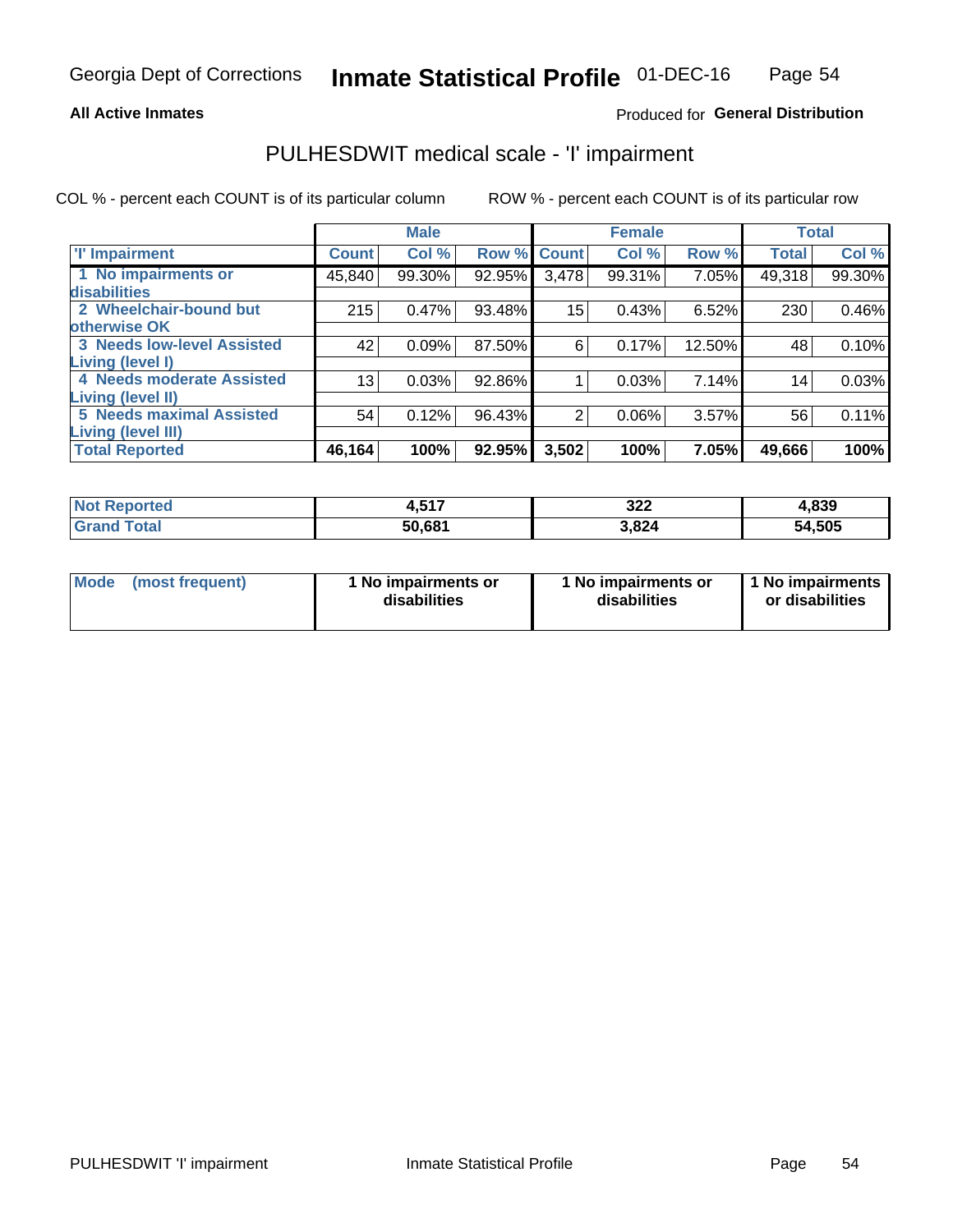**All Active Inmates**

Produced for **General Distribution**

## PULHESDWIT medical scale - 'I' impairment

COL % - percent each COUNT is of its particular column

ROW % - percent each COUNT is of its particular row

| | Male | | | Female | | | Total | |
|---|---|---|---|---|---|---|---|---|
| 'I' Impairment | Count | Col % | Row % | Count | Col % | Row % | Total | Col % |
| 1 No impairments or disabilities | 45,840 | 99.30% | 92.95% | 3,478 | 99.31% | 7.05% | 49,318 | 99.30% |
| 2 Wheelchair-bound but otherwise OK | 215 | 0.47% | 93.48% | 15 | 0.43% | 6.52% | 230 | 0.46% |
| 3 Needs low-level Assisted Living (level I) | 42 | 0.09% | 87.50% | 6 | 0.17% | 12.50% | 48 | 0.10% |
| 4 Needs moderate Assisted Living (level II) | 13 | 0.03% | 92.86% | 1 | 0.03% | 7.14% | 14 | 0.03% |
| 5 Needs maximal Assisted Living (level III) | 54 | 0.12% | 96.43% | 2 | 0.06% | 3.57% | 56 | 0.11% |
| **Total Reported** | **46,164** | **100%** | **92.95%** | **3,502** | **100%** | **7.05%** | **49,666** | **100%** |

| | Male | Female | Total |
|---|---|---|---|
| Not Reported | 4,517 | 322 | 4,839 |
| Grand Total | 50,681 | 3,824 | 54,505 |

| Mode (most frequent) | 1 No impairments or disabilities | 1 No impairments or disabilities | 1 No impairments or disabilities |
|---|---|---|---|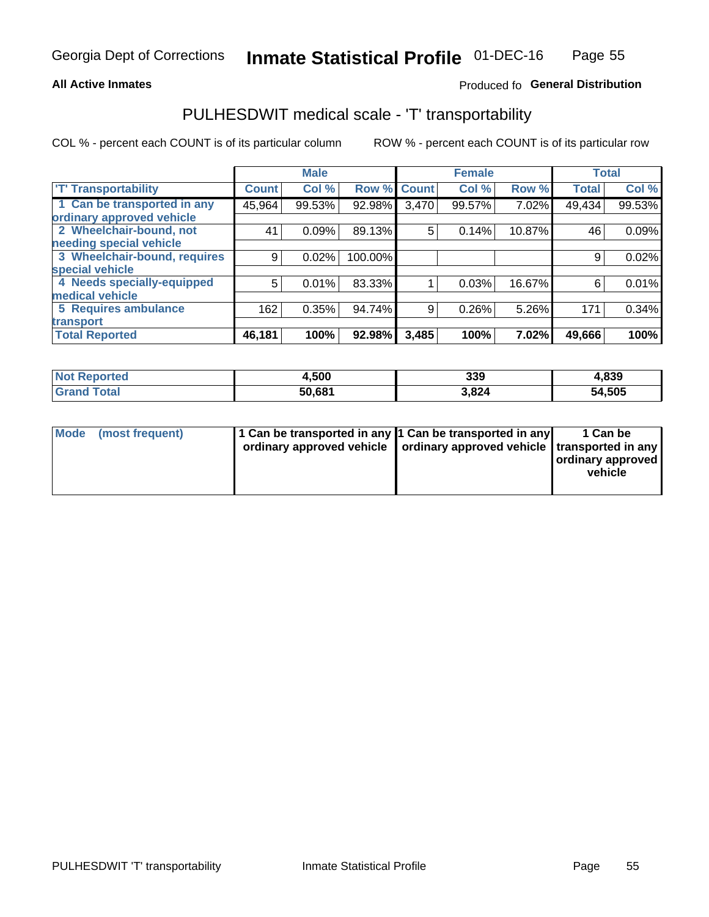**All Active Inmates**

Produced fo **General Distribution**

## PULHESDWIT medical scale - 'T' transportability

COL % - percent each COUNT is of its particular column

ROW % - percent each COUNT is of its particular row

| | Male | | | Female | | | Total | |
|---|---|---|---|---|---|---|---|---|
| 'T' Transportability | Count | Col % | Row % | Count | Col % | Row % | Total | Col % |
| 1 Can be transported in any ordinary approved vehicle | 45,964 | 99.53% | 92.98% | 3,470 | 99.57% | 7.02% | 49,434 | 99.53% |
| 2 Wheelchair-bound, not needing special vehicle | 41 | 0.09% | 89.13% | 5 | 0.14% | 10.87% | 46 | 0.09% |
| 3 Wheelchair-bound, requires special vehicle | 9 | 0.02% | 100.00% | | | | 9 | 0.02% |
| 4 Needs specially-equipped medical vehicle | 5 | 0.01% | 83.33% | 1 | 0.03% | 16.67% | 6 | 0.01% |
| 5 Requires ambulance transport | 162 | 0.35% | 94.74% | 9 | 0.26% | 5.26% | 171 | 0.34% |
| **Total Reported** | **46,181** | **100%** | **92.98%** | **3,485** | **100%** | **7.02%** | **49,666** | **100%** |

| | Male | Female | Total |
|---|---|---|---|
| Not Reported | 4,500 | 339 | 4,839 |
| Grand Total | 50,681 | 3,824 | 54,505 |

| Mode (most frequent) | Male | Female | Total |
|---|---|---|---|
| | 1 Can be transported in any ordinary approved vehicle | 1 Can be transported in any ordinary approved vehicle | 1 Can be transported in any ordinary approved vehicle |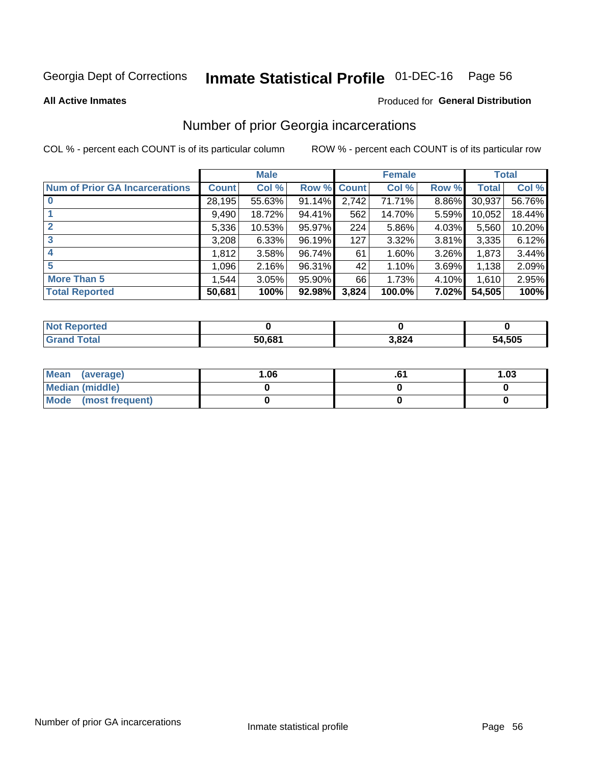Georgia Dept of Corrections **Inmate Statistical Profile** 01-DEC-16

**All Active Inmates**

Produced for **General Distribution**

## Number of prior Georgia incarcerations

COL % - percent each COUNT is of its particular column

ROW % - percent each COUNT is of its particular row

| | Male | | | Female | | | Total | |
|---|---|---|---|---|---|---|---|---|
| **Num of Prior GA Incarcerations** | **Count** | **Col %** | **Row %** | **Count** | **Col %** | **Row %** | **Total** | **Col %** |
| **0** | 28,195 | 55.63% | 91.14% | 2,742 | 71.71% | 8.86% | 30,937 | 56.76% |
| **1** | 9,490 | 18.72% | 94.41% | 562 | 14.70% | 5.59% | 10,052 | 18.44% |
| **2** | 5,336 | 10.53% | 95.97% | 224 | 5.86% | 4.03% | 5,560 | 10.20% |
| **3** | 3,208 | 6.33% | 96.19% | 127 | 3.32% | 3.81% | 3,335 | 6.12% |
| **4** | 1,812 | 3.58% | 96.74% | 61 | 1.60% | 3.26% | 1,873 | 3.44% |
| **5** | 1,096 | 2.16% | 96.31% | 42 | 1.10% | 3.69% | 1,138 | 2.09% |
| **More Than 5** | 1,544 | 3.05% | 95.90% | 66 | 1.73% | 4.10% | 1,610 | 2.95% |
| **Total Reported** | **50,681** | **100%** | **92.98%** | **3,824** | **100.0%** | **7.02%** | **54,505** | **100%** |

| | Male | Female | Total |
|---|---|---|---|
| **Not Reported** | **0** | **0** | **0** |
| **Grand Total** | **50,681** | **3,824** | **54,505** |

| | Male | Female | Total |
|---|---|---|---|
| **Mean (average)** | **1.06** | **.61** | **1.03** |
| **Median (middle)** | **0** | **0** | **0** |
| **Mode (most frequent)** | **0** | **0** | **0** |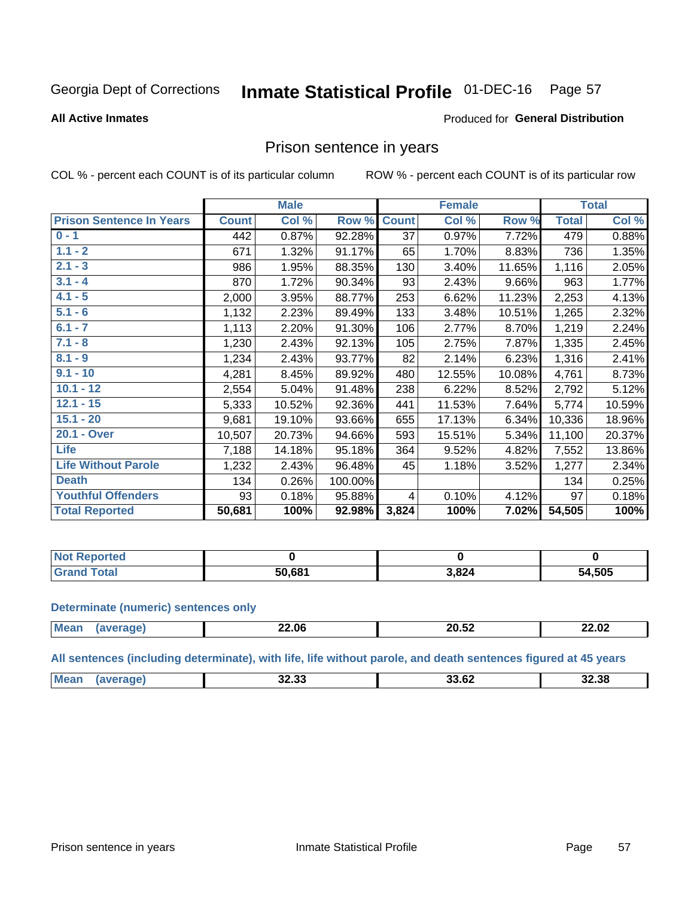Georgia Dept of Corrections **Inmate Statistical Profile** 01-DEC-16

**All Active Inmates**

Produced for **General Distribution**

## Prison sentence in years

COL % - percent each COUNT is of its particular column

ROW % - percent each COUNT is of its particular row

| | Male | | | Female | | | Total | |
|---|---|---|---|---|---|---|---|---|
| **Prison Sentence In Years** | **Count** | **Col %** | **Row %** | **Count** | **Col %** | **Row %** | **Total** | **Col %** |
| **0 - 1** | 442 | 0.87% | 92.28% | 37 | 0.97% | 7.72% | 479 | 0.88% |
| **1.1 - 2** | 671 | 1.32% | 91.17% | 65 | 1.70% | 8.83% | 736 | 1.35% |
| **2.1 - 3** | 986 | 1.95% | 88.35% | 130 | 3.40% | 11.65% | 1,116 | 2.05% |
| **3.1 - 4** | 870 | 1.72% | 90.34% | 93 | 2.43% | 9.66% | 963 | 1.77% |
| **4.1 - 5** | 2,000 | 3.95% | 88.77% | 253 | 6.62% | 11.23% | 2,253 | 4.13% |
| **5.1 - 6** | 1,132 | 2.23% | 89.49% | 133 | 3.48% | 10.51% | 1,265 | 2.32% |
| **6.1 - 7** | 1,113 | 2.20% | 91.30% | 106 | 2.77% | 8.70% | 1,219 | 2.24% |
| **7.1 - 8** | 1,230 | 2.43% | 92.13% | 105 | 2.75% | 7.87% | 1,335 | 2.45% |
| **8.1 - 9** | 1,234 | 2.43% | 93.77% | 82 | 2.14% | 6.23% | 1,316 | 2.41% |
| **9.1 - 10** | 4,281 | 8.45% | 89.92% | 480 | 12.55% | 10.08% | 4,761 | 8.73% |
| **10.1 - 12** | 2,554 | 5.04% | 91.48% | 238 | 6.22% | 8.52% | 2,792 | 5.12% |
| **12.1 - 15** | 5,333 | 10.52% | 92.36% | 441 | 11.53% | 7.64% | 5,774 | 10.59% |
| **15.1 - 20** | 9,681 | 19.10% | 93.66% | 655 | 17.13% | 6.34% | 10,336 | 18.96% |
| **20.1 - Over** | 10,507 | 20.73% | 94.66% | 593 | 15.51% | 5.34% | 11,100 | 20.37% |
| **Life** | 7,188 | 14.18% | 95.18% | 364 | 9.52% | 4.82% | 7,552 | 13.86% |
| **Life Without Parole** | 1,232 | 2.43% | 96.48% | 45 | 1.18% | 3.52% | 1,277 | 2.34% |
| **Death** | 134 | 0.26% | 100.00% | | | | 134 | 0.25% |
| **Youthful Offenders** | 93 | 0.18% | 95.88% | 4 | 0.10% | 4.12% | 97 | 0.18% |
| **Total Reported** | **50,681** | **100%** | **92.98%** | **3,824** | **100%** | **7.02%** | **54,505** | **100%** |

| | Male | Female | Total |
|---|---|---|---|
| **Not Reported** | **0** | **0** | **0** |
| **Grand Total** | **50,681** | **3,824** | **54,505** |

**Determinate (numeric) sentences only**

| | Male | Female | Total |
|---|---|---|---|
| **Mean (average)** | **22.06** | **20.52** | **22.02** |

**All sentences (including determinate), with life, life without parole, and death sentences figured at 45 years**

| | Male | Female | Total |
|---|---|---|---|
| **Mean (average)** | **32.33** | **33.62** | **32.38** |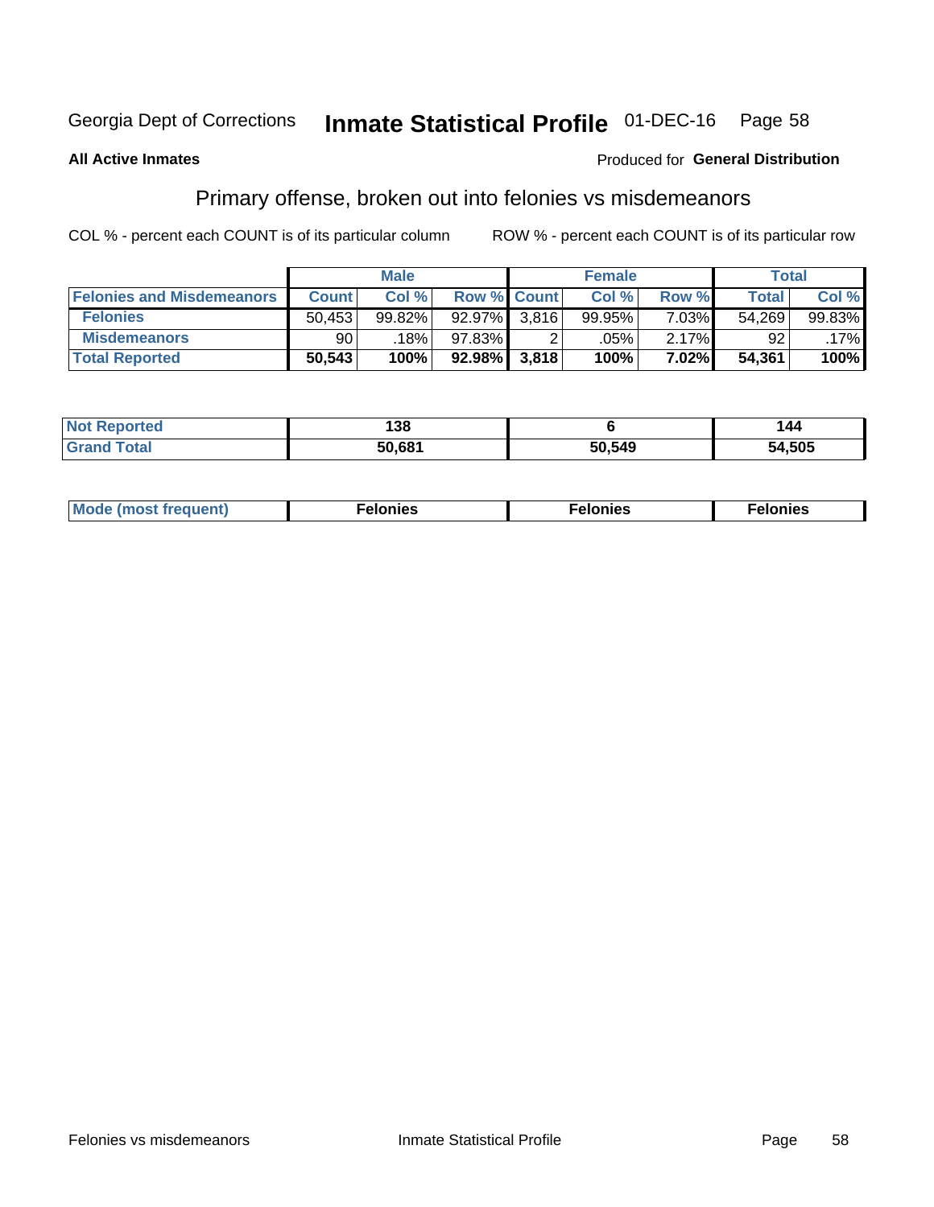Georgia Dept of Corrections **Inmate Statistical Profile** 01-DEC-16

**All Active Inmates**

Produced for **General Distribution**

## Primary offense, broken out into felonies vs misdemeanors

COL % - percent each COUNT is of its particular column

ROW % - percent each COUNT is of its particular row

| | Male | | | Female | | | Total | |
|---|---|---|---|---|---|---|---|---|
| **Felonies and Misdemeanors** | **Count** | **Col %** | **Row %** | **Count** | **Col %** | **Row %** | **Total** | **Col %** |
| **Felonies** | 50,453 | 99.82% | 92.97% | 3,816 | 99.95% | 7.03% | 54,269 | 99.83% |
| **Misdemeanors** | 90 | .18% | 97.83% | 2 | .05% | 2.17% | 92 | .17% |
| **Total Reported** | **50,543** | **100%** | **92.98%** | **3,818** | **100%** | **7.02%** | **54,361** | **100%** |

| | Male | Female | Total |
|---|---|---|---|
| **Not Reported** | 138 | 6 | 144 |
| **Grand Total** | 50,681 | 50,549 | 54,505 |

| | Male | Female | Total |
|---|---|---|---|
| **Mode (most frequent)** | Felonies | Felonies | Felonies |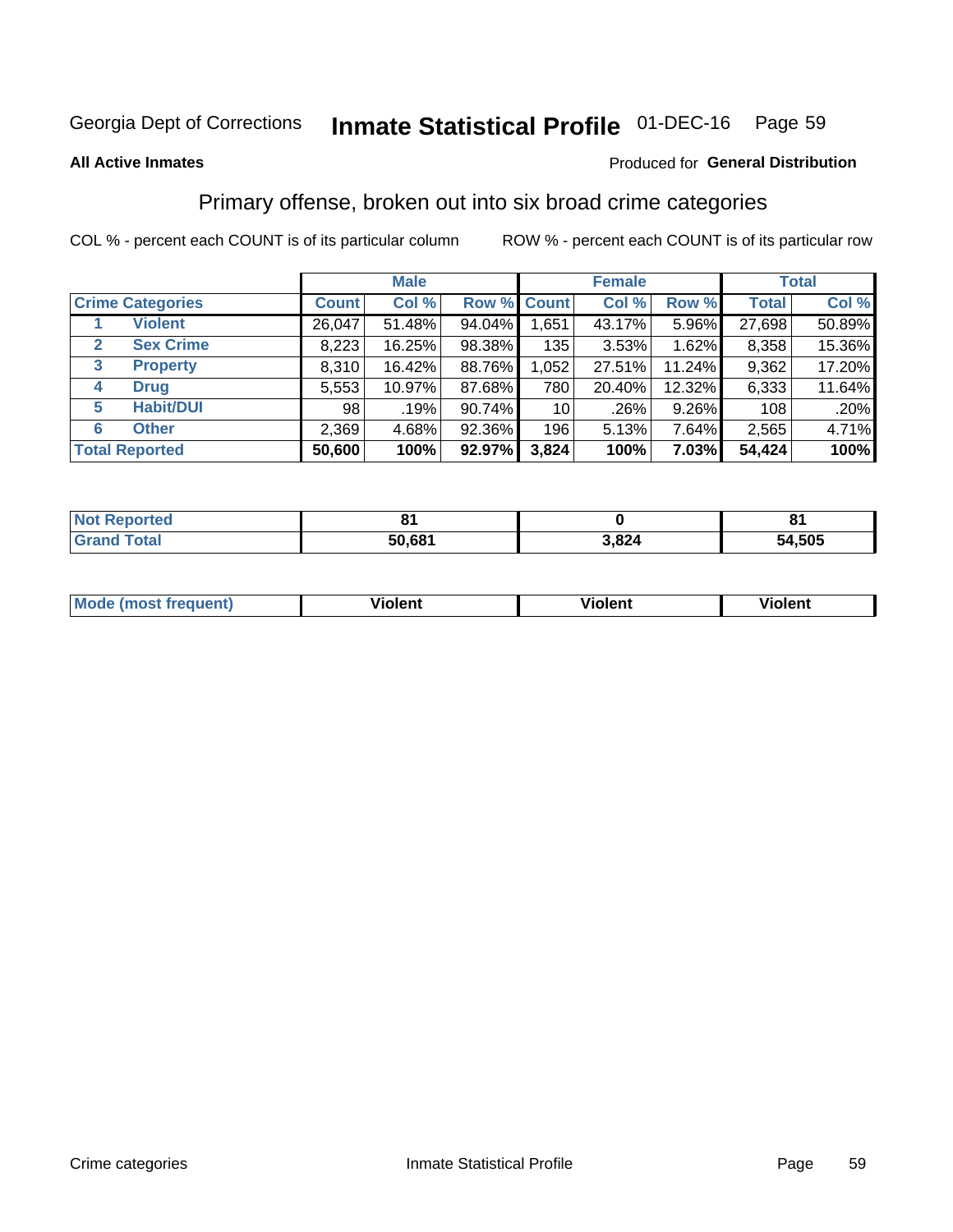Georgia Dept of Corrections **Inmate Statistical Profile** 01-DEC-16

**All Active Inmates** Produced for **General Distribution**

## Primary offense, broken out into six broad crime categories

COL % - percent each COUNT is of its particular column    ROW % - percent each COUNT is of its particular row

| | | Male | | | Female | | | Total | |
|---|---|---|---|---|---|---|---|---|---|
| **Crime Categories** | | **Count** | **Col %** | **Row %** | **Count** | **Col %** | **Row %** | **Total** | **Col %** |
| 1 | **Violent** | 26,047 | 51.48% | 94.04% | 1,651 | 43.17% | 5.96% | 27,698 | 50.89% |
| 2 | **Sex Crime** | 8,223 | 16.25% | 98.38% | 135 | 3.53% | 1.62% | 8,358 | 15.36% |
| 3 | **Property** | 8,310 | 16.42% | 88.76% | 1,052 | 27.51% | 11.24% | 9,362 | 17.20% |
| 4 | **Drug** | 5,553 | 10.97% | 87.68% | 780 | 20.40% | 12.32% | 6,333 | 11.64% |
| 5 | **Habit/DUI** | 98 | .19% | 90.74% | 10 | .26% | 9.26% | 108 | .20% |
| 6 | **Other** | 2,369 | 4.68% | 92.36% | 196 | 5.13% | 7.64% | 2,565 | 4.71% |
| **Total Reported** | | **50,600** | **100%** | **92.97%** | **3,824** | **100%** | **7.03%** | **54,424** | **100%** |

| | Male | Female | Total |
|---|---|---|---|
| **Not Reported** | **81** | **0** | **81** |
| **Grand Total** | **50,681** | **3,824** | **54,505** |

| | Male | Female | Total |
|---|---|---|---|
| **Mode (most frequent)** | **Violent** | **Violent** | **Violent** |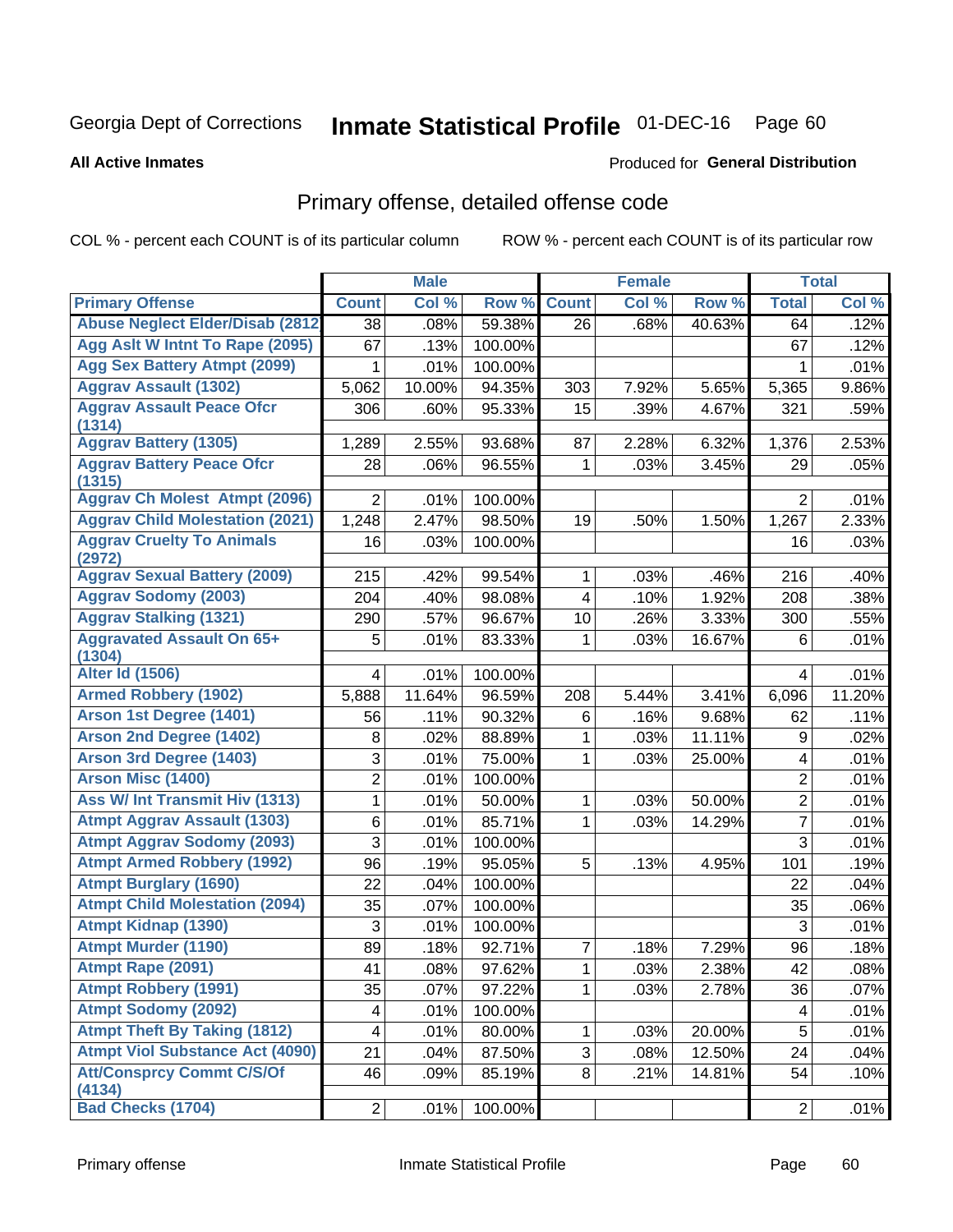Georgia Dept of Corrections **Inmate Statistical Profile** 01-DEC-16

**All Active Inmates**

Produced for **General Distribution**

## Primary offense, detailed offense code

COL % - percent each COUNT is of its particular column    ROW % - percent each COUNT is of its particular row

| | Male | | | Female | | | Total | |
|---|---|---|---|---|---|---|---|---|
| **Primary Offense** | **Count** | **Col %** | **Row %** | **Count** | **Col %** | **Row %** | **Total** | **Col %** |
| Abuse Neglect Elder/Disab (2812) | 38 | .08% | 59.38% | 26 | .68% | 40.63% | 64 | .12% |
| Agg Aslt W Intnt To Rape (2095) | 67 | .13% | 100.00% | | | | 67 | .12% |
| Agg Sex Battery Atmpt (2099) | 1 | .01% | 100.00% | | | | 1 | .01% |
| Aggrav Assault (1302) | 5,062 | 10.00% | 94.35% | 303 | 7.92% | 5.65% | 5,365 | 9.86% |
| Aggrav Assault Peace Ofcr (1314) | 306 | .60% | 95.33% | 15 | .39% | 4.67% | 321 | .59% |
| Aggrav Battery (1305) | 1,289 | 2.55% | 93.68% | 87 | 2.28% | 6.32% | 1,376 | 2.53% |
| Aggrav Battery Peace Ofcr (1315) | 28 | .06% | 96.55% | 1 | .03% | 3.45% | 29 | .05% |
| Aggrav Ch Molest Atmpt (2096) | 2 | .01% | 100.00% | | | | 2 | .01% |
| Aggrav Child Molestation (2021) | 1,248 | 2.47% | 98.50% | 19 | .50% | 1.50% | 1,267 | 2.33% |
| Aggrav Cruelty To Animals (2972) | 16 | .03% | 100.00% | | | | 16 | .03% |
| Aggrav Sexual Battery (2009) | 215 | .42% | 99.54% | 1 | .03% | .46% | 216 | .40% |
| Aggrav Sodomy (2003) | 204 | .40% | 98.08% | 4 | .10% | 1.92% | 208 | .38% |
| Aggrav Stalking (1321) | 290 | .57% | 96.67% | 10 | .26% | 3.33% | 300 | .55% |
| Aggravated Assault On 65+ (1304) | 5 | .01% | 83.33% | 1 | .03% | 16.67% | 6 | .01% |
| Alter Id (1506) | 4 | .01% | 100.00% | | | | 4 | .01% |
| Armed Robbery (1902) | 5,888 | 11.64% | 96.59% | 208 | 5.44% | 3.41% | 6,096 | 11.20% |
| Arson 1st Degree (1401) | 56 | .11% | 90.32% | 6 | .16% | 9.68% | 62 | .11% |
| Arson 2nd Degree (1402) | 8 | .02% | 88.89% | 1 | .03% | 11.11% | 9 | .02% |
| Arson 3rd Degree (1403) | 3 | .01% | 75.00% | 1 | .03% | 25.00% | 4 | .01% |
| Arson Misc (1400) | 2 | .01% | 100.00% | | | | 2 | .01% |
| Ass W/ Int Transmit Hiv (1313) | 1 | .01% | 50.00% | 1 | .03% | 50.00% | 2 | .01% |
| Atmpt Aggrav Assault (1303) | 6 | .01% | 85.71% | 1 | .03% | 14.29% | 7 | .01% |
| Atmpt Aggrav Sodomy (2093) | 3 | .01% | 100.00% | | | | 3 | .01% |
| Atmpt Armed Robbery (1992) | 96 | .19% | 95.05% | 5 | .13% | 4.95% | 101 | .19% |
| Atmpt Burglary (1690) | 22 | .04% | 100.00% | | | | 22 | .04% |
| Atmpt Child Molestation (2094) | 35 | .07% | 100.00% | | | | 35 | .06% |
| Atmpt Kidnap (1390) | 3 | .01% | 100.00% | | | | 3 | .01% |
| Atmpt Murder (1190) | 89 | .18% | 92.71% | 7 | .18% | 7.29% | 96 | .18% |
| Atmpt Rape (2091) | 41 | .08% | 97.62% | 1 | .03% | 2.38% | 42 | .08% |
| Atmpt Robbery (1991) | 35 | .07% | 97.22% | 1 | .03% | 2.78% | 36 | .07% |
| Atmpt Sodomy (2092) | 4 | .01% | 100.00% | | | | 4 | .01% |
| Atmpt Theft By Taking (1812) | 4 | .01% | 80.00% | 1 | .03% | 20.00% | 5 | .01% |
| Atmpt Viol Substance Act (4090) | 21 | .04% | 87.50% | 3 | .08% | 12.50% | 24 | .04% |
| Att/Consprcy Commt C/S/Of (4134) | 46 | .09% | 85.19% | 8 | .21% | 14.81% | 54 | .10% |
| Bad Checks (1704) | 2 | .01% | 100.00% | | | | 2 | .01% |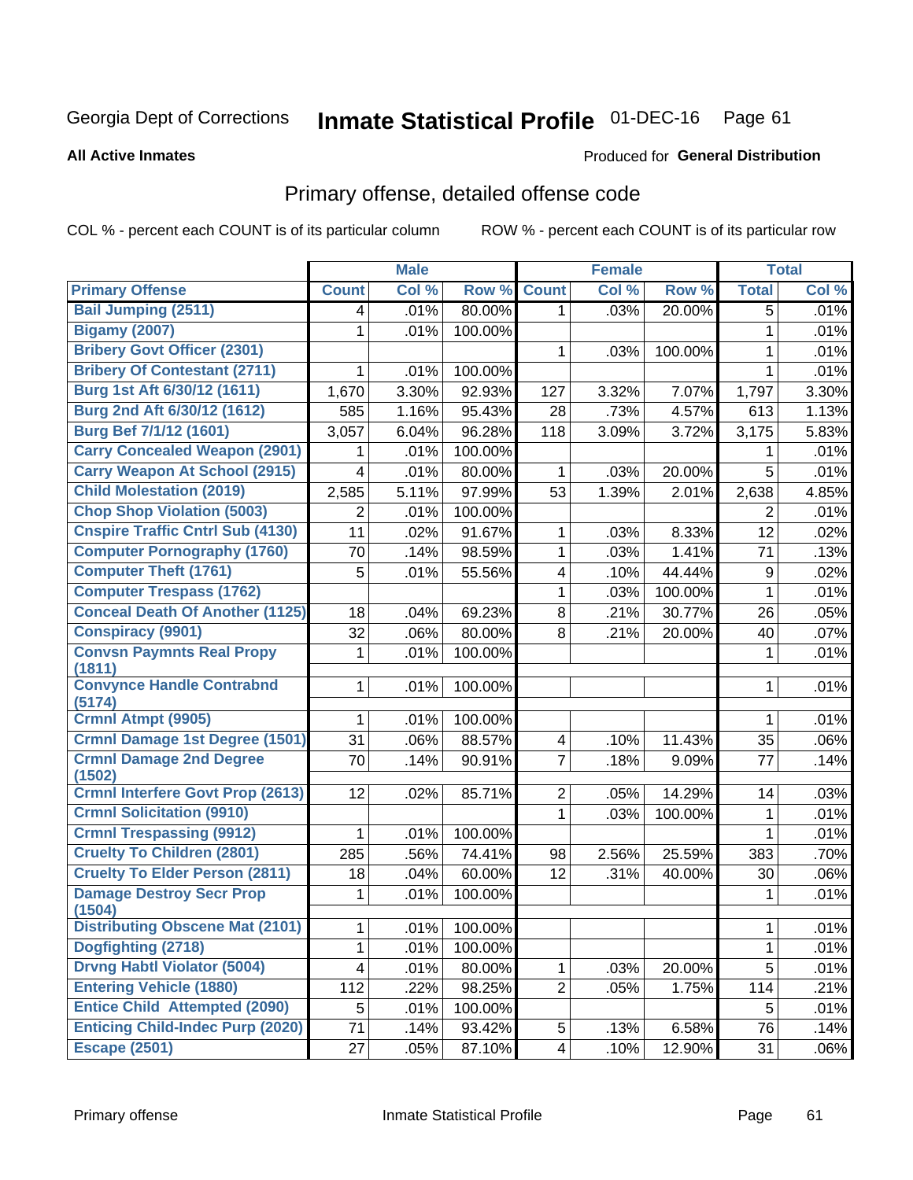Georgia Dept of Corrections **Inmate Statistical Profile** 01-DEC-16

**All Active Inmates**

Produced for **General Distribution**

## Primary offense, detailed offense code

COL % - percent each COUNT is of its particular column    ROW % - percent each COUNT is of its particular row

| | Male | | | Female | | | Total | |
|---|---|---|---|---|---|---|---|---|
| **Primary Offense** | **Count** | **Col %** | **Row %** | **Count** | **Col %** | **Row %** | **Total** | **Col %** |
| Bail Jumping (2511) | 4 | .01% | 80.00% | 1 | .03% | 20.00% | 5 | .01% |
| Bigamy (2007) | 1 | .01% | 100.00% | | | | 1 | .01% |
| Bribery Govt Officer (2301) | | | | 1 | .03% | 100.00% | 1 | .01% |
| Bribery Of Contestant (2711) | 1 | .01% | 100.00% | | | | 1 | .01% |
| Burg 1st Aft 6/30/12 (1611) | 1,670 | 3.30% | 92.93% | 127 | 3.32% | 7.07% | 1,797 | 3.30% |
| Burg 2nd Aft 6/30/12 (1612) | 585 | 1.16% | 95.43% | 28 | .73% | 4.57% | 613 | 1.13% |
| Burg Bef 7/1/12 (1601) | 3,057 | 6.04% | 96.28% | 118 | 3.09% | 3.72% | 3,175 | 5.83% |
| Carry Concealed Weapon (2901) | 1 | .01% | 100.00% | | | | 1 | .01% |
| Carry Weapon At School (2915) | 4 | .01% | 80.00% | 1 | .03% | 20.00% | 5 | .01% |
| Child Molestation (2019) | 2,585 | 5.11% | 97.99% | 53 | 1.39% | 2.01% | 2,638 | 4.85% |
| Chop Shop Violation (5003) | 2 | .01% | 100.00% | | | | 2 | .01% |
| Cnspire Traffic Cntrl Sub (4130) | 11 | .02% | 91.67% | 1 | .03% | 8.33% | 12 | .02% |
| Computer Pornography (1760) | 70 | .14% | 98.59% | 1 | .03% | 1.41% | 71 | .13% |
| Computer Theft (1761) | 5 | .01% | 55.56% | 4 | .10% | 44.44% | 9 | .02% |
| Computer Trespass (1762) | | | | 1 | .03% | 100.00% | 1 | .01% |
| Conceal Death Of Another (1125) | 18 | .04% | 69.23% | 8 | .21% | 30.77% | 26 | .05% |
| Conspiracy (9901) | 32 | .06% | 80.00% | 8 | .21% | 20.00% | 40 | .07% |
| Convsn Paymnts Real Propy (1811) | 1 | .01% | 100.00% | | | | 1 | .01% |
| Convynce Handle Contrabnd (5174) | 1 | .01% | 100.00% | | | | 1 | .01% |
| Crmnl Atmpt (9905) | 1 | .01% | 100.00% | | | | 1 | .01% |
| Crmnl Damage 1st Degree (1501) | 31 | .06% | 88.57% | 4 | .10% | 11.43% | 35 | .06% |
| Crmnl Damage 2nd Degree (1502) | 70 | .14% | 90.91% | 7 | .18% | 9.09% | 77 | .14% |
| Crmnl Interfere Govt Prop (2613) | 12 | .02% | 85.71% | 2 | .05% | 14.29% | 14 | .03% |
| Crmnl Solicitation (9910) | | | | 1 | .03% | 100.00% | 1 | .01% |
| Crmnl Trespassing (9912) | 1 | .01% | 100.00% | | | | 1 | .01% |
| Cruelty To Children (2801) | 285 | .56% | 74.41% | 98 | 2.56% | 25.59% | 383 | .70% |
| Cruelty To Elder Person (2811) | 18 | .04% | 60.00% | 12 | .31% | 40.00% | 30 | .06% |
| Damage Destroy Secr Prop (1504) | 1 | .01% | 100.00% | | | | 1 | .01% |
| Distributing Obscene Mat (2101) | 1 | .01% | 100.00% | | | | 1 | .01% |
| Dogfighting (2718) | 1 | .01% | 100.00% | | | | 1 | .01% |
| Drvng Habtl Violator (5004) | 4 | .01% | 80.00% | 1 | .03% | 20.00% | 5 | .01% |
| Entering Vehicle (1880) | 112 | .22% | 98.25% | 2 | .05% | 1.75% | 114 | .21% |
| Entice Child Attempted (2090) | 5 | .01% | 100.00% | | | | 5 | .01% |
| Enticing Child-Indec Purp (2020) | 71 | .14% | 93.42% | 5 | .13% | 6.58% | 76 | .14% |
| Escape (2501) | 27 | .05% | 87.10% | 4 | .10% | 12.90% | 31 | .06% |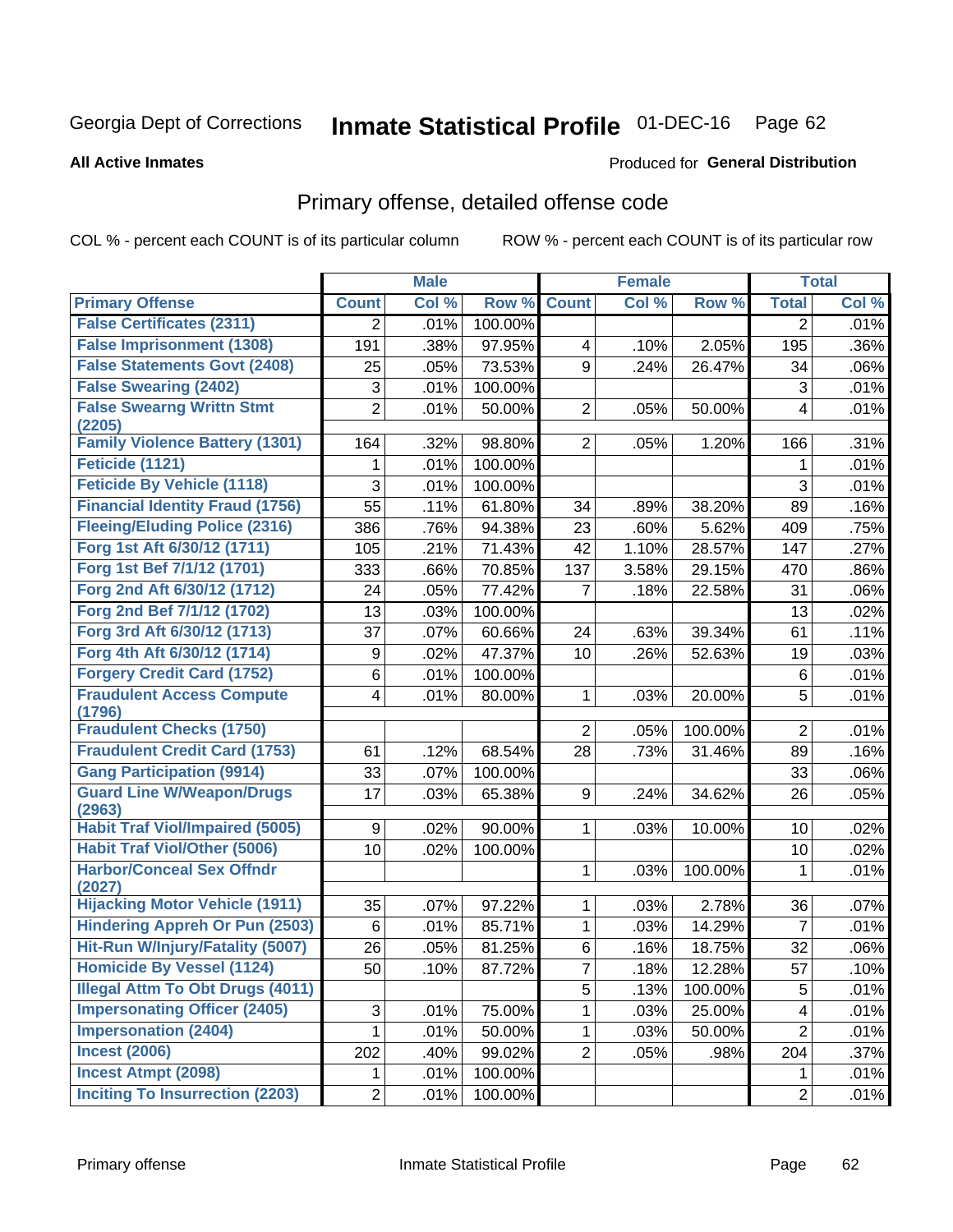Georgia Dept of Corrections **Inmate Statistical Profile** 01-DEC-16

**All Active Inmates**

Produced for **General Distribution**

## Primary offense, detailed offense code

COL % - percent each COUNT is of its particular column ROW % - percent each COUNT is of its particular row

| | Male | | | Female | | | Total | |
|---|---|---|---|---|---|---|---|---|
| **Primary Offense** | **Count** | **Col %** | **Row %** | **Count** | **Col %** | **Row %** | **Total** | **Col %** |
| False Certificates (2311) | 2 | .01% | 100.00% | | | | 2 | .01% |
| False Imprisonment (1308) | 191 | .38% | 97.95% | 4 | .10% | 2.05% | 195 | .36% |
| False Statements Govt (2408) | 25 | .05% | 73.53% | 9 | .24% | 26.47% | 34 | .06% |
| False Swearing (2402) | 3 | .01% | 100.00% | | | | 3 | .01% |
| False Swearng Writtn Stmt (2205) | 2 | .01% | 50.00% | 2 | .05% | 50.00% | 4 | .01% |
| Family Violence Battery (1301) | 164 | .32% | 98.80% | 2 | .05% | 1.20% | 166 | .31% |
| Feticide (1121) | 1 | .01% | 100.00% | | | | 1 | .01% |
| Feticide By Vehicle (1118) | 3 | .01% | 100.00% | | | | 3 | .01% |
| Financial Identity Fraud (1756) | 55 | .11% | 61.80% | 34 | .89% | 38.20% | 89 | .16% |
| Fleeing/Eluding Police (2316) | 386 | .76% | 94.38% | 23 | .60% | 5.62% | 409 | .75% |
| Forg 1st Aft 6/30/12 (1711) | 105 | .21% | 71.43% | 42 | 1.10% | 28.57% | 147 | .27% |
| Forg 1st Bef 7/1/12 (1701) | 333 | .66% | 70.85% | 137 | 3.58% | 29.15% | 470 | .86% |
| Forg 2nd Aft 6/30/12 (1712) | 24 | .05% | 77.42% | 7 | .18% | 22.58% | 31 | .06% |
| Forg 2nd Bef 7/1/12 (1702) | 13 | .03% | 100.00% | | | | 13 | .02% |
| Forg 3rd Aft 6/30/12 (1713) | 37 | .07% | 60.66% | 24 | .63% | 39.34% | 61 | .11% |
| Forg 4th Aft 6/30/12 (1714) | 9 | .02% | 47.37% | 10 | .26% | 52.63% | 19 | .03% |
| Forgery Credit Card (1752) | 6 | .01% | 100.00% | | | | 6 | .01% |
| Fraudulent Access Compute (1796) | 4 | .01% | 80.00% | 1 | .03% | 20.00% | 5 | .01% |
| Fraudulent Checks (1750) | | | | 2 | .05% | 100.00% | 2 | .01% |
| Fraudulent Credit Card (1753) | 61 | .12% | 68.54% | 28 | .73% | 31.46% | 89 | .16% |
| Gang Participation (9914) | 33 | .07% | 100.00% | | | | 33 | .06% |
| Guard Line W/Weapon/Drugs (2963) | 17 | .03% | 65.38% | 9 | .24% | 34.62% | 26 | .05% |
| Habit Traf Viol/Impaired (5005) | 9 | .02% | 90.00% | 1 | .03% | 10.00% | 10 | .02% |
| Habit Traf Viol/Other (5006) | 10 | .02% | 100.00% | | | | 10 | .02% |
| Harbor/Conceal Sex Offndr (2027) | | | | 1 | .03% | 100.00% | 1 | .01% |
| Hijacking Motor Vehicle (1911) | 35 | .07% | 97.22% | 1 | .03% | 2.78% | 36 | .07% |
| Hindering Appreh Or Pun (2503) | 6 | .01% | 85.71% | 1 | .03% | 14.29% | 7 | .01% |
| Hit-Run W/Injury/Fatality (5007) | 26 | .05% | 81.25% | 6 | .16% | 18.75% | 32 | .06% |
| Homicide By Vessel (1124) | 50 | .10% | 87.72% | 7 | .18% | 12.28% | 57 | .10% |
| Illegal Attm To Obt Drugs (4011) | | | | 5 | .13% | 100.00% | 5 | .01% |
| Impersonating Officer (2405) | 3 | .01% | 75.00% | 1 | .03% | 25.00% | 4 | .01% |
| Impersonation (2404) | 1 | .01% | 50.00% | 1 | .03% | 50.00% | 2 | .01% |
| Incest (2006) | 202 | .40% | 99.02% | 2 | .05% | .98% | 204 | .37% |
| Incest Atmpt (2098) | 1 | .01% | 100.00% | | | | 1 | .01% |
| Inciting To Insurrection (2203) | 2 | .01% | 100.00% | | | | 2 | .01% |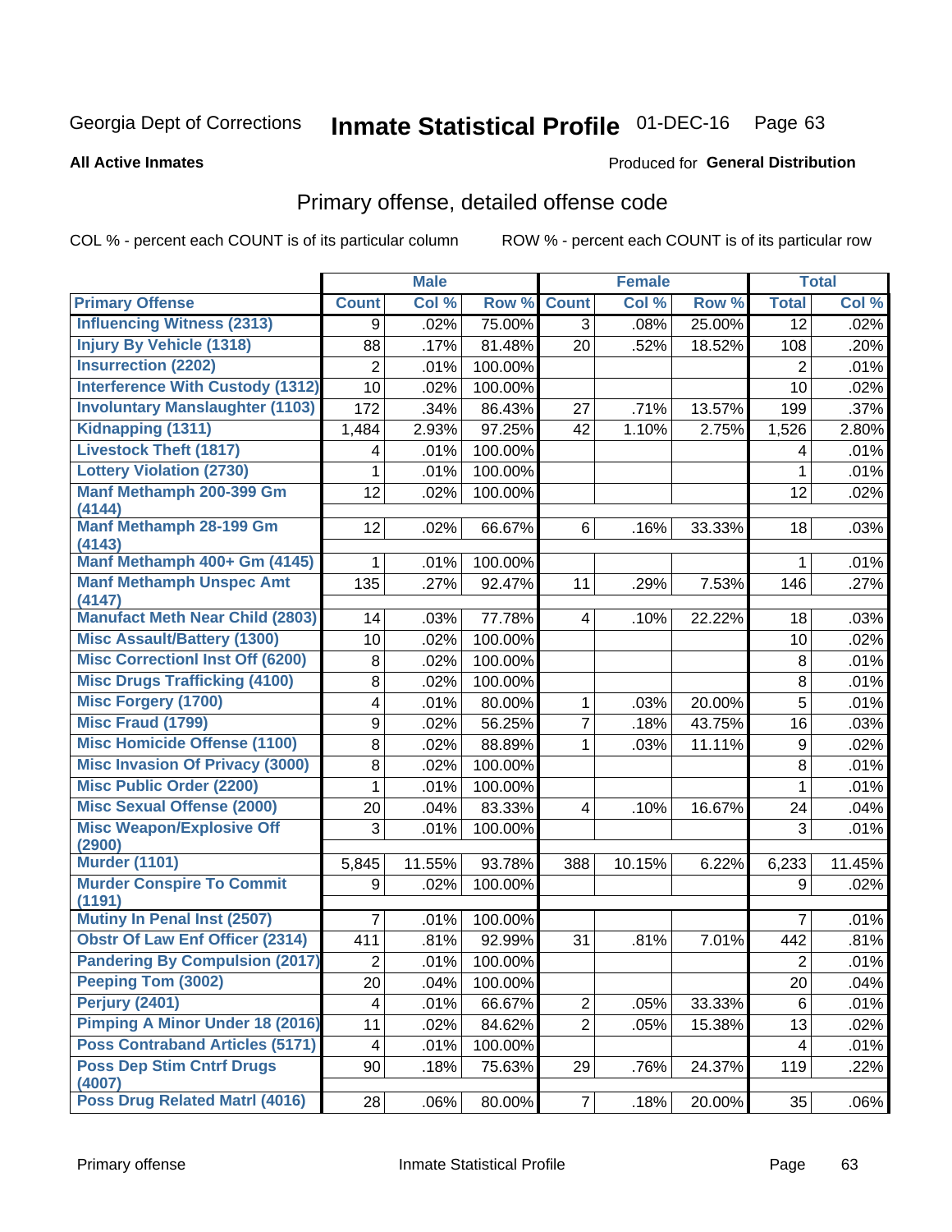Georgia Dept of Corrections **Inmate Statistical Profile** 01-DEC-16

**All Active Inmates**

Produced for **General Distribution**

## Primary offense, detailed offense code

COL % - percent each COUNT is of its particular column

ROW % - percent each COUNT is of its particular row

| | Male | | | Female | | | Total | |
|---|---|---|---|---|---|---|---|---|
| Primary Offense | Count | Col % | Row % | Count | Col % | Row % | Total | Col % |
| Influencing Witness (2313) | 9 | .02% | 75.00% | 3 | .08% | 25.00% | 12 | .02% |
| Injury By Vehicle (1318) | 88 | .17% | 81.48% | 20 | .52% | 18.52% | 108 | .20% |
| Insurrection (2202) | 2 | .01% | 100.00% | | | | 2 | .01% |
| Interference With Custody (1312) | 10 | .02% | 100.00% | | | | 10 | .02% |
| Involuntary Manslaughter (1103) | 172 | .34% | 86.43% | 27 | .71% | 13.57% | 199 | .37% |
| Kidnapping (1311) | 1,484 | 2.93% | 97.25% | 42 | 1.10% | 2.75% | 1,526 | 2.80% |
| Livestock Theft (1817) | 4 | .01% | 100.00% | | | | 4 | .01% |
| Lottery Violation (2730) | 1 | .01% | 100.00% | | | | 1 | .01% |
| Manf Methamph 200-399 Gm (4144) | 12 | .02% | 100.00% | | | | 12 | .02% |
| Manf Methamph 28-199 Gm (4143) | 12 | .02% | 66.67% | 6 | .16% | 33.33% | 18 | .03% |
| Manf Methamph 400+ Gm (4145) | 1 | .01% | 100.00% | | | | 1 | .01% |
| Manf Methamph Unspec Amt (4147) | 135 | .27% | 92.47% | 11 | .29% | 7.53% | 146 | .27% |
| Manufact Meth Near Child (2803) | 14 | .03% | 77.78% | 4 | .10% | 22.22% | 18 | .03% |
| Misc Assault/Battery (1300) | 10 | .02% | 100.00% | | | | 10 | .02% |
| Misc Correctionl Inst Off (6200) | 8 | .02% | 100.00% | | | | 8 | .01% |
| Misc Drugs Trafficking (4100) | 8 | .02% | 100.00% | | | | 8 | .01% |
| Misc Forgery (1700) | 4 | .01% | 80.00% | 1 | .03% | 20.00% | 5 | .01% |
| Misc Fraud (1799) | 9 | .02% | 56.25% | 7 | .18% | 43.75% | 16 | .03% |
| Misc Homicide Offense (1100) | 8 | .02% | 88.89% | 1 | .03% | 11.11% | 9 | .02% |
| Misc Invasion Of Privacy (3000) | 8 | .02% | 100.00% | | | | 8 | .01% |
| Misc Public Order (2200) | 1 | .01% | 100.00% | | | | 1 | .01% |
| Misc Sexual Offense (2000) | 20 | .04% | 83.33% | 4 | .10% | 16.67% | 24 | .04% |
| Misc Weapon/Explosive Off (2900) | 3 | .01% | 100.00% | | | | 3 | .01% |
| Murder (1101) | 5,845 | 11.55% | 93.78% | 388 | 10.15% | 6.22% | 6,233 | 11.45% |
| Murder Conspire To Commit (1191) | 9 | .02% | 100.00% | | | | 9 | .02% |
| Mutiny In Penal Inst (2507) | 7 | .01% | 100.00% | | | | 7 | .01% |
| Obstr Of Law Enf Officer (2314) | 411 | .81% | 92.99% | 31 | .81% | 7.01% | 442 | .81% |
| Pandering By Compulsion (2017) | 2 | .01% | 100.00% | | | | 2 | .01% |
| Peeping Tom (3002) | 20 | .04% | 100.00% | | | | 20 | .04% |
| Perjury (2401) | 4 | .01% | 66.67% | 2 | .05% | 33.33% | 6 | .01% |
| Pimping A Minor Under 18 (2016) | 11 | .02% | 84.62% | 2 | .05% | 15.38% | 13 | .02% |
| Poss Contraband Articles (5171) | 4 | .01% | 100.00% | | | | 4 | .01% |
| Poss Dep Stim Cntrf Drugs (4007) | 90 | .18% | 75.63% | 29 | .76% | 24.37% | 119 | .22% |
| Poss Drug Related Matrl (4016) | 28 | .06% | 80.00% | 7 | .18% | 20.00% | 35 | .06% |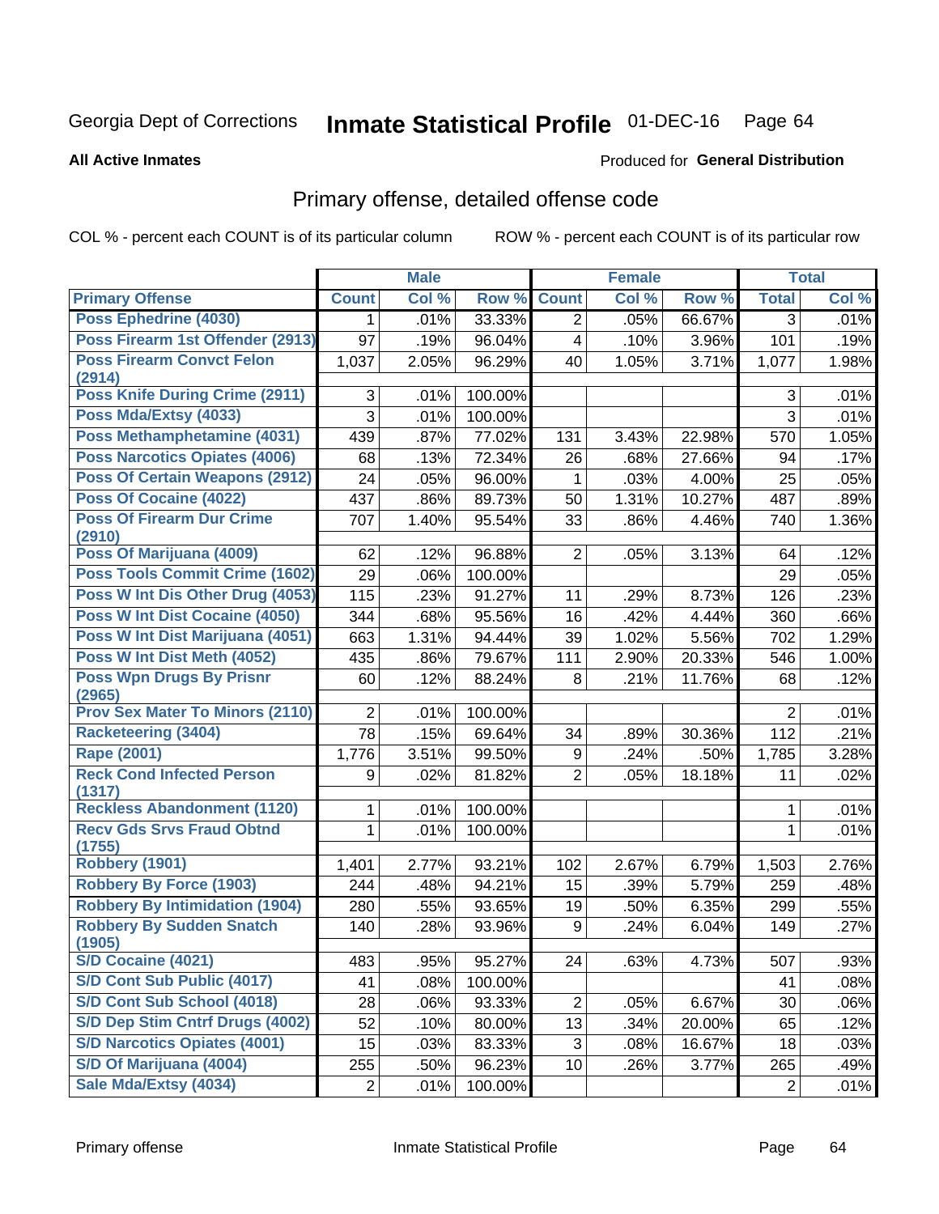Georgia Dept of Corrections **Inmate Statistical Profile** 01-DEC-16

**All Active Inmates**

Produced for **General Distribution**

## Primary offense, detailed offense code

COL % - percent each COUNT is of its particular column ROW % - percent each COUNT is of its particular row

| | Male | | | Female | | | Total | |
|---|---|---|---|---|---|---|---|---|
| **Primary Offense** | **Count** | **Col %** | **Row %** | **Count** | **Col %** | **Row %** | **Total** | **Col %** |
| Poss Ephedrine (4030) | 1 | .01% | 33.33% | 2 | .05% | 66.67% | 3 | .01% |
| Poss Firearm 1st Offender (2913) | 97 | .19% | 96.04% | 4 | .10% | 3.96% | 101 | .19% |
| Poss Firearm Convct Felon (2914) | 1,037 | 2.05% | 96.29% | 40 | 1.05% | 3.71% | 1,077 | 1.98% |
| Poss Knife During Crime (2911) | 3 | .01% | 100.00% | | | | 3 | .01% |
| Poss Mda/Extsy (4033) | 3 | .01% | 100.00% | | | | 3 | .01% |
| Poss Methamphetamine (4031) | 439 | .87% | 77.02% | 131 | 3.43% | 22.98% | 570 | 1.05% |
| Poss Narcotics Opiates (4006) | 68 | .13% | 72.34% | 26 | .68% | 27.66% | 94 | .17% |
| Poss Of Certain Weapons (2912) | 24 | .05% | 96.00% | 1 | .03% | 4.00% | 25 | .05% |
| Poss Of Cocaine (4022) | 437 | .86% | 89.73% | 50 | 1.31% | 10.27% | 487 | .89% |
| Poss Of Firearm Dur Crime (2910) | 707 | 1.40% | 95.54% | 33 | .86% | 4.46% | 740 | 1.36% |
| Poss Of Marijuana (4009) | 62 | .12% | 96.88% | 2 | .05% | 3.13% | 64 | .12% |
| Poss Tools Commit Crime (1602) | 29 | .06% | 100.00% | | | | 29 | .05% |
| Poss W Int Dis Other Drug (4053) | 115 | .23% | 91.27% | 11 | .29% | 8.73% | 126 | .23% |
| Poss W Int Dist Cocaine (4050) | 344 | .68% | 95.56% | 16 | .42% | 4.44% | 360 | .66% |
| Poss W Int Dist Marijuana (4051) | 663 | 1.31% | 94.44% | 39 | 1.02% | 5.56% | 702 | 1.29% |
| Poss W Int Dist Meth (4052) | 435 | .86% | 79.67% | 111 | 2.90% | 20.33% | 546 | 1.00% |
| Poss Wpn Drugs By Prisnr (2965) | 60 | .12% | 88.24% | 8 | .21% | 11.76% | 68 | .12% |
| Prov Sex Mater To Minors (2110) | 2 | .01% | 100.00% | | | | 2 | .01% |
| Racketeering (3404) | 78 | .15% | 69.64% | 34 | .89% | 30.36% | 112 | .21% |
| Rape (2001) | 1,776 | 3.51% | 99.50% | 9 | .24% | .50% | 1,785 | 3.28% |
| Reck Cond Infected Person (1317) | 9 | .02% | 81.82% | 2 | .05% | 18.18% | 11 | .02% |
| Reckless Abandonment (1120) | 1 | .01% | 100.00% | | | | 1 | .01% |
| Recv Gds Srvs Fraud Obtnd (1755) | 1 | .01% | 100.00% | | | | 1 | .01% |
| Robbery (1901) | 1,401 | 2.77% | 93.21% | 102 | 2.67% | 6.79% | 1,503 | 2.76% |
| Robbery By Force (1903) | 244 | .48% | 94.21% | 15 | .39% | 5.79% | 259 | .48% |
| Robbery By Intimidation (1904) | 280 | .55% | 93.65% | 19 | .50% | 6.35% | 299 | .55% |
| Robbery By Sudden Snatch (1905) | 140 | .28% | 93.96% | 9 | .24% | 6.04% | 149 | .27% |
| S/D Cocaine (4021) | 483 | .95% | 95.27% | 24 | .63% | 4.73% | 507 | .93% |
| S/D Cont Sub Public (4017) | 41 | .08% | 100.00% | | | | 41 | .08% |
| S/D Cont Sub School (4018) | 28 | .06% | 93.33% | 2 | .05% | 6.67% | 30 | .06% |
| S/D Dep Stim Cntrf Drugs (4002) | 52 | .10% | 80.00% | 13 | .34% | 20.00% | 65 | .12% |
| S/D Narcotics Opiates (4001) | 15 | .03% | 83.33% | 3 | .08% | 16.67% | 18 | .03% |
| S/D Of Marijuana (4004) | 255 | .50% | 96.23% | 10 | .26% | 3.77% | 265 | .49% |
| Sale Mda/Extsy (4034) | 2 | .01% | 100.00% | | | | 2 | .01% |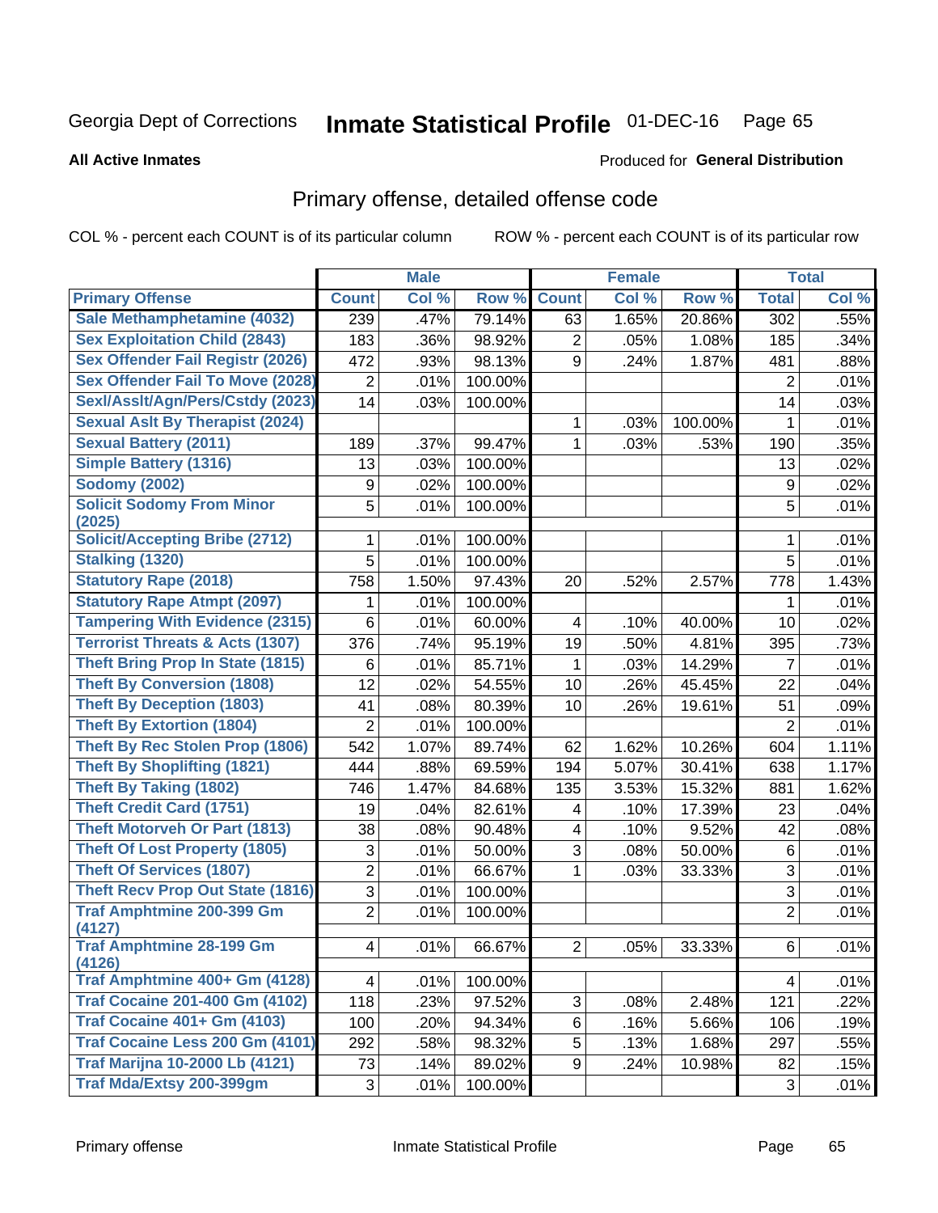Georgia Dept of Corrections **Inmate Statistical Profile** 01-DEC-16

**All Active Inmates**

Produced for **General Distribution**

## Primary offense, detailed offense code

COL % - percent each COUNT is of its particular column ROW % - percent each COUNT is of its particular row

| | Male | | | Female | | | Total | |
|---|---|---|---|---|---|---|---|---|
| **Primary Offense** | **Count** | **Col %** | **Row %** | **Count** | **Col %** | **Row %** | **Total** | **Col %** |
| **Sale Methamphetamine (4032)** | 239 | .47% | 79.14% | 63 | 1.65% | 20.86% | 302 | .55% |
| **Sex Exploitation Child (2843)** | 183 | .36% | 98.92% | 2 | .05% | 1.08% | 185 | .34% |
| **Sex Offender Fail Registr (2026)** | 472 | .93% | 98.13% | 9 | .24% | 1.87% | 481 | .88% |
| **Sex Offender Fail To Move (2028)** | 2 | .01% | 100.00% | | | | 2 | .01% |
| **Sexl/Asslt/Agn/Pers/Cstdy (2023)** | 14 | .03% | 100.00% | | | | 14 | .03% |
| **Sexual Aslt By Therapist (2024)** | | | | 1 | .03% | 100.00% | 1 | .01% |
| **Sexual Battery (2011)** | 189 | .37% | 99.47% | 1 | .03% | .53% | 190 | .35% |
| **Simple Battery (1316)** | 13 | .03% | 100.00% | | | | 13 | .02% |
| **Sodomy (2002)** | 9 | .02% | 100.00% | | | | 9 | .02% |
| **Solicit Sodomy From Minor (2025)** | 5 | .01% | 100.00% | | | | 5 | .01% |
| **Solicit/Accepting Bribe (2712)** | 1 | .01% | 100.00% | | | | 1 | .01% |
| **Stalking (1320)** | 5 | .01% | 100.00% | | | | 5 | .01% |
| **Statutory Rape (2018)** | 758 | 1.50% | 97.43% | 20 | .52% | 2.57% | 778 | 1.43% |
| **Statutory Rape Atmpt (2097)** | 1 | .01% | 100.00% | | | | 1 | .01% |
| **Tampering With Evidence (2315)** | 6 | .01% | 60.00% | 4 | .10% | 40.00% | 10 | .02% |
| **Terrorist Threats & Acts (1307)** | 376 | .74% | 95.19% | 19 | .50% | 4.81% | 395 | .73% |
| **Theft Bring Prop In State (1815)** | 6 | .01% | 85.71% | 1 | .03% | 14.29% | 7 | .01% |
| **Theft By Conversion (1808)** | 12 | .02% | 54.55% | 10 | .26% | 45.45% | 22 | .04% |
| **Theft By Deception (1803)** | 41 | .08% | 80.39% | 10 | .26% | 19.61% | 51 | .09% |
| **Theft By Extortion (1804)** | 2 | .01% | 100.00% | | | | 2 | .01% |
| **Theft By Rec Stolen Prop (1806)** | 542 | 1.07% | 89.74% | 62 | 1.62% | 10.26% | 604 | 1.11% |
| **Theft By Shoplifting (1821)** | 444 | .88% | 69.59% | 194 | 5.07% | 30.41% | 638 | 1.17% |
| **Theft By Taking (1802)** | 746 | 1.47% | 84.68% | 135 | 3.53% | 15.32% | 881 | 1.62% |
| **Theft Credit Card (1751)** | 19 | .04% | 82.61% | 4 | .10% | 17.39% | 23 | .04% |
| **Theft Motorveh Or Part (1813)** | 38 | .08% | 90.48% | 4 | .10% | 9.52% | 42 | .08% |
| **Theft Of Lost Property (1805)** | 3 | .01% | 50.00% | 3 | .08% | 50.00% | 6 | .01% |
| **Theft Of Services (1807)** | 2 | .01% | 66.67% | 1 | .03% | 33.33% | 3 | .01% |
| **Theft Recv Prop Out State (1816)** | 3 | .01% | 100.00% | | | | 3 | .01% |
| **Traf Amphtmine 200-399 Gm (4127)** | 2 | .01% | 100.00% | | | | 2 | .01% |
| **Traf Amphtmine 28-199 Gm (4126)** | 4 | .01% | 66.67% | 2 | .05% | 33.33% | 6 | .01% |
| **Traf Amphtmine 400+ Gm (4128)** | 4 | .01% | 100.00% | | | | 4 | .01% |
| **Traf Cocaine 201-400 Gm (4102)** | 118 | .23% | 97.52% | 3 | .08% | 2.48% | 121 | .22% |
| **Traf Cocaine 401+ Gm (4103)** | 100 | .20% | 94.34% | 6 | .16% | 5.66% | 106 | .19% |
| **Traf Cocaine Less 200 Gm (4101)** | 292 | .58% | 98.32% | 5 | .13% | 1.68% | 297 | .55% |
| **Traf Marijna 10-2000 Lb (4121)** | 73 | .14% | 89.02% | 9 | .24% | 10.98% | 82 | .15% |
| **Traf Mda/Extsy 200-399gm** | 3 | .01% | 100.00% | | | | 3 | .01% |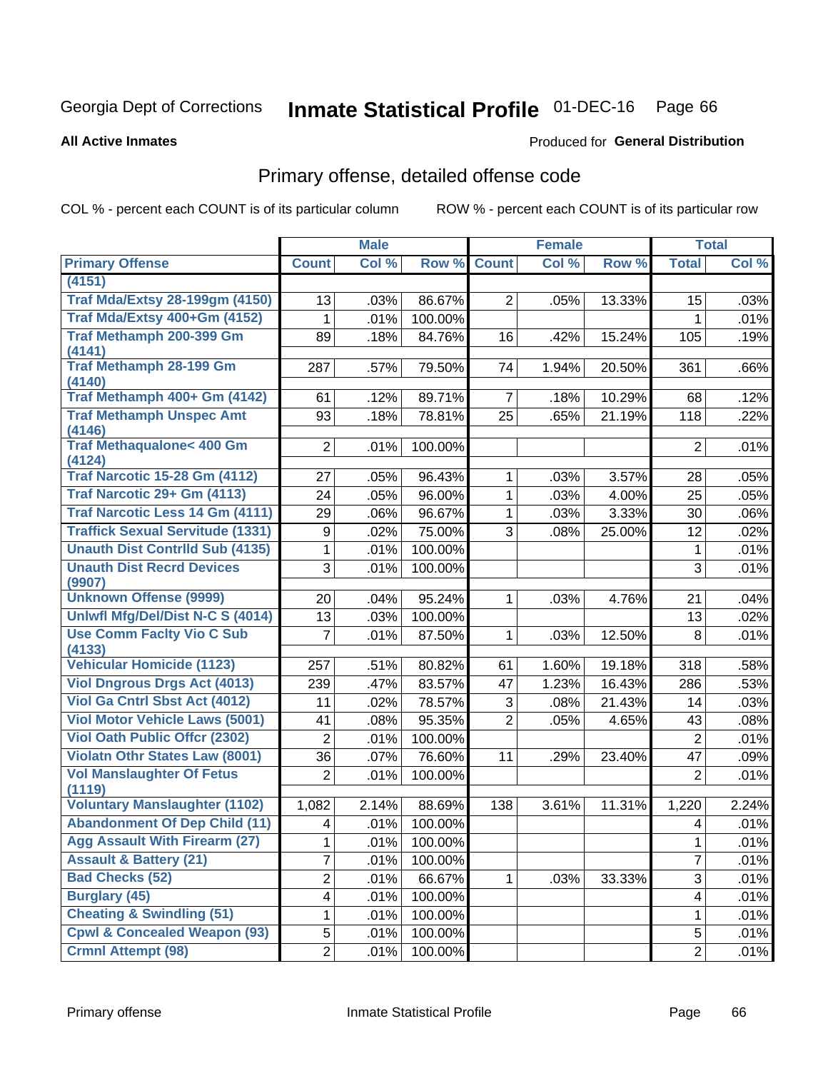Georgia Dept of Corrections **Inmate Statistical Profile** 01-DEC-16

**All Active Inmates**

Produced for **General Distribution**

## Primary offense, detailed offense code

COL % - percent each COUNT is of its particular column

ROW % - percent each COUNT is of its particular row

| | Male | | | Female | | | Total | |
|---|---|---|---|---|---|---|---|---|
| **Primary Offense** | **Count** | **Col %** | **Row %** | **Count** | **Col %** | **Row %** | **Total** | **Col %** |
| (4151) | | | | | | | | |
| Traf Mda/Extsy 28-199gm (4150) | 13 | .03% | 86.67% | 2 | .05% | 13.33% | 15 | .03% |
| Traf Mda/Extsy 400+Gm (4152) | 1 | .01% | 100.00% | | | | 1 | .01% |
| Traf Methamph 200-399 Gm (4141) | 89 | .18% | 84.76% | 16 | .42% | 15.24% | 105 | .19% |
| Traf Methamph 28-199 Gm (4140) | 287 | .57% | 79.50% | 74 | 1.94% | 20.50% | 361 | .66% |
| Traf Methamph 400+ Gm (4142) | 61 | .12% | 89.71% | 7 | .18% | 10.29% | 68 | .12% |
| Traf Methamph Unspec Amt (4146) | 93 | .18% | 78.81% | 25 | .65% | 21.19% | 118 | .22% |
| Traf Methaqualone< 400 Gm (4124) | 2 | .01% | 100.00% | | | | 2 | .01% |
| Traf Narcotic 15-28 Gm (4112) | 27 | .05% | 96.43% | 1 | .03% | 3.57% | 28 | .05% |
| Traf Narcotic 29+ Gm (4113) | 24 | .05% | 96.00% | 1 | .03% | 4.00% | 25 | .05% |
| Traf Narcotic Less 14 Gm (4111) | 29 | .06% | 96.67% | 1 | .03% | 3.33% | 30 | .06% |
| Traffick Sexual Servitude (1331) | 9 | .02% | 75.00% | 3 | .08% | 25.00% | 12 | .02% |
| Unauth Dist Contrlld Sub (4135) | 1 | .01% | 100.00% | | | | 1 | .01% |
| Unauth Dist Recrd Devices (9907) | 3 | .01% | 100.00% | | | | 3 | .01% |
| Unknown Offense (9999) | 20 | .04% | 95.24% | 1 | .03% | 4.76% | 21 | .04% |
| Unlwfl Mfg/Del/Dist N-C S (4014) | 13 | .03% | 100.00% | | | | 13 | .02% |
| Use Comm Faclty Vio C Sub (4133) | 7 | .01% | 87.50% | 1 | .03% | 12.50% | 8 | .01% |
| Vehicular Homicide (1123) | 257 | .51% | 80.82% | 61 | 1.60% | 19.18% | 318 | .58% |
| Viol Dngrous Drgs Act (4013) | 239 | .47% | 83.57% | 47 | 1.23% | 16.43% | 286 | .53% |
| Viol Ga Cntrl Sbst Act (4012) | 11 | .02% | 78.57% | 3 | .08% | 21.43% | 14 | .03% |
| Viol Motor Vehicle Laws (5001) | 41 | .08% | 95.35% | 2 | .05% | 4.65% | 43 | .08% |
| Viol Oath Public Offcr (2302) | 2 | .01% | 100.00% | | | | 2 | .01% |
| Violatn Othr States Law (8001) | 36 | .07% | 76.60% | 11 | .29% | 23.40% | 47 | .09% |
| Vol Manslaughter Of Fetus (1119) | 2 | .01% | 100.00% | | | | 2 | .01% |
| Voluntary Manslaughter (1102) | 1,082 | 2.14% | 88.69% | 138 | 3.61% | 11.31% | 1,220 | 2.24% |
| Abandonment Of Dep Child (11) | 4 | .01% | 100.00% | | | | 4 | .01% |
| Agg Assault With Firearm (27) | 1 | .01% | 100.00% | | | | 1 | .01% |
| Assault & Battery (21) | 7 | .01% | 100.00% | | | | 7 | .01% |
| Bad Checks (52) | 2 | .01% | 66.67% | 1 | .03% | 33.33% | 3 | .01% |
| Burglary (45) | 4 | .01% | 100.00% | | | | 4 | .01% |
| Cheating & Swindling (51) | 1 | .01% | 100.00% | | | | 1 | .01% |
| Cpwl & Concealed Weapon (93) | 5 | .01% | 100.00% | | | | 5 | .01% |
| Crmnl Attempt (98) | 2 | .01% | 100.00% | | | | 2 | .01% |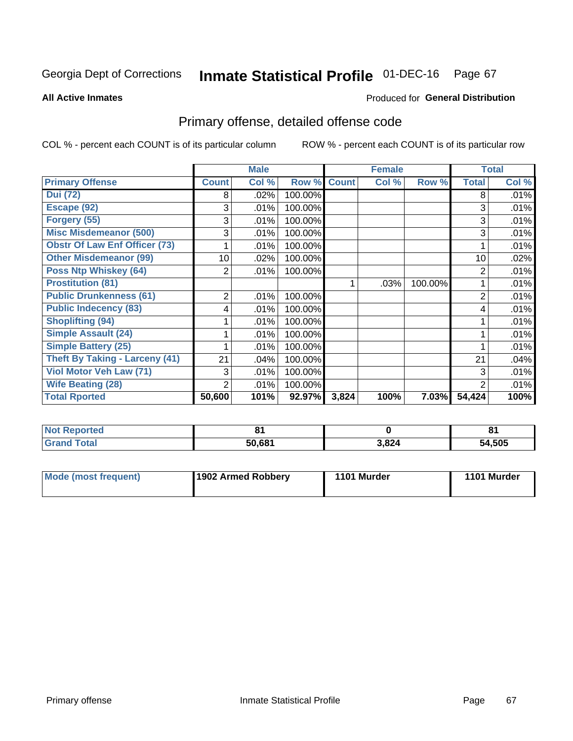Georgia Dept of Corrections **Inmate Statistical Profile** 01-DEC-16

**All Active Inmates**

Produced for **General Distribution**

## Primary offense, detailed offense code

COL % - percent each COUNT is of its particular column ROW % - percent each COUNT is of its particular row

| | Male | | | Female | | | Total | |
|---|---|---|---|---|---|---|---|---|
| **Primary Offense** | **Count** | **Col %** | **Row %** | **Count** | **Col %** | **Row %** | **Total** | **Col %** |
| Dui (72) | 8 | .02% | 100.00% | | | | 8 | .01% |
| Escape (92) | 3 | .01% | 100.00% | | | | 3 | .01% |
| Forgery (55) | 3 | .01% | 100.00% | | | | 3 | .01% |
| Misc Misdemeanor (500) | 3 | .01% | 100.00% | | | | 3 | .01% |
| Obstr Of Law Enf Officer (73) | 1 | .01% | 100.00% | | | | 1 | .01% |
| Other Misdemeanor (99) | 10 | .02% | 100.00% | | | | 10 | .02% |
| Poss Ntp Whiskey (64) | 2 | .01% | 100.00% | | | | 2 | .01% |
| Prostitution (81) | | | | 1 | .03% | 100.00% | 1 | .01% |
| Public Drunkenness (61) | 2 | .01% | 100.00% | | | | 2 | .01% |
| Public Indecency (83) | 4 | .01% | 100.00% | | | | 4 | .01% |
| Shoplifting (94) | 1 | .01% | 100.00% | | | | 1 | .01% |
| Simple Assault (24) | 1 | .01% | 100.00% | | | | 1 | .01% |
| Simple Battery (25) | 1 | .01% | 100.00% | | | | 1 | .01% |
| Theft By Taking - Larceny (41) | 21 | .04% | 100.00% | | | | 21 | .04% |
| Viol Motor Veh Law (71) | 3 | .01% | 100.00% | | | | 3 | .01% |
| Wife Beating (28) | 2 | .01% | 100.00% | | | | 2 | .01% |
| **Total Rported** | **50,600** | **101%** | **92.97%** | **3,824** | **100%** | **7.03%** | **54,424** | **100%** |

| | Male | Female | Total |
|---|---|---|---|
| Not Reported | 81 | 0 | 81 |
| Grand Total | 50,681 | 3,824 | 54,505 |

| | Male | Female | Total |
|---|---|---|---|
| Mode (most frequent) | 1902 Armed Robbery | 1101 Murder | 1101 Murder |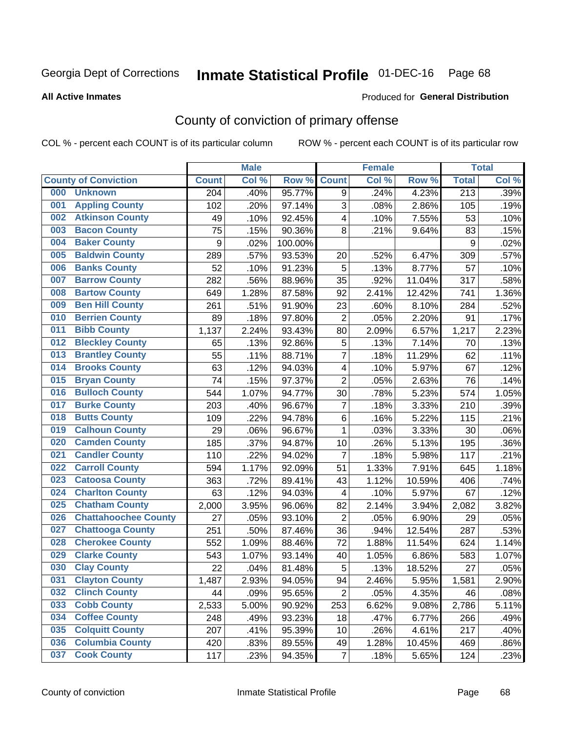Georgia Dept of Corrections **Inmate Statistical Profile** 01-DEC-16

**All Active Inmates**

Produced for **General Distribution**

## County of conviction of primary offense

COL % - percent each COUNT is of its particular column ROW % - percent each COUNT is of its particular row

| County of Conviction | Male | | | Female | | | Total | |
|---|---|---|---|---|---|---|---|---|
| | Count | Col % | Row % | Count | Col % | Row % | Total | Col % |
| 000 Unknown | 204 | .40% | 95.77% | 9 | .24% | 4.23% | 213 | .39% |
| 001 Appling County | 102 | .20% | 97.14% | 3 | .08% | 2.86% | 105 | .19% |
| 002 Atkinson County | 49 | .10% | 92.45% | 4 | .10% | 7.55% | 53 | .10% |
| 003 Bacon County | 75 | .15% | 90.36% | 8 | .21% | 9.64% | 83 | .15% |
| 004 Baker County | 9 | .02% | 100.00% | | | | 9 | .02% |
| 005 Baldwin County | 289 | .57% | 93.53% | 20 | .52% | 6.47% | 309 | .57% |
| 006 Banks County | 52 | .10% | 91.23% | 5 | .13% | 8.77% | 57 | .10% |
| 007 Barrow County | 282 | .56% | 88.96% | 35 | .92% | 11.04% | 317 | .58% |
| 008 Bartow County | 649 | 1.28% | 87.58% | 92 | 2.41% | 12.42% | 741 | 1.36% |
| 009 Ben Hill County | 261 | .51% | 91.90% | 23 | .60% | 8.10% | 284 | .52% |
| 010 Berrien County | 89 | .18% | 97.80% | 2 | .05% | 2.20% | 91 | .17% |
| 011 Bibb County | 1,137 | 2.24% | 93.43% | 80 | 2.09% | 6.57% | 1,217 | 2.23% |
| 012 Bleckley County | 65 | .13% | 92.86% | 5 | .13% | 7.14% | 70 | .13% |
| 013 Brantley County | 55 | .11% | 88.71% | 7 | .18% | 11.29% | 62 | .11% |
| 014 Brooks County | 63 | .12% | 94.03% | 4 | .10% | 5.97% | 67 | .12% |
| 015 Bryan County | 74 | .15% | 97.37% | 2 | .05% | 2.63% | 76 | .14% |
| 016 Bulloch County | 544 | 1.07% | 94.77% | 30 | .78% | 5.23% | 574 | 1.05% |
| 017 Burke County | 203 | .40% | 96.67% | 7 | .18% | 3.33% | 210 | .39% |
| 018 Butts County | 109 | .22% | 94.78% | 6 | .16% | 5.22% | 115 | .21% |
| 019 Calhoun County | 29 | .06% | 96.67% | 1 | .03% | 3.33% | 30 | .06% |
| 020 Camden County | 185 | .37% | 94.87% | 10 | .26% | 5.13% | 195 | .36% |
| 021 Candler County | 110 | .22% | 94.02% | 7 | .18% | 5.98% | 117 | .21% |
| 022 Carroll County | 594 | 1.17% | 92.09% | 51 | 1.33% | 7.91% | 645 | 1.18% |
| 023 Catoosa County | 363 | .72% | 89.41% | 43 | 1.12% | 10.59% | 406 | .74% |
| 024 Charlton County | 63 | .12% | 94.03% | 4 | .10% | 5.97% | 67 | .12% |
| 025 Chatham County | 2,000 | 3.95% | 96.06% | 82 | 2.14% | 3.94% | 2,082 | 3.82% |
| 026 Chattahoochee County | 27 | .05% | 93.10% | 2 | .05% | 6.90% | 29 | .05% |
| 027 Chattooga County | 251 | .50% | 87.46% | 36 | .94% | 12.54% | 287 | .53% |
| 028 Cherokee County | 552 | 1.09% | 88.46% | 72 | 1.88% | 11.54% | 624 | 1.14% |
| 029 Clarke County | 543 | 1.07% | 93.14% | 40 | 1.05% | 6.86% | 583 | 1.07% |
| 030 Clay County | 22 | .04% | 81.48% | 5 | .13% | 18.52% | 27 | .05% |
| 031 Clayton County | 1,487 | 2.93% | 94.05% | 94 | 2.46% | 5.95% | 1,581 | 2.90% |
| 032 Clinch County | 44 | .09% | 95.65% | 2 | .05% | 4.35% | 46 | .08% |
| 033 Cobb County | 2,533 | 5.00% | 90.92% | 253 | 6.62% | 9.08% | 2,786 | 5.11% |
| 034 Coffee County | 248 | .49% | 93.23% | 18 | .47% | 6.77% | 266 | .49% |
| 035 Colquitt County | 207 | .41% | 95.39% | 10 | .26% | 4.61% | 217 | .40% |
| 036 Columbia County | 420 | .83% | 89.55% | 49 | 1.28% | 10.45% | 469 | .86% |
| 037 Cook County | 117 | .23% | 94.35% | 7 | .18% | 5.65% | 124 | .23% |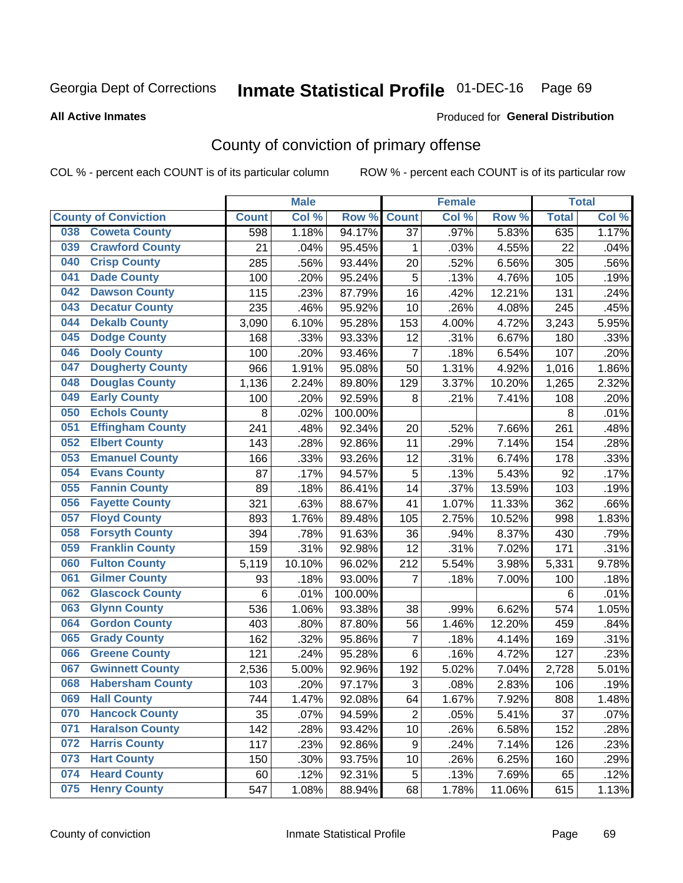Georgia Dept of Corrections **Inmate Statistical Profile** 01-DEC-16 Page 69

**All Active Inmates**

Produced for **General Distribution**

## County of conviction of primary offense

COL % - percent each COUNT is of its particular column ROW % - percent each COUNT is of its particular row

| County of Conviction | Male | | | Female | | | Total | |
|---|---|---|---|---|---|---|---|---|
| | Count | Col % | Row % | Count | Col % | Row % | Total | Col % |
| 038 Coweta County | 598 | 1.18% | 94.17% | 37 | .97% | 5.83% | 635 | 1.17% |
| 039 Crawford County | 21 | .04% | 95.45% | 1 | .03% | 4.55% | 22 | .04% |
| 040 Crisp County | 285 | .56% | 93.44% | 20 | .52% | 6.56% | 305 | .56% |
| 041 Dade County | 100 | .20% | 95.24% | 5 | .13% | 4.76% | 105 | .19% |
| 042 Dawson County | 115 | .23% | 87.79% | 16 | .42% | 12.21% | 131 | .24% |
| 043 Decatur County | 235 | .46% | 95.92% | 10 | .26% | 4.08% | 245 | .45% |
| 044 Dekalb County | 3,090 | 6.10% | 95.28% | 153 | 4.00% | 4.72% | 3,243 | 5.95% |
| 045 Dodge County | 168 | .33% | 93.33% | 12 | .31% | 6.67% | 180 | .33% |
| 046 Dooly County | 100 | .20% | 93.46% | 7 | .18% | 6.54% | 107 | .20% |
| 047 Dougherty County | 966 | 1.91% | 95.08% | 50 | 1.31% | 4.92% | 1,016 | 1.86% |
| 048 Douglas County | 1,136 | 2.24% | 89.80% | 129 | 3.37% | 10.20% | 1,265 | 2.32% |
| 049 Early County | 100 | .20% | 92.59% | 8 | .21% | 7.41% | 108 | .20% |
| 050 Echols County | 8 | .02% | 100.00% | | | | 8 | .01% |
| 051 Effingham County | 241 | .48% | 92.34% | 20 | .52% | 7.66% | 261 | .48% |
| 052 Elbert County | 143 | .28% | 92.86% | 11 | .29% | 7.14% | 154 | .28% |
| 053 Emanuel County | 166 | .33% | 93.26% | 12 | .31% | 6.74% | 178 | .33% |
| 054 Evans County | 87 | .17% | 94.57% | 5 | .13% | 5.43% | 92 | .17% |
| 055 Fannin County | 89 | .18% | 86.41% | 14 | .37% | 13.59% | 103 | .19% |
| 056 Fayette County | 321 | .63% | 88.67% | 41 | 1.07% | 11.33% | 362 | .66% |
| 057 Floyd County | 893 | 1.76% | 89.48% | 105 | 2.75% | 10.52% | 998 | 1.83% |
| 058 Forsyth County | 394 | .78% | 91.63% | 36 | .94% | 8.37% | 430 | .79% |
| 059 Franklin County | 159 | .31% | 92.98% | 12 | .31% | 7.02% | 171 | .31% |
| 060 Fulton County | 5,119 | 10.10% | 96.02% | 212 | 5.54% | 3.98% | 5,331 | 9.78% |
| 061 Gilmer County | 93 | .18% | 93.00% | 7 | .18% | 7.00% | 100 | .18% |
| 062 Glascock County | 6 | .01% | 100.00% | | | | 6 | .01% |
| 063 Glynn County | 536 | 1.06% | 93.38% | 38 | .99% | 6.62% | 574 | 1.05% |
| 064 Gordon County | 403 | .80% | 87.80% | 56 | 1.46% | 12.20% | 459 | .84% |
| 065 Grady County | 162 | .32% | 95.86% | 7 | .18% | 4.14% | 169 | .31% |
| 066 Greene County | 121 | .24% | 95.28% | 6 | .16% | 4.72% | 127 | .23% |
| 067 Gwinnett County | 2,536 | 5.00% | 92.96% | 192 | 5.02% | 7.04% | 2,728 | 5.01% |
| 068 Habersham County | 103 | .20% | 97.17% | 3 | .08% | 2.83% | 106 | .19% |
| 069 Hall County | 744 | 1.47% | 92.08% | 64 | 1.67% | 7.92% | 808 | 1.48% |
| 070 Hancock County | 35 | .07% | 94.59% | 2 | .05% | 5.41% | 37 | .07% |
| 071 Haralson County | 142 | .28% | 93.42% | 10 | .26% | 6.58% | 152 | .28% |
| 072 Harris County | 117 | .23% | 92.86% | 9 | .24% | 7.14% | 126 | .23% |
| 073 Hart County | 150 | .30% | 93.75% | 10 | .26% | 6.25% | 160 | .29% |
| 074 Heard County | 60 | .12% | 92.31% | 5 | .13% | 7.69% | 65 | .12% |
| 075 Henry County | 547 | 1.08% | 88.94% | 68 | 1.78% | 11.06% | 615 | 1.13% |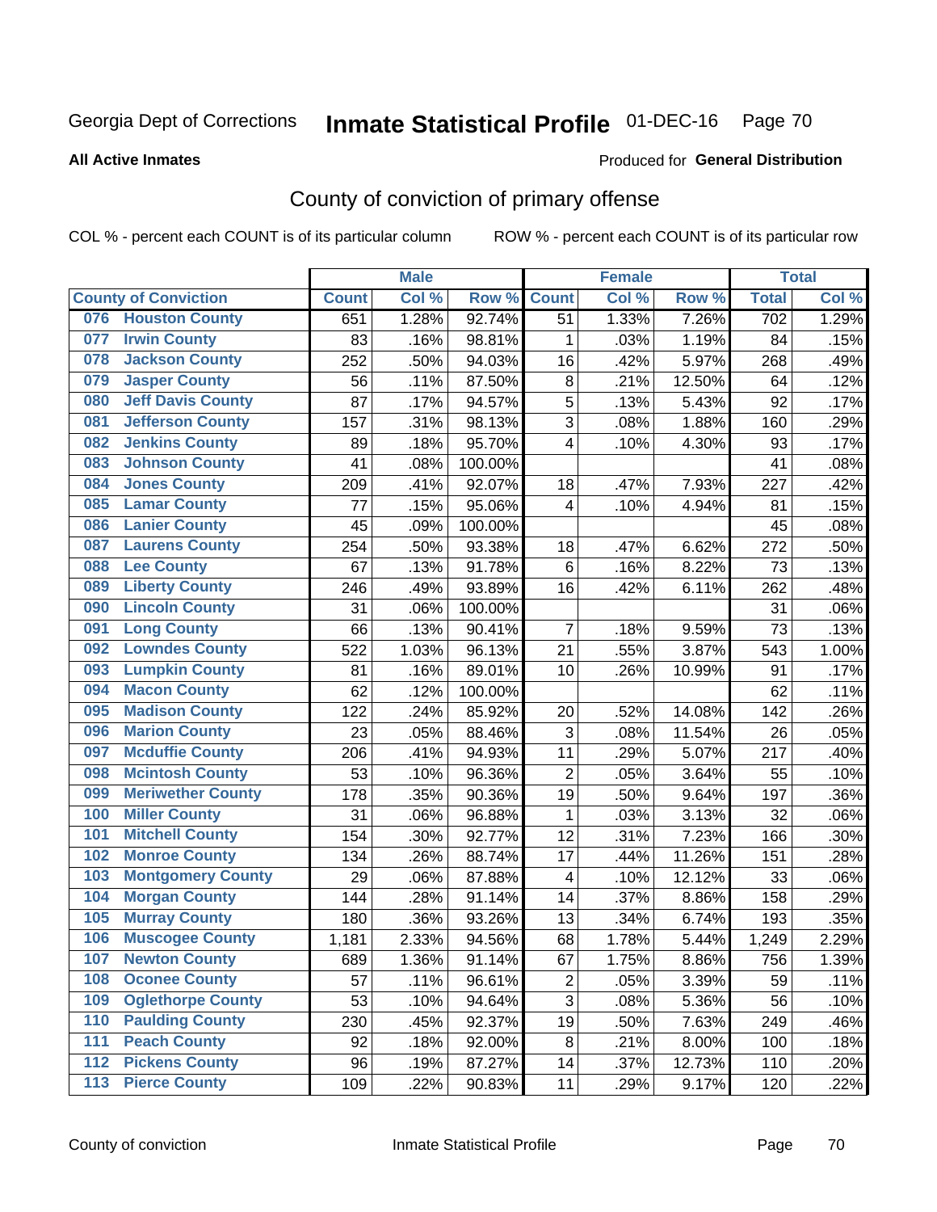Georgia Dept of Corrections **Inmate Statistical Profile** 01-DEC-16 Page 70

**All Active Inmates**

Produced for **General Distribution**

## County of conviction of primary offense

COL % - percent each COUNT is of its particular column ROW % - percent each COUNT is of its particular row

| County of Conviction | Male | | | Female | | | Total | |
|---|---|---|---|---|---|---|---|---|
| | Count | Col % | Row % | Count | Col % | Row % | Total | Col % |
| 076 Houston County | 651 | 1.28% | 92.74% | 51 | 1.33% | 7.26% | 702 | 1.29% |
| 077 Irwin County | 83 | .16% | 98.81% | 1 | .03% | 1.19% | 84 | .15% |
| 078 Jackson County | 252 | .50% | 94.03% | 16 | .42% | 5.97% | 268 | .49% |
| 079 Jasper County | 56 | .11% | 87.50% | 8 | .21% | 12.50% | 64 | .12% |
| 080 Jeff Davis County | 87 | .17% | 94.57% | 5 | .13% | 5.43% | 92 | .17% |
| 081 Jefferson County | 157 | .31% | 98.13% | 3 | .08% | 1.88% | 160 | .29% |
| 082 Jenkins County | 89 | .18% | 95.70% | 4 | .10% | 4.30% | 93 | .17% |
| 083 Johnson County | 41 | .08% | 100.00% | | | | 41 | .08% |
| 084 Jones County | 209 | .41% | 92.07% | 18 | .47% | 7.93% | 227 | .42% |
| 085 Lamar County | 77 | .15% | 95.06% | 4 | .10% | 4.94% | 81 | .15% |
| 086 Lanier County | 45 | .09% | 100.00% | | | | 45 | .08% |
| 087 Laurens County | 254 | .50% | 93.38% | 18 | .47% | 6.62% | 272 | .50% |
| 088 Lee County | 67 | .13% | 91.78% | 6 | .16% | 8.22% | 73 | .13% |
| 089 Liberty County | 246 | .49% | 93.89% | 16 | .42% | 6.11% | 262 | .48% |
| 090 Lincoln County | 31 | .06% | 100.00% | | | | 31 | .06% |
| 091 Long County | 66 | .13% | 90.41% | 7 | .18% | 9.59% | 73 | .13% |
| 092 Lowndes County | 522 | 1.03% | 96.13% | 21 | .55% | 3.87% | 543 | 1.00% |
| 093 Lumpkin County | 81 | .16% | 89.01% | 10 | .26% | 10.99% | 91 | .17% |
| 094 Macon County | 62 | .12% | 100.00% | | | | 62 | .11% |
| 095 Madison County | 122 | .24% | 85.92% | 20 | .52% | 14.08% | 142 | .26% |
| 096 Marion County | 23 | .05% | 88.46% | 3 | .08% | 11.54% | 26 | .05% |
| 097 Mcduffie County | 206 | .41% | 94.93% | 11 | .29% | 5.07% | 217 | .40% |
| 098 Mcintosh County | 53 | .10% | 96.36% | 2 | .05% | 3.64% | 55 | .10% |
| 099 Meriwether County | 178 | .35% | 90.36% | 19 | .50% | 9.64% | 197 | .36% |
| 100 Miller County | 31 | .06% | 96.88% | 1 | .03% | 3.13% | 32 | .06% |
| 101 Mitchell County | 154 | .30% | 92.77% | 12 | .31% | 7.23% | 166 | .30% |
| 102 Monroe County | 134 | .26% | 88.74% | 17 | .44% | 11.26% | 151 | .28% |
| 103 Montgomery County | 29 | .06% | 87.88% | 4 | .10% | 12.12% | 33 | .06% |
| 104 Morgan County | 144 | .28% | 91.14% | 14 | .37% | 8.86% | 158 | .29% |
| 105 Murray County | 180 | .36% | 93.26% | 13 | .34% | 6.74% | 193 | .35% |
| 106 Muscogee County | 1,181 | 2.33% | 94.56% | 68 | 1.78% | 5.44% | 1,249 | 2.29% |
| 107 Newton County | 689 | 1.36% | 91.14% | 67 | 1.75% | 8.86% | 756 | 1.39% |
| 108 Oconee County | 57 | .11% | 96.61% | 2 | .05% | 3.39% | 59 | .11% |
| 109 Oglethorpe County | 53 | .10% | 94.64% | 3 | .08% | 5.36% | 56 | .10% |
| 110 Paulding County | 230 | .45% | 92.37% | 19 | .50% | 7.63% | 249 | .46% |
| 111 Peach County | 92 | .18% | 92.00% | 8 | .21% | 8.00% | 100 | .18% |
| 112 Pickens County | 96 | .19% | 87.27% | 14 | .37% | 12.73% | 110 | .20% |
| 113 Pierce County | 109 | .22% | 90.83% | 11 | .29% | 9.17% | 120 | .22% |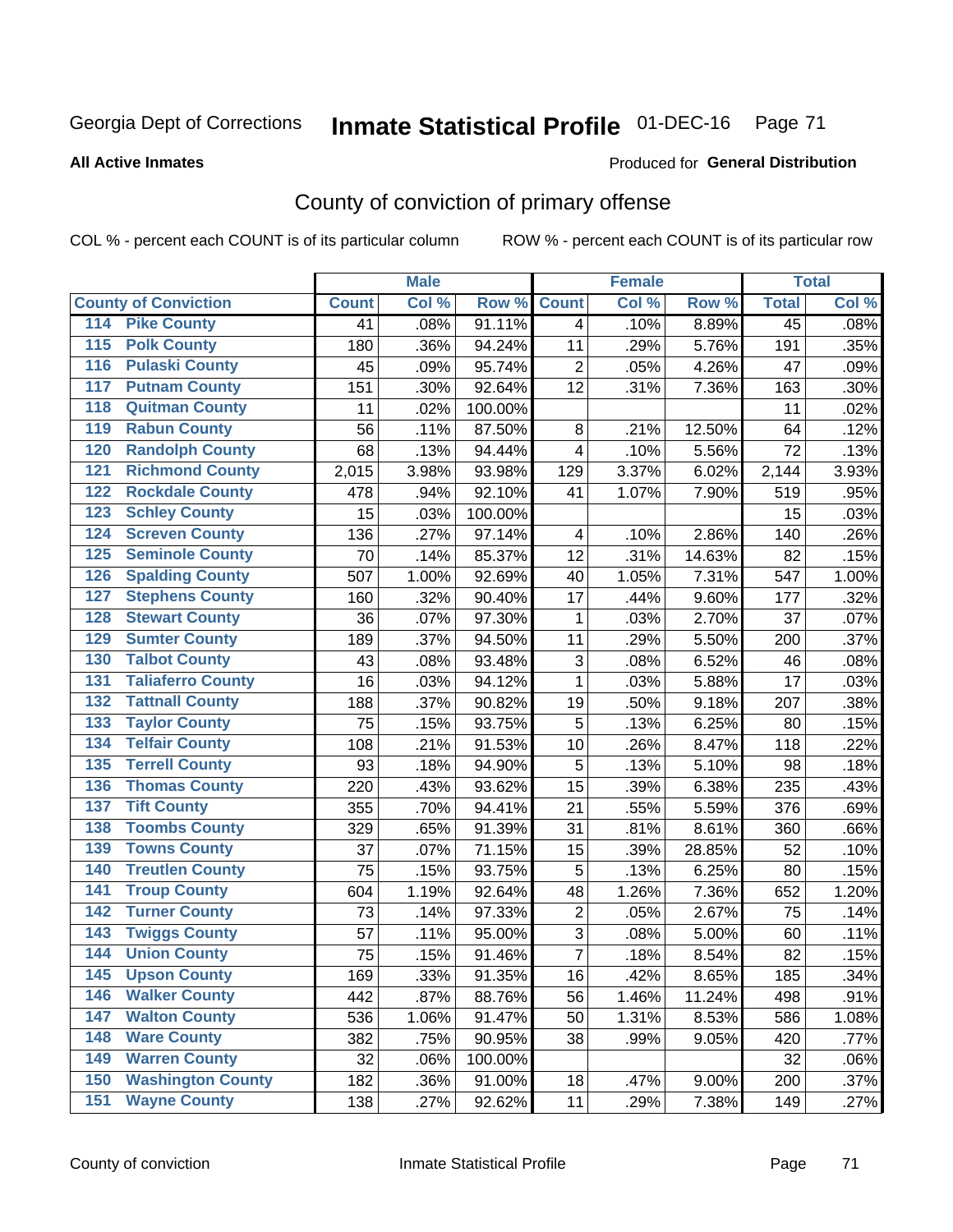Georgia Dept of Corrections **Inmate Statistical Profile** 01-DEC-16 Page 71

**All Active Inmates**

Produced for **General Distribution**

## County of conviction of primary offense

COL % - percent each COUNT is of its particular column

ROW % - percent each COUNT is of its particular row

| County of Conviction | Male | | | Female | | | Total | |
|---|---|---|---|---|---|---|---|---|
| | Count | Col % | Row % | Count | Col % | Row % | Total | Col % |
| 114 Pike County | 41 | .08% | 91.11% | 4 | .10% | 8.89% | 45 | .08% |
| 115 Polk County | 180 | .36% | 94.24% | 11 | .29% | 5.76% | 191 | .35% |
| 116 Pulaski County | 45 | .09% | 95.74% | 2 | .05% | 4.26% | 47 | .09% |
| 117 Putnam County | 151 | .30% | 92.64% | 12 | .31% | 7.36% | 163 | .30% |
| 118 Quitman County | 11 | .02% | 100.00% | | | | 11 | .02% |
| 119 Rabun County | 56 | .11% | 87.50% | 8 | .21% | 12.50% | 64 | .12% |
| 120 Randolph County | 68 | .13% | 94.44% | 4 | .10% | 5.56% | 72 | .13% |
| 121 Richmond County | 2,015 | 3.98% | 93.98% | 129 | 3.37% | 6.02% | 2,144 | 3.93% |
| 122 Rockdale County | 478 | .94% | 92.10% | 41 | 1.07% | 7.90% | 519 | .95% |
| 123 Schley County | 15 | .03% | 100.00% | | | | 15 | .03% |
| 124 Screven County | 136 | .27% | 97.14% | 4 | .10% | 2.86% | 140 | .26% |
| 125 Seminole County | 70 | .14% | 85.37% | 12 | .31% | 14.63% | 82 | .15% |
| 126 Spalding County | 507 | 1.00% | 92.69% | 40 | 1.05% | 7.31% | 547 | 1.00% |
| 127 Stephens County | 160 | .32% | 90.40% | 17 | .44% | 9.60% | 177 | .32% |
| 128 Stewart County | 36 | .07% | 97.30% | 1 | .03% | 2.70% | 37 | .07% |
| 129 Sumter County | 189 | .37% | 94.50% | 11 | .29% | 5.50% | 200 | .37% |
| 130 Talbot County | 43 | .08% | 93.48% | 3 | .08% | 6.52% | 46 | .08% |
| 131 Taliaferro County | 16 | .03% | 94.12% | 1 | .03% | 5.88% | 17 | .03% |
| 132 Tattnall County | 188 | .37% | 90.82% | 19 | .50% | 9.18% | 207 | .38% |
| 133 Taylor County | 75 | .15% | 93.75% | 5 | .13% | 6.25% | 80 | .15% |
| 134 Telfair County | 108 | .21% | 91.53% | 10 | .26% | 8.47% | 118 | .22% |
| 135 Terrell County | 93 | .18% | 94.90% | 5 | .13% | 5.10% | 98 | .18% |
| 136 Thomas County | 220 | .43% | 93.62% | 15 | .39% | 6.38% | 235 | .43% |
| 137 Tift County | 355 | .70% | 94.41% | 21 | .55% | 5.59% | 376 | .69% |
| 138 Toombs County | 329 | .65% | 91.39% | 31 | .81% | 8.61% | 360 | .66% |
| 139 Towns County | 37 | .07% | 71.15% | 15 | .39% | 28.85% | 52 | .10% |
| 140 Treutlen County | 75 | .15% | 93.75% | 5 | .13% | 6.25% | 80 | .15% |
| 141 Troup County | 604 | 1.19% | 92.64% | 48 | 1.26% | 7.36% | 652 | 1.20% |
| 142 Turner County | 73 | .14% | 97.33% | 2 | .05% | 2.67% | 75 | .14% |
| 143 Twiggs County | 57 | .11% | 95.00% | 3 | .08% | 5.00% | 60 | .11% |
| 144 Union County | 75 | .15% | 91.46% | 7 | .18% | 8.54% | 82 | .15% |
| 145 Upson County | 169 | .33% | 91.35% | 16 | .42% | 8.65% | 185 | .34% |
| 146 Walker County | 442 | .87% | 88.76% | 56 | 1.46% | 11.24% | 498 | .91% |
| 147 Walton County | 536 | 1.06% | 91.47% | 50 | 1.31% | 8.53% | 586 | 1.08% |
| 148 Ware County | 382 | .75% | 90.95% | 38 | .99% | 9.05% | 420 | .77% |
| 149 Warren County | 32 | .06% | 100.00% | | | | 32 | .06% |
| 150 Washington County | 182 | .36% | 91.00% | 18 | .47% | 9.00% | 200 | .37% |
| 151 Wayne County | 138 | .27% | 92.62% | 11 | .29% | 7.38% | 149 | .27% |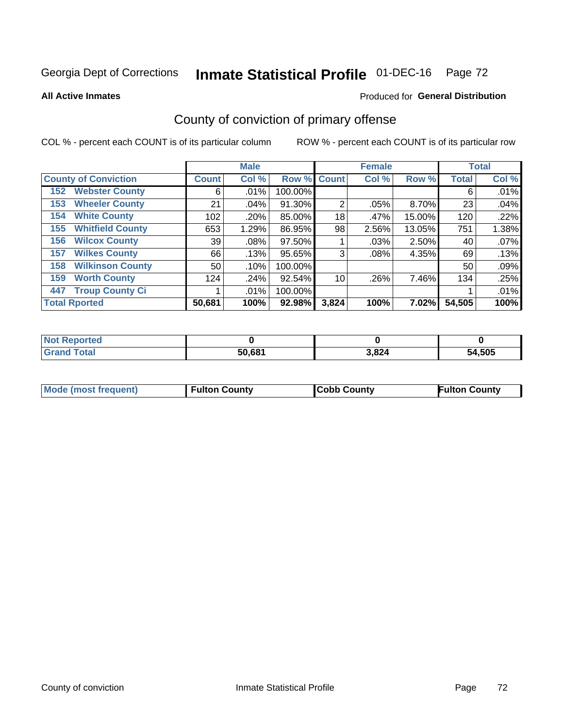Georgia Dept of Corrections **Inmate Statistical Profile** 01-DEC-16

**All Active Inmates**

Produced for **General Distribution**

## County of conviction of primary offense

COL % - percent each COUNT is of its particular column

ROW % - percent each COUNT is of its particular row

| County of Conviction | Male | | | Female | | | Total | |
|---|---|---|---|---|---|---|---|---|
| | Count | Col % | Row % | Count | Col % | Row % | Total | Col % |
| 152 Webster County | 6 | .01% | 100.00% | | | | 6 | .01% |
| 153 Wheeler County | 21 | .04% | 91.30% | 2 | .05% | 8.70% | 23 | .04% |
| 154 White County | 102 | .20% | 85.00% | 18 | .47% | 15.00% | 120 | .22% |
| 155 Whitfield County | 653 | 1.29% | 86.95% | 98 | 2.56% | 13.05% | 751 | 1.38% |
| 156 Wilcox County | 39 | .08% | 97.50% | 1 | .03% | 2.50% | 40 | .07% |
| 157 Wilkes County | 66 | .13% | 95.65% | 3 | .08% | 4.35% | 69 | .13% |
| 158 Wilkinson County | 50 | .10% | 100.00% | | | | 50 | .09% |
| 159 Worth County | 124 | .24% | 92.54% | 10 | .26% | 7.46% | 134 | .25% |
| 447 Troup County Ci | 1 | .01% | 100.00% | | | | 1 | .01% |
| **Total Rported** | **50,681** | **100%** | **92.98%** | **3,824** | **100%** | **7.02%** | **54,505** | **100%** |

| | Male | Female | Total |
|---|---|---|---|
| Not Reported | **0** | **0** | **0** |
| Grand Total | **50,681** | **3,824** | **54,505** |

| | Male | Female | Total |
|---|---|---|---|
| Mode (most frequent) | **Fulton County** | **Cobb County** | **Fulton County** |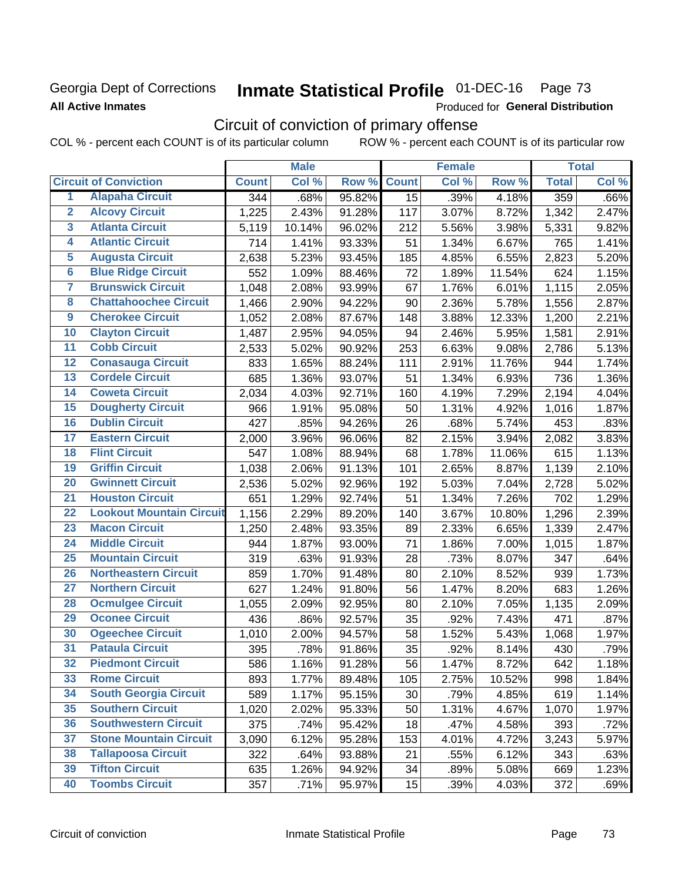Georgia Dept of Corrections **Inmate Statistical Profile** 01-DEC-16 Page 73

**All Active Inmates**

Produced for **General Distribution**

# Circuit of conviction of primary offense

COL % - percent each COUNT is of its particular column ROW % - percent each COUNT is of its particular row

| | | Male | | | Female | | | Total | |
|---|---|---|---|---|---|---|---|---|---|
| | **Circuit of Conviction** | **Count** | **Col %** | **Row %** | **Count** | **Col %** | **Row %** | **Total** | **Col %** |
| 1 | Alapaha Circuit | 344 | .68% | 95.82% | 15 | .39% | 4.18% | 359 | .66% |
| 2 | Alcovy Circuit | 1,225 | 2.43% | 91.28% | 117 | 3.07% | 8.72% | 1,342 | 2.47% |
| 3 | Atlanta Circuit | 5,119 | 10.14% | 96.02% | 212 | 5.56% | 3.98% | 5,331 | 9.82% |
| 4 | Atlantic Circuit | 714 | 1.41% | 93.33% | 51 | 1.34% | 6.67% | 765 | 1.41% |
| 5 | Augusta Circuit | 2,638 | 5.23% | 93.45% | 185 | 4.85% | 6.55% | 2,823 | 5.20% |
| 6 | Blue Ridge Circuit | 552 | 1.09% | 88.46% | 72 | 1.89% | 11.54% | 624 | 1.15% |
| 7 | Brunswick Circuit | 1,048 | 2.08% | 93.99% | 67 | 1.76% | 6.01% | 1,115 | 2.05% |
| 8 | Chattahoochee Circuit | 1,466 | 2.90% | 94.22% | 90 | 2.36% | 5.78% | 1,556 | 2.87% |
| 9 | Cherokee Circuit | 1,052 | 2.08% | 87.67% | 148 | 3.88% | 12.33% | 1,200 | 2.21% |
| 10 | Clayton Circuit | 1,487 | 2.95% | 94.05% | 94 | 2.46% | 5.95% | 1,581 | 2.91% |
| 11 | Cobb Circuit | 2,533 | 5.02% | 90.92% | 253 | 6.63% | 9.08% | 2,786 | 5.13% |
| 12 | Conasauga Circuit | 833 | 1.65% | 88.24% | 111 | 2.91% | 11.76% | 944 | 1.74% |
| 13 | Cordele Circuit | 685 | 1.36% | 93.07% | 51 | 1.34% | 6.93% | 736 | 1.36% |
| 14 | Coweta Circuit | 2,034 | 4.03% | 92.71% | 160 | 4.19% | 7.29% | 2,194 | 4.04% |
| 15 | Dougherty Circuit | 966 | 1.91% | 95.08% | 50 | 1.31% | 4.92% | 1,016 | 1.87% |
| 16 | Dublin Circuit | 427 | .85% | 94.26% | 26 | .68% | 5.74% | 453 | .83% |
| 17 | Eastern Circuit | 2,000 | 3.96% | 96.06% | 82 | 2.15% | 3.94% | 2,082 | 3.83% |
| 18 | Flint Circuit | 547 | 1.08% | 88.94% | 68 | 1.78% | 11.06% | 615 | 1.13% |
| 19 | Griffin Circuit | 1,038 | 2.06% | 91.13% | 101 | 2.65% | 8.87% | 1,139 | 2.10% |
| 20 | Gwinnett Circuit | 2,536 | 5.02% | 92.96% | 192 | 5.03% | 7.04% | 2,728 | 5.02% |
| 21 | Houston Circuit | 651 | 1.29% | 92.74% | 51 | 1.34% | 7.26% | 702 | 1.29% |
| 22 | Lookout Mountain Circuit | 1,156 | 2.29% | 89.20% | 140 | 3.67% | 10.80% | 1,296 | 2.39% |
| 23 | Macon Circuit | 1,250 | 2.48% | 93.35% | 89 | 2.33% | 6.65% | 1,339 | 2.47% |
| 24 | Middle Circuit | 944 | 1.87% | 93.00% | 71 | 1.86% | 7.00% | 1,015 | 1.87% |
| 25 | Mountain Circuit | 319 | .63% | 91.93% | 28 | .73% | 8.07% | 347 | .64% |
| 26 | Northeastern Circuit | 859 | 1.70% | 91.48% | 80 | 2.10% | 8.52% | 939 | 1.73% |
| 27 | Northern Circuit | 627 | 1.24% | 91.80% | 56 | 1.47% | 8.20% | 683 | 1.26% |
| 28 | Ocmulgee Circuit | 1,055 | 2.09% | 92.95% | 80 | 2.10% | 7.05% | 1,135 | 2.09% |
| 29 | Oconee Circuit | 436 | .86% | 92.57% | 35 | .92% | 7.43% | 471 | .87% |
| 30 | Ogeechee Circuit | 1,010 | 2.00% | 94.57% | 58 | 1.52% | 5.43% | 1,068 | 1.97% |
| 31 | Pataula Circuit | 395 | .78% | 91.86% | 35 | .92% | 8.14% | 430 | .79% |
| 32 | Piedmont Circuit | 586 | 1.16% | 91.28% | 56 | 1.47% | 8.72% | 642 | 1.18% |
| 33 | Rome Circuit | 893 | 1.77% | 89.48% | 105 | 2.75% | 10.52% | 998 | 1.84% |
| 34 | South Georgia Circuit | 589 | 1.17% | 95.15% | 30 | .79% | 4.85% | 619 | 1.14% |
| 35 | Southern Circuit | 1,020 | 2.02% | 95.33% | 50 | 1.31% | 4.67% | 1,070 | 1.97% |
| 36 | Southwestern Circuit | 375 | .74% | 95.42% | 18 | .47% | 4.58% | 393 | .72% |
| 37 | Stone Mountain Circuit | 3,090 | 6.12% | 95.28% | 153 | 4.01% | 4.72% | 3,243 | 5.97% |
| 38 | Tallapoosa Circuit | 322 | .64% | 93.88% | 21 | .55% | 6.12% | 343 | .63% |
| 39 | Tifton Circuit | 635 | 1.26% | 94.92% | 34 | .89% | 5.08% | 669 | 1.23% |
| 40 | Toombs Circuit | 357 | .71% | 95.97% | 15 | .39% | 4.03% | 372 | .69% |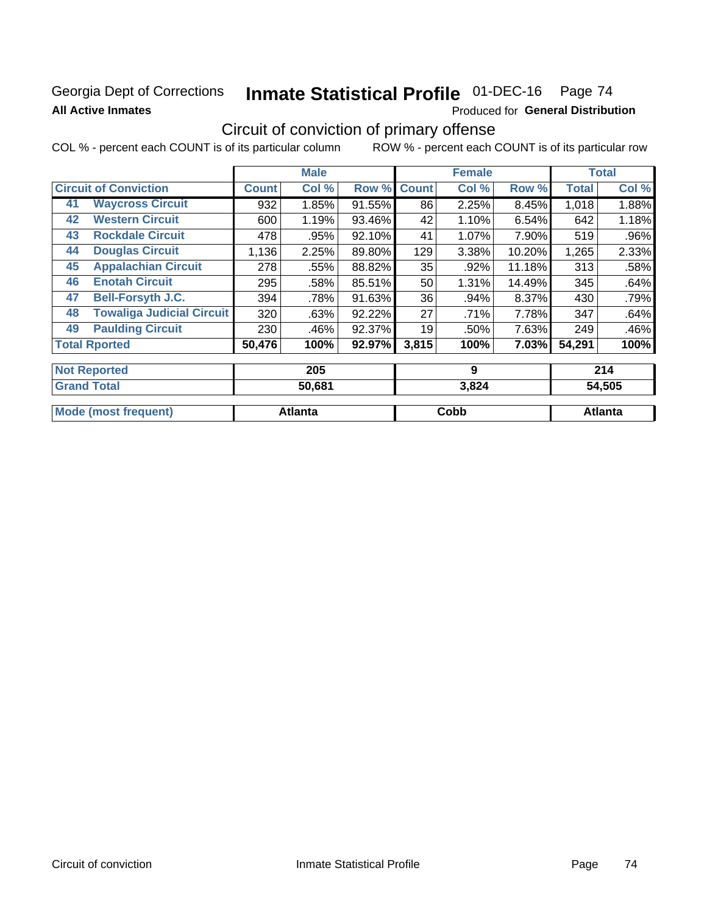Georgia Dept of Corrections **Inmate Statistical Profile** 01-DEC-16 Page 74

**All Active Inmates**

Produced for **General Distribution**

## Circuit of conviction of primary offense

COL % - percent each COUNT is of its particular column ROW % - percent each COUNT is of its particular row

| Circuit of Conviction | | Male | | | Female | | | Total | |
|---|---|---|---|---|---|---|---|---|---|
| | | Count | Col % | Row % | Count | Col % | Row % | Total | Col % |
| 41 | Waycross Circuit | 932 | 1.85% | 91.55% | 86 | 2.25% | 8.45% | 1,018 | 1.88% |
| 42 | Western Circuit | 600 | 1.19% | 93.46% | 42 | 1.10% | 6.54% | 642 | 1.18% |
| 43 | Rockdale Circuit | 478 | .95% | 92.10% | 41 | 1.07% | 7.90% | 519 | .96% |
| 44 | Douglas Circuit | 1,136 | 2.25% | 89.80% | 129 | 3.38% | 10.20% | 1,265 | 2.33% |
| 45 | Appalachian Circuit | 278 | .55% | 88.82% | 35 | .92% | 11.18% | 313 | .58% |
| 46 | Enotah Circuit | 295 | .58% | 85.51% | 50 | 1.31% | 14.49% | 345 | .64% |
| 47 | Bell-Forsyth J.C. | 394 | .78% | 91.63% | 36 | .94% | 8.37% | 430 | .79% |
| 48 | Towaliga Judicial Circuit | 320 | .63% | 92.22% | 27 | .71% | 7.78% | 347 | .64% |
| 49 | Paulding Circuit | 230 | .46% | 92.37% | 19 | .50% | 7.63% | 249 | .46% |
| Total Rported | | **50,476** | **100%** | **92.97%** | **3,815** | **100%** | **7.03%** | **54,291** | **100%** |

| | Male | Female | Total |
|---|---|---|---|
| Not Reported | 205 | 9 | 214 |
| Grand Total | 50,681 | 3,824 | 54,505 |
| Mode (most frequent) | Atlanta | Cobb | Atlanta |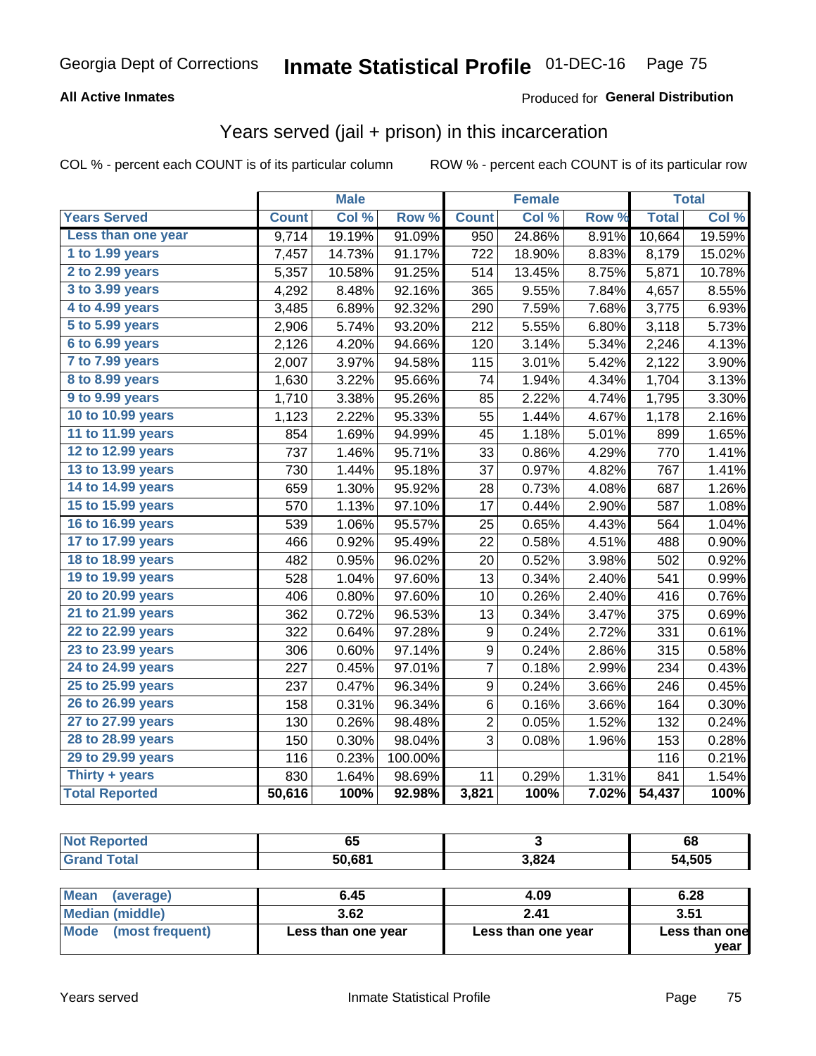## Georgia Dept of Corrections — Inmate Statistical Profile 01-DEC-16

**All Active Inmates** — Produced for **General Distribution**

### Years served (jail + prison) in this incarceration

COL % - percent each COUNT is of its particular column    ROW % - percent each COUNT is of its particular row

| | Male | | | Female | | | Total | |
|---|---|---|---|---|---|---|---|---|
| **Years Served** | **Count** | **Col %** | **Row %** | **Count** | **Col %** | **Row %** | **Total** | **Col %** |
| Less than one year | 9,714 | 19.19% | 91.09% | 950 | 24.86% | 8.91% | 10,664 | 19.59% |
| 1 to 1.99 years | 7,457 | 14.73% | 91.17% | 722 | 18.90% | 8.83% | 8,179 | 15.02% |
| 2 to 2.99 years | 5,357 | 10.58% | 91.25% | 514 | 13.45% | 8.75% | 5,871 | 10.78% |
| 3 to 3.99 years | 4,292 | 8.48% | 92.16% | 365 | 9.55% | 7.84% | 4,657 | 8.55% |
| 4 to 4.99 years | 3,485 | 6.89% | 92.32% | 290 | 7.59% | 7.68% | 3,775 | 6.93% |
| 5 to 5.99 years | 2,906 | 5.74% | 93.20% | 212 | 5.55% | 6.80% | 3,118 | 5.73% |
| 6 to 6.99 years | 2,126 | 4.20% | 94.66% | 120 | 3.14% | 5.34% | 2,246 | 4.13% |
| 7 to 7.99 years | 2,007 | 3.97% | 94.58% | 115 | 3.01% | 5.42% | 2,122 | 3.90% |
| 8 to 8.99 years | 1,630 | 3.22% | 95.66% | 74 | 1.94% | 4.34% | 1,704 | 3.13% |
| 9 to 9.99 years | 1,710 | 3.38% | 95.26% | 85 | 2.22% | 4.74% | 1,795 | 3.30% |
| 10 to 10.99 years | 1,123 | 2.22% | 95.33% | 55 | 1.44% | 4.67% | 1,178 | 2.16% |
| 11 to 11.99 years | 854 | 1.69% | 94.99% | 45 | 1.18% | 5.01% | 899 | 1.65% |
| 12 to 12.99 years | 737 | 1.46% | 95.71% | 33 | 0.86% | 4.29% | 770 | 1.41% |
| 13 to 13.99 years | 730 | 1.44% | 95.18% | 37 | 0.97% | 4.82% | 767 | 1.41% |
| 14 to 14.99 years | 659 | 1.30% | 95.92% | 28 | 0.73% | 4.08% | 687 | 1.26% |
| 15 to 15.99 years | 570 | 1.13% | 97.10% | 17 | 0.44% | 2.90% | 587 | 1.08% |
| 16 to 16.99 years | 539 | 1.06% | 95.57% | 25 | 0.65% | 4.43% | 564 | 1.04% |
| 17 to 17.99 years | 466 | 0.92% | 95.49% | 22 | 0.58% | 4.51% | 488 | 0.90% |
| 18 to 18.99 years | 482 | 0.95% | 96.02% | 20 | 0.52% | 3.98% | 502 | 0.92% |
| 19 to 19.99 years | 528 | 1.04% | 97.60% | 13 | 0.34% | 2.40% | 541 | 0.99% |
| 20 to 20.99 years | 406 | 0.80% | 97.60% | 10 | 0.26% | 2.40% | 416 | 0.76% |
| 21 to 21.99 years | 362 | 0.72% | 96.53% | 13 | 0.34% | 3.47% | 375 | 0.69% |
| 22 to 22.99 years | 322 | 0.64% | 97.28% | 9 | 0.24% | 2.72% | 331 | 0.61% |
| 23 to 23.99 years | 306 | 0.60% | 97.14% | 9 | 0.24% | 2.86% | 315 | 0.58% |
| 24 to 24.99 years | 227 | 0.45% | 97.01% | 7 | 0.18% | 2.99% | 234 | 0.43% |
| 25 to 25.99 years | 237 | 0.47% | 96.34% | 9 | 0.24% | 3.66% | 246 | 0.45% |
| 26 to 26.99 years | 158 | 0.31% | 96.34% | 6 | 0.16% | 3.66% | 164 | 0.30% |
| 27 to 27.99 years | 130 | 0.26% | 98.48% | 2 | 0.05% | 1.52% | 132 | 0.24% |
| 28 to 28.99 years | 150 | 0.30% | 98.04% | 3 | 0.08% | 1.96% | 153 | 0.28% |
| 29 to 29.99 years | 116 | 0.23% | 100.00% | | | | 116 | 0.21% |
| Thirty + years | 830 | 1.64% | 98.69% | 11 | 0.29% | 1.31% | 841 | 1.54% |
| **Total Reported** | **50,616** | **100%** | **92.98%** | **3,821** | **100%** | **7.02%** | **54,437** | **100%** |

| | Male | Female | Total |
|---|---|---|---|
| Not Reported | 65 | 3 | 68 |
| Grand Total | 50,681 | 3,824 | 54,505 |

| | Male | Female | Total |
|---|---|---|---|
| Mean (average) | 6.45 | 4.09 | 6.28 |
| Median (middle) | 3.62 | 2.41 | 3.51 |
| Mode (most frequent) | Less than one year | Less than one year | Less than one year |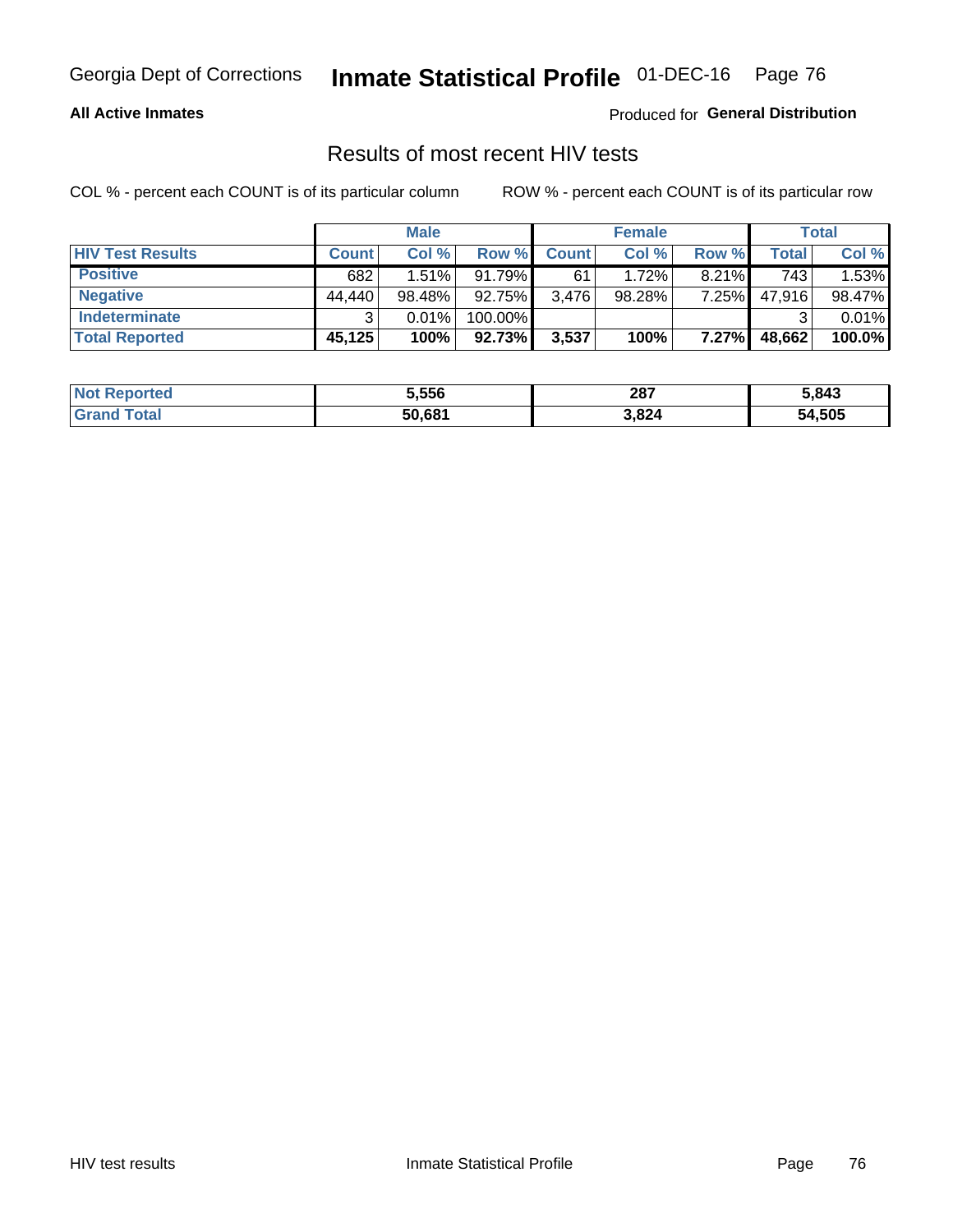# Results of most recent HIV tests

COL % - percent each COUNT is of its particular column

ROW % - percent each COUNT is of its particular row

| | Male | | | Female | | | Total | |
|---|---|---|---|---|---|---|---|---|
| **HIV Test Results** | **Count** | **Col %** | **Row %** | **Count** | **Col %** | **Row %** | **Total** | **Col %** |
| **Positive** | 682 | 1.51% | 91.79% | 61 | 1.72% | 8.21% | 743 | 1.53% |
| **Negative** | 44,440 | 98.48% | 92.75% | 3,476 | 98.28% | 7.25% | 47,916 | 98.47% |
| **Indeterminate** | 3 | 0.01% | 100.00% | | | | 3 | 0.01% |
| **Total Reported** | **45,125** | **100%** | **92.73%** | **3,537** | **100%** | **7.27%** | **48,662** | **100.0%** |

| | Male | Female | Total |
|---|---|---|---|
| **Not Reported** | **5,556** | **287** | **5,843** |
| **Grand Total** | **50,681** | **3,824** | **54,505** |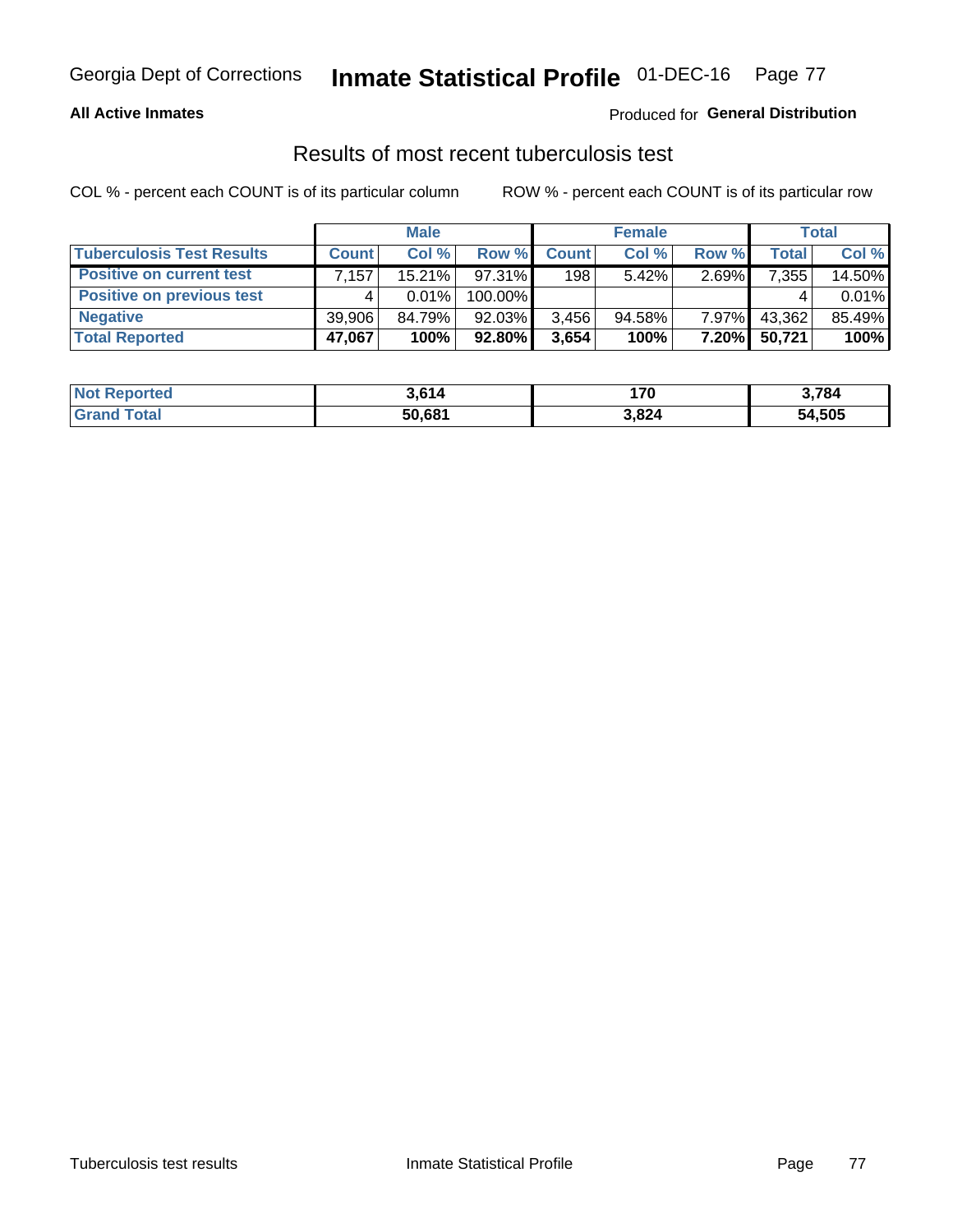Georgia Dept of Corrections **Inmate Statistical Profile** 01-DEC-16

**All Active Inmates**

Produced for **General Distribution**

## Results of most recent tuberculosis test

COL % - percent each COUNT is of its particular column ROW % - percent each COUNT is of its particular row

| | Male | | | Female | | | Total | |
|---|---|---|---|---|---|---|---|---|
| **Tuberculosis Test Results** | **Count** | **Col %** | **Row %** | **Count** | **Col %** | **Row %** | **Total** | **Col %** |
| **Positive on current test** | 7,157 | 15.21% | 97.31% | 198 | 5.42% | 2.69% | 7,355 | 14.50% |
| **Positive on previous test** | 4 | 0.01% | 100.00% | | | | 4 | 0.01% |
| **Negative** | 39,906 | 84.79% | 92.03% | 3,456 | 94.58% | 7.97% | 43,362 | 85.49% |
| **Total Reported** | **47,067** | **100%** | **92.80%** | **3,654** | **100%** | **7.20%** | **50,721** | **100%** |

| | Male | Female | Total |
|---|---|---|---|
| **Not Reported** | **3,614** | **170** | **3,784** |
| **Grand Total** | **50,681** | **3,824** | **54,505** |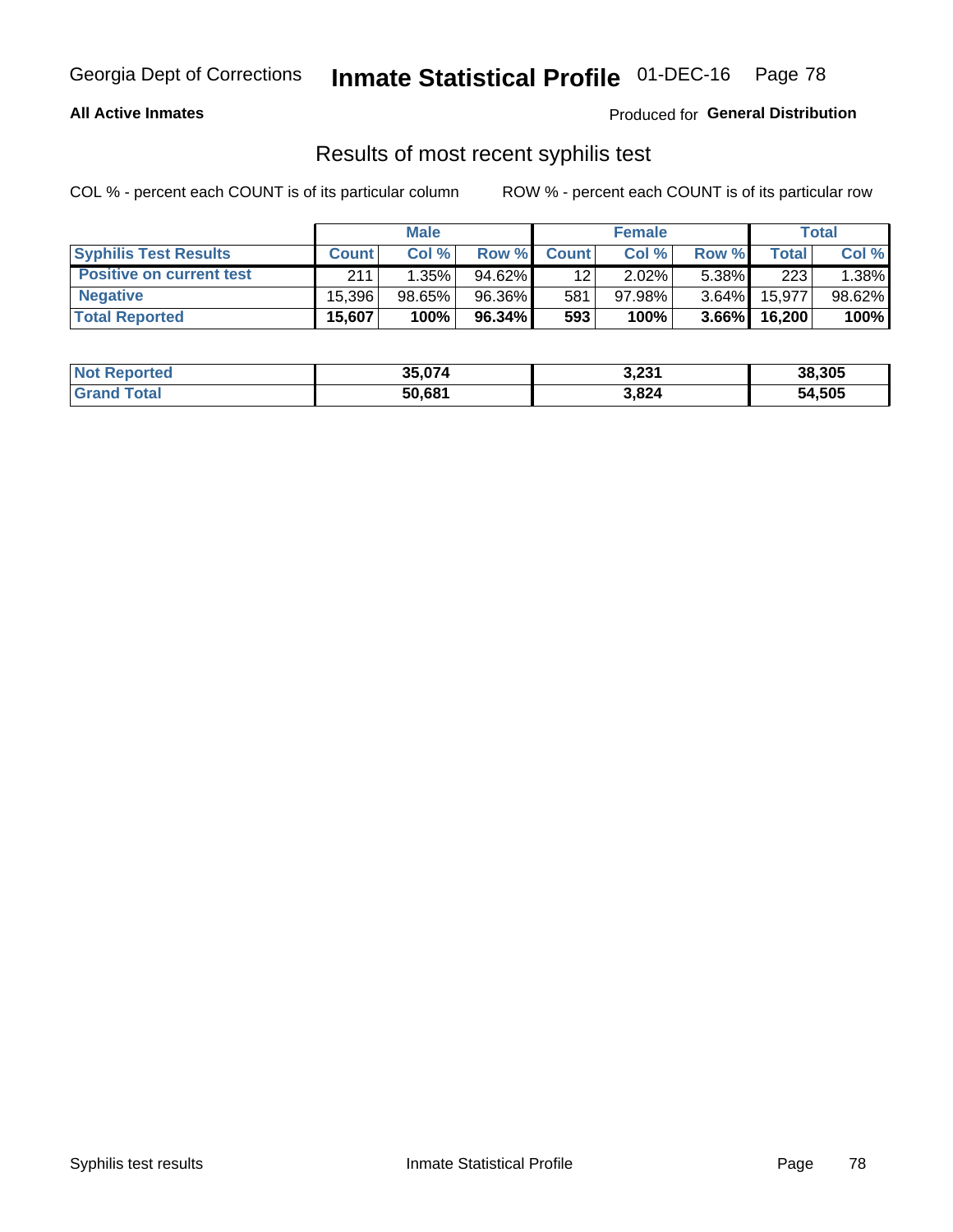Georgia Dept of Corrections **Inmate Statistical Profile** 01-DEC-16

**All Active Inmates**

Produced for **General Distribution**

## Results of most recent syphilis test

COL % - percent each COUNT is of its particular column ROW % - percent each COUNT is of its particular row

| | Male | | | Female | | | Total | |
|---|---|---|---|---|---|---|---|---|
| **Syphilis Test Results** | **Count** | **Col %** | **Row %** | **Count** | **Col %** | **Row %** | **Total** | **Col %** |
| **Positive on current test** | 211 | 1.35% | 94.62% | 12 | 2.02% | 5.38% | 223 | 1.38% |
| **Negative** | 15,396 | 98.65% | 96.36% | 581 | 97.98% | 3.64% | 15,977 | 98.62% |
| **Total Reported** | **15,607** | **100%** | **96.34%** | **593** | **100%** | **3.66%** | **16,200** | **100%** |

| | Male | Female | Total |
|---|---|---|---|
| **Not Reported** | **35,074** | **3,231** | **38,305** |
| **Grand Total** | **50,681** | **3,824** | **54,505** |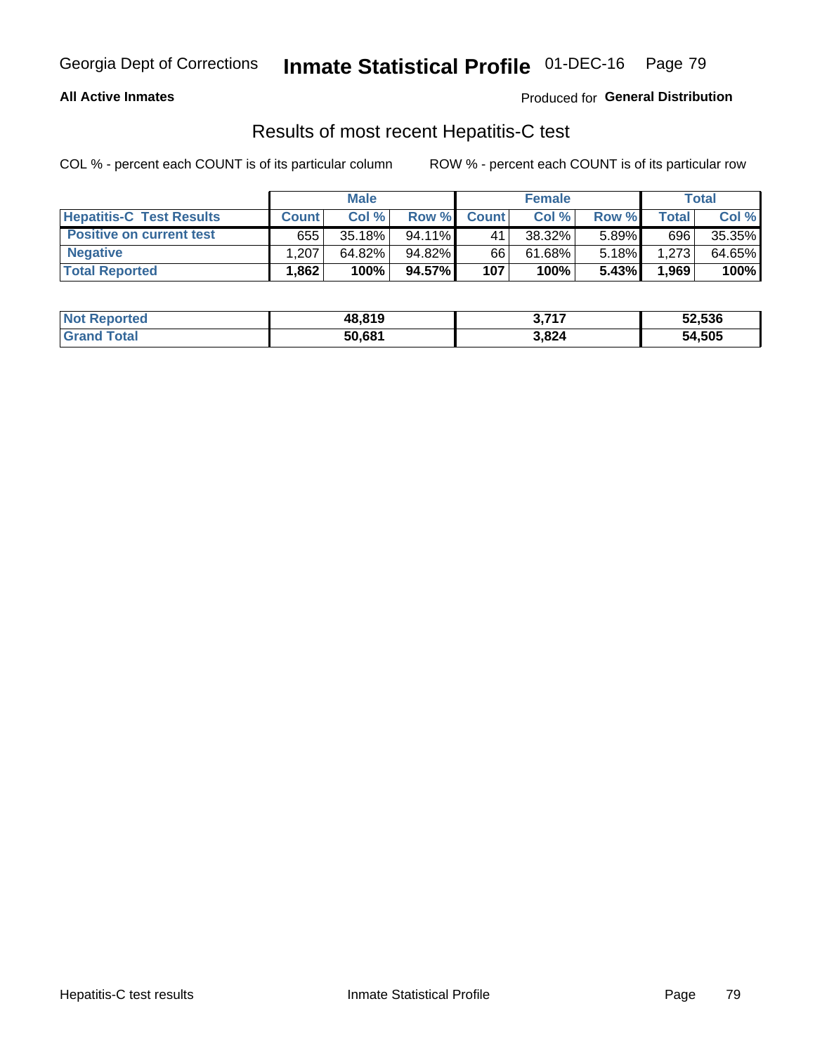## All Active Inmates

Produced for **General Distribution**

# Results of most recent Hepatitis-C test

COL % - percent each COUNT is of its particular column

ROW % - percent each COUNT is of its particular row

| | Male | | | Female | | | Total | |
|---|---|---|---|---|---|---|---|---|
| **Hepatitis-C Test Results** | **Count** | **Col %** | **Row %** | **Count** | **Col %** | **Row %** | **Total** | **Col %** |
| **Positive on current test** | 655 | 35.18% | 94.11% | 41 | 38.32% | 5.89% | 696 | 35.35% |
| **Negative** | 1,207 | 64.82% | 94.82% | 66 | 61.68% | 5.18% | 1,273 | 64.65% |
| **Total Reported** | **1,862** | **100%** | **94.57%** | **107** | **100%** | **5.43%** | **1,969** | **100%** |

| | Male | Female | Total |
|---|---|---|---|
| **Not Reported** | **48,819** | **3,717** | **52,536** |
| **Grand Total** | **50,681** | **3,824** | **54,505** |